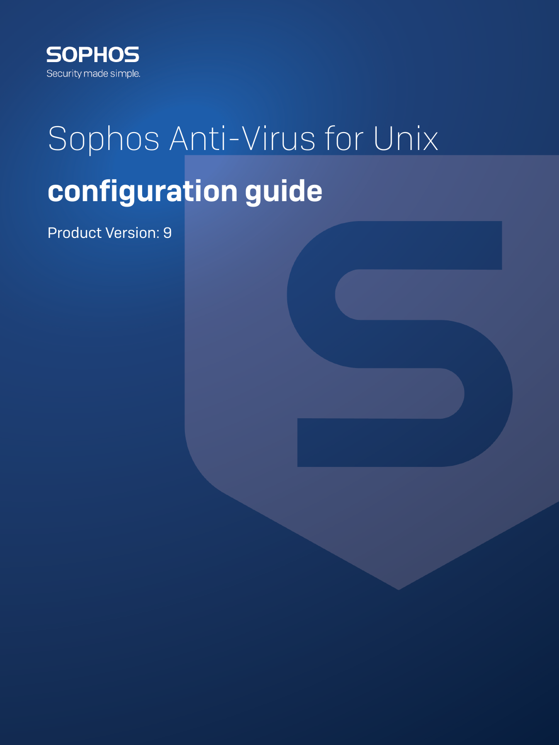SOPHOS

Security made simple.

# Sophos Anti-Virus for Unix

## configuration guide

Product Version: 9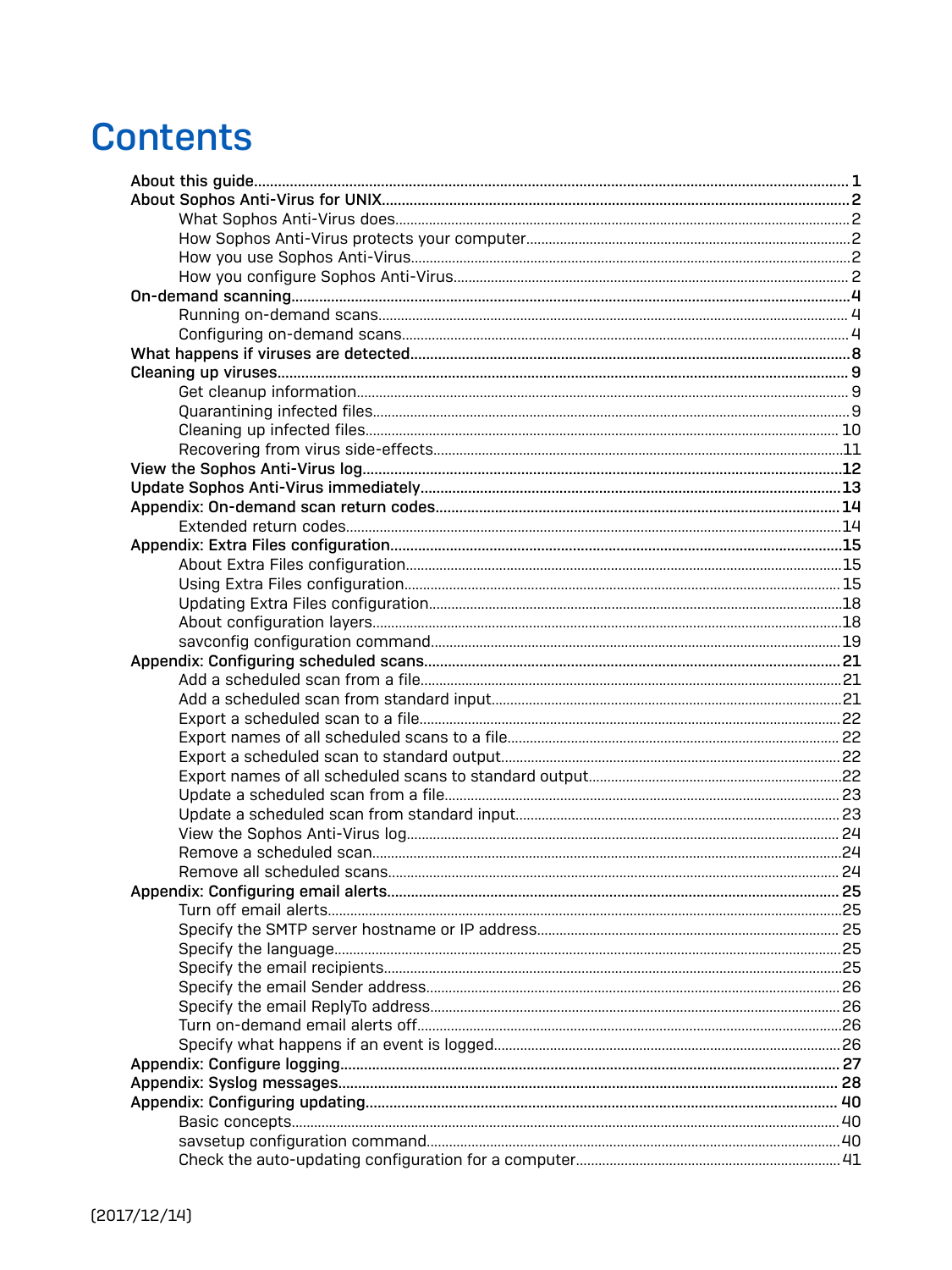# Contents

- About this guide ... 1
- About Sophos Anti-Virus for UNIX ... 2
    - What Sophos Anti-Virus does ... 2
    - How Sophos Anti-Virus protects your computer ... 2
    - How you use Sophos Anti-Virus ... 2
    - How you configure Sophos Anti-Virus ... 2
- On-demand scanning ... 4
    - Running on-demand scans ... 4
    - Configuring on-demand scans ... 4
- What happens if viruses are detected ... 8
- Cleaning up viruses ... 9
    - Get cleanup information ... 9
    - Quarantining infected files ... 9
    - Cleaning up infected files ... 10
    - Recovering from virus side-effects ... 11
- View the Sophos Anti-Virus log ... 12
- Update Sophos Anti-Virus immediately ... 13
- Appendix: On-demand scan return codes ... 14
    - Extended return codes ... 14
- Appendix: Extra Files configuration ... 15
    - About Extra Files configuration ... 15
    - Using Extra Files configuration ... 15
    - Updating Extra Files configuration ... 18
    - About configuration layers ... 18
    - savconfig configuration command ... 19
- Appendix: Configuring scheduled scans ... 21
    - Add a scheduled scan from a file ... 21
    - Add a scheduled scan from standard input ... 21
    - Export a scheduled scan to a file ... 22
    - Export names of all scheduled scans to a file ... 22
    - Export a scheduled scan to standard output ... 22
    - Export names of all scheduled scans to standard output ... 22
    - Update a scheduled scan from a file ... 23
    - Update a scheduled scan from standard input ... 23
    - View the Sophos Anti-Virus log ... 24
    - Remove a scheduled scan ... 24
    - Remove all scheduled scans ... 24
- Appendix: Configuring email alerts ... 25
    - Turn off email alerts ... 25
    - Specify the SMTP server hostname or IP address ... 25
    - Specify the language ... 25
    - Specify the email recipients ... 25
    - Specify the email Sender address ... 26
    - Specify the email ReplyTo address ... 26
    - Turn on-demand email alerts off ... 26
    - Specify what happens if an event is logged ... 26
- Appendix: Configure logging ... 27
- Appendix: Syslog messages ... 28
- Appendix: Configuring updating ... 40
    - Basic concepts ... 40
    - savsetup configuration command ... 40
    - Check the auto-updating configuration for a computer ... 41

(2017/12/14)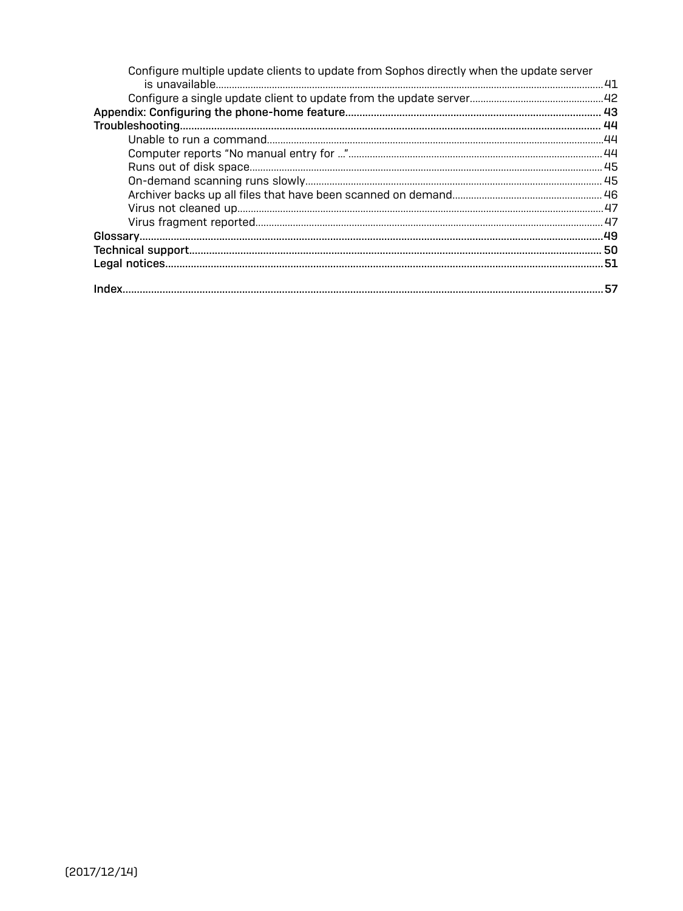- Configure multiple update clients to update from Sophos directly when the update server is unavailable ... 41
- Configure a single update client to update from the update server ... 42

**Appendix: Configuring the phone-home feature** ... 43

**Troubleshooting** ... 44

- Unable to run a command ... 44
- Computer reports "No manual entry for ..." ... 44
- Runs out of disk space ... 45
- On-demand scanning runs slowly ... 45
- Archiver backs up all files that have been scanned on demand ... 46
- Virus not cleaned up ... 47
- Virus fragment reported ... 47

**Glossary** ... 49

**Technical support** ... 50

**Legal notices** ... 51

**Index** ... 57

(2017/12/14)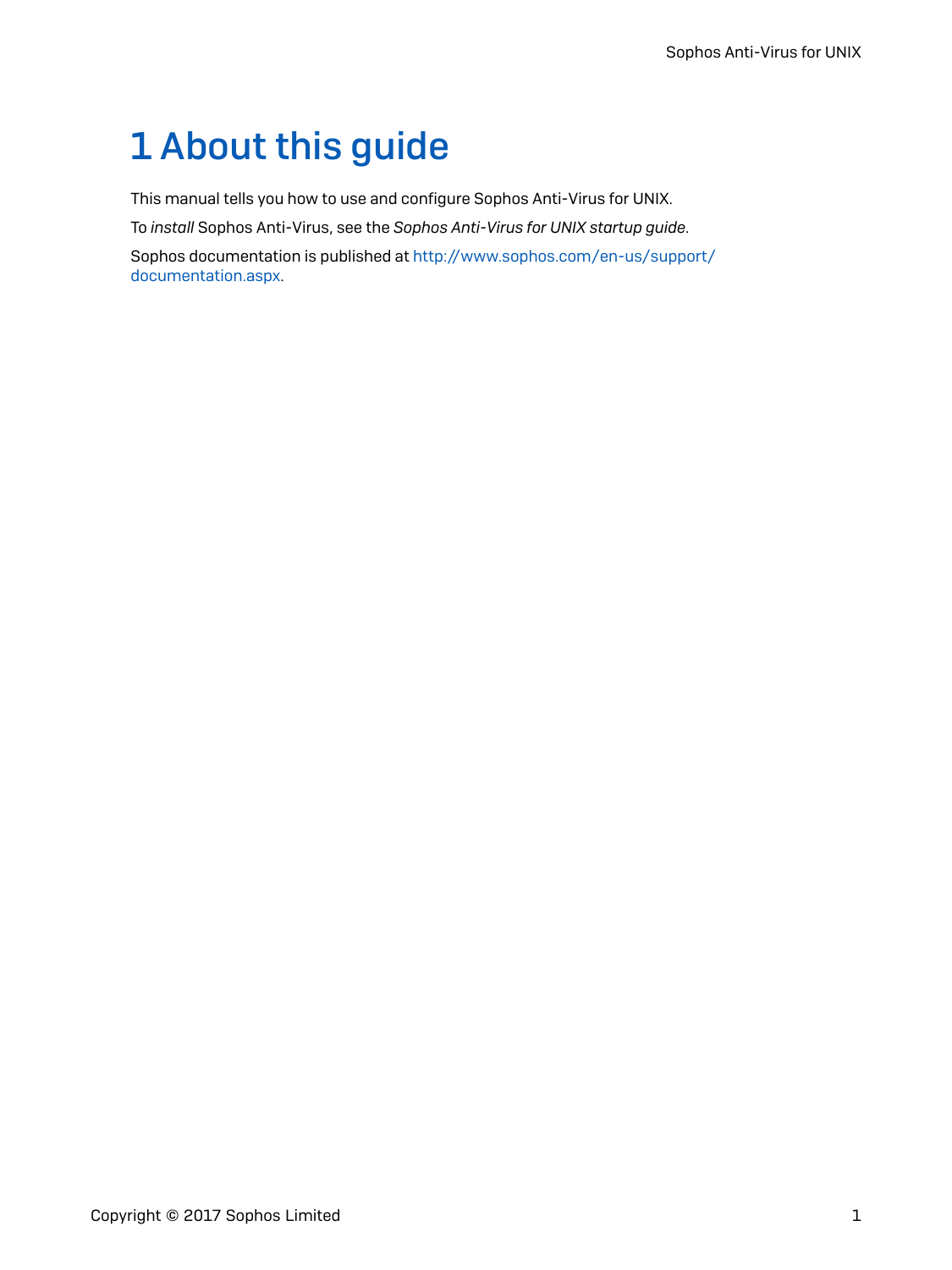# 1 About this guide

This manual tells you how to use and configure Sophos Anti-Virus for UNIX.

To *install* Sophos Anti-Virus, see the *Sophos Anti-Virus for UNIX startup guide*.

Sophos documentation is published at http://www.sophos.com/en-us/support/documentation.aspx.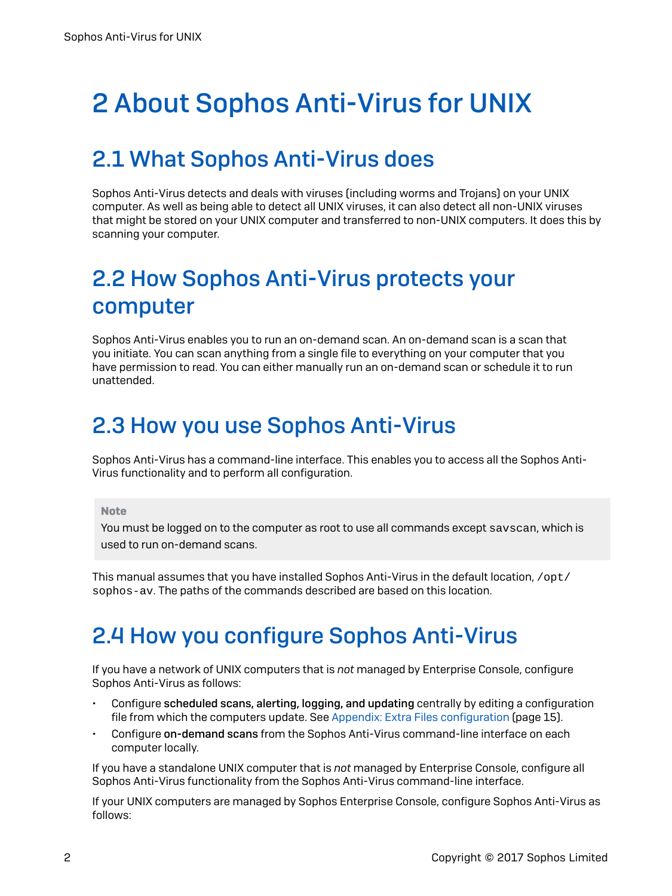# 2 About Sophos Anti-Virus for UNIX

## 2.1 What Sophos Anti-Virus does

Sophos Anti-Virus detects and deals with viruses (including worms and Trojans) on your UNIX computer. As well as being able to detect all UNIX viruses, it can also detect all non-UNIX viruses that might be stored on your UNIX computer and transferred to non-UNIX computers. It does this by scanning your computer.

## 2.2 How Sophos Anti-Virus protects your computer

Sophos Anti-Virus enables you to run an on-demand scan. An on-demand scan is a scan that you initiate. You can scan anything from a single file to everything on your computer that you have permission to read. You can either manually run an on-demand scan or schedule it to run unattended.

## 2.3 How you use Sophos Anti-Virus

Sophos Anti-Virus has a command-line interface. This enables you to access all the Sophos Anti-Virus functionality and to perform all configuration.

> **Note**
>
> You must be logged on to the computer as root to use all commands except `savscan`, which is used to run on-demand scans.

This manual assumes that you have installed Sophos Anti-Virus in the default location, `/opt/sophos-av`. The paths of the commands described are based on this location.

## 2.4 How you configure Sophos Anti-Virus

If you have a network of UNIX computers that is *not* managed by Enterprise Console, configure Sophos Anti-Virus as follows:

- Configure **scheduled scans, alerting, logging, and updating** centrally by editing a configuration file from which the computers update. See Appendix: Extra Files configuration (page 15).
- Configure **on-demand scans** from the Sophos Anti-Virus command-line interface on each computer locally.

If you have a standalone UNIX computer that is *not* managed by Enterprise Console, configure all Sophos Anti-Virus functionality from the Sophos Anti-Virus command-line interface.

If your UNIX computers are managed by Sophos Enterprise Console, configure Sophos Anti-Virus as follows: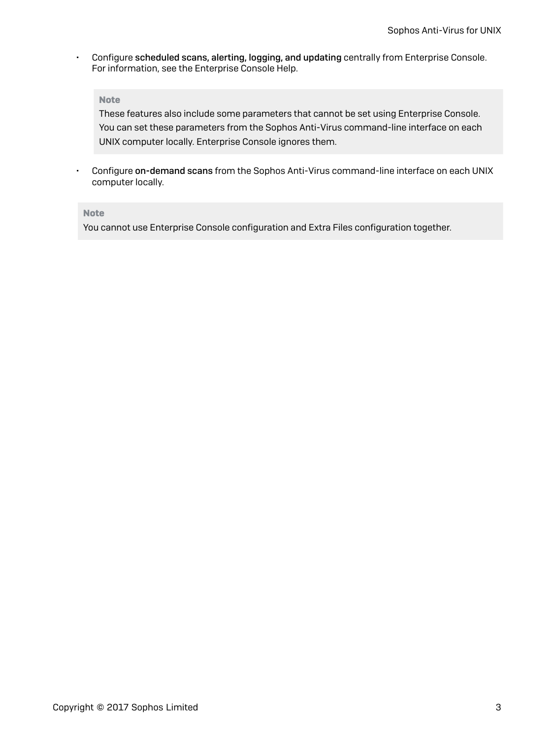- Configure **scheduled scans, alerting, logging, and updating** centrally from Enterprise Console. For information, see the Enterprise Console Help.

  > **Note**
  >
  > These features also include some parameters that cannot be set using Enterprise Console. You can set these parameters from the Sophos Anti-Virus command-line interface on each UNIX computer locally. Enterprise Console ignores them.

- Configure **on-demand scans** from the Sophos Anti-Virus command-line interface on each UNIX computer locally.

> **Note**
>
> You cannot use Enterprise Console configuration and Extra Files configuration together.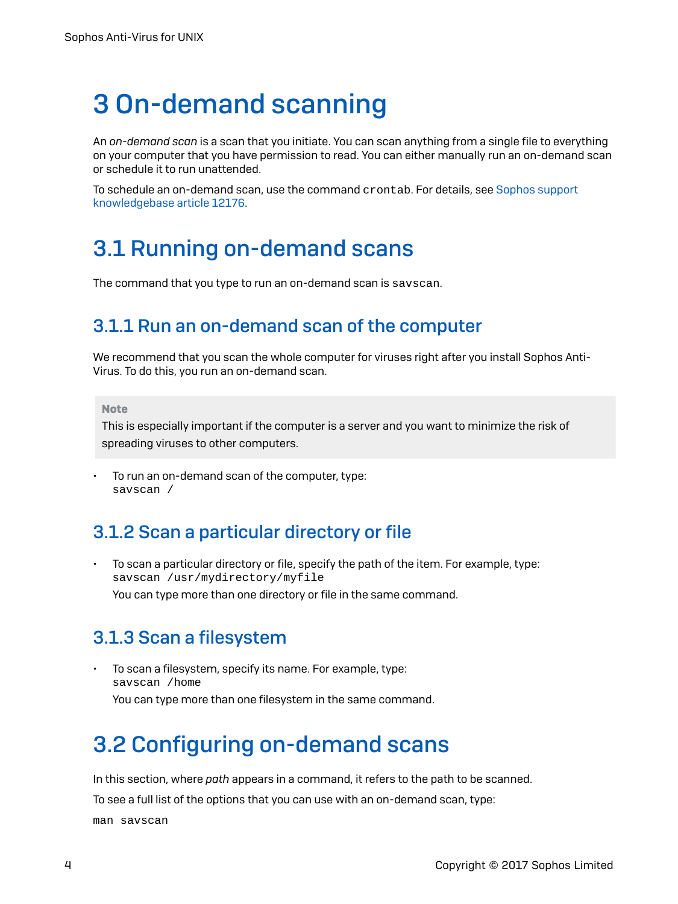# 3 On-demand scanning

An *on-demand scan* is a scan that you initiate. You can scan anything from a single file to everything on your computer that you have permission to read. You can either manually run an on-demand scan or schedule it to run unattended.

To schedule an on-demand scan, use the command `crontab`. For details, see Sophos support knowledgebase article 12176.

## 3.1 Running on-demand scans

The command that you type to run an on-demand scan is `savscan`.

### 3.1.1 Run an on-demand scan of the computer

We recommend that you scan the whole computer for viruses right after you install Sophos Anti-Virus. To do this, you run an on-demand scan.

> **Note**
> This is especially important if the computer is a server and you want to minimize the risk of spreading viruses to other computers.

- To run an on-demand scan of the computer, type:
  `savscan /`

### 3.1.2 Scan a particular directory or file

- To scan a particular directory or file, specify the path of the item. For example, type:
  `savscan /usr/mydirectory/myfile`
  You can type more than one directory or file in the same command.

### 3.1.3 Scan a filesystem

- To scan a filesystem, specify its name. For example, type:
  `savscan /home`
  You can type more than one filesystem in the same command.

## 3.2 Configuring on-demand scans

In this section, where *path* appears in a command, it refers to the path to be scanned.

To see a full list of the options that you can use with an on-demand scan, type:

```
man savscan
```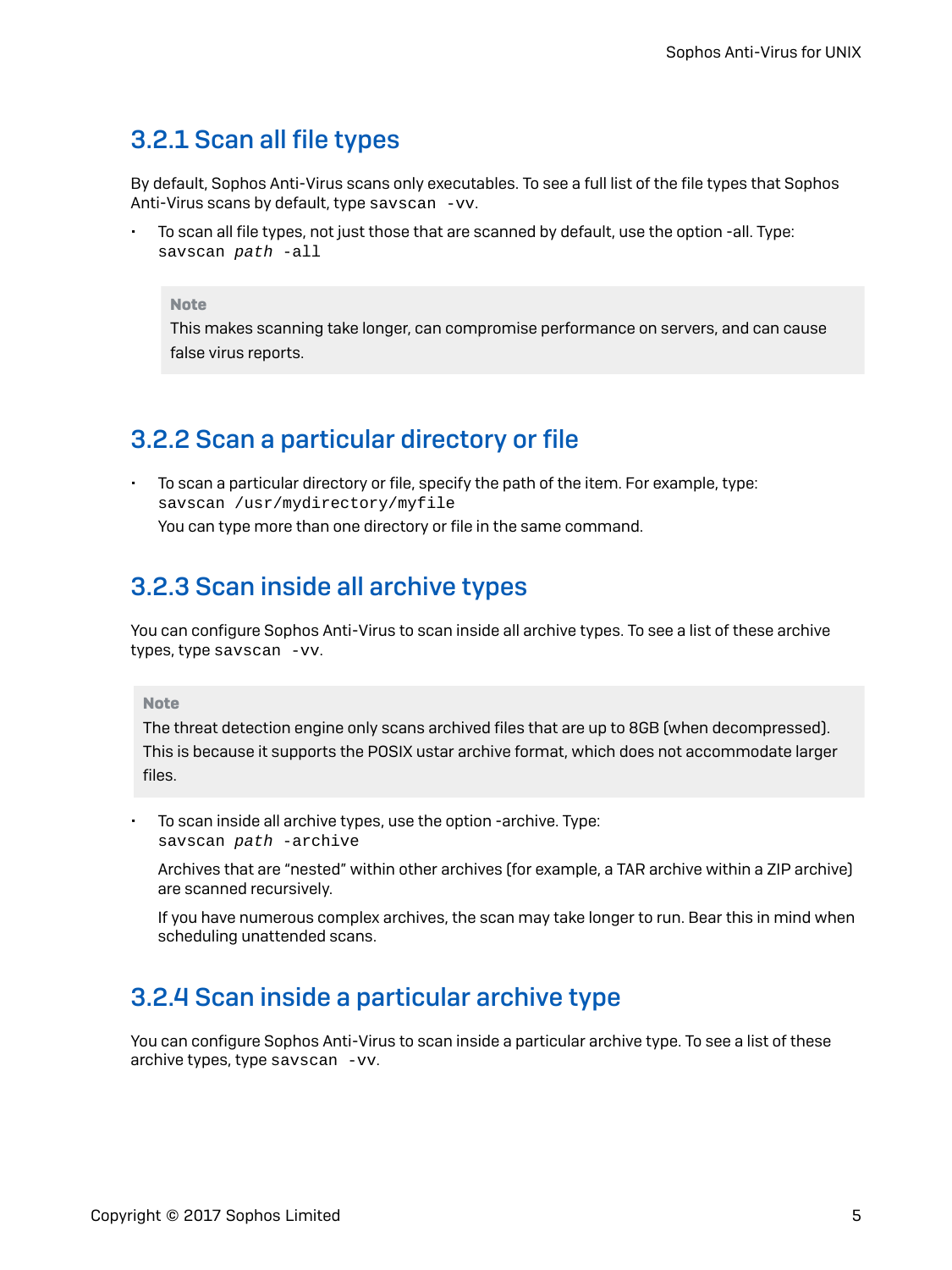### 3.2.1 Scan all file types

By default, Sophos Anti-Virus scans only executables. To see a full list of the file types that Sophos Anti-Virus scans by default, type `savscan -vv`.

- To scan all file types, not just those that are scanned by default, use the option -all. Type:
  `savscan` *`path`* `-all`

> **Note**
> This makes scanning take longer, can compromise performance on servers, and can cause false virus reports.

### 3.2.2 Scan a particular directory or file

- To scan a particular directory or file, specify the path of the item. For example, type:
  `savscan /usr/mydirectory/myfile`
  You can type more than one directory or file in the same command.

### 3.2.3 Scan inside all archive types

You can configure Sophos Anti-Virus to scan inside all archive types. To see a list of these archive types, type `savscan -vv`.

> **Note**
> The threat detection engine only scans archived files that are up to 8GB (when decompressed). This is because it supports the POSIX ustar archive format, which does not accommodate larger files.

- To scan inside all archive types, use the option -archive. Type:
  `savscan` *`path`* `-archive`

  Archives that are "nested" within other archives (for example, a TAR archive within a ZIP archive) are scanned recursively.

  If you have numerous complex archives, the scan may take longer to run. Bear this in mind when scheduling unattended scans.

### 3.2.4 Scan inside a particular archive type

You can configure Sophos Anti-Virus to scan inside a particular archive type. To see a list of these archive types, type `savscan -vv`.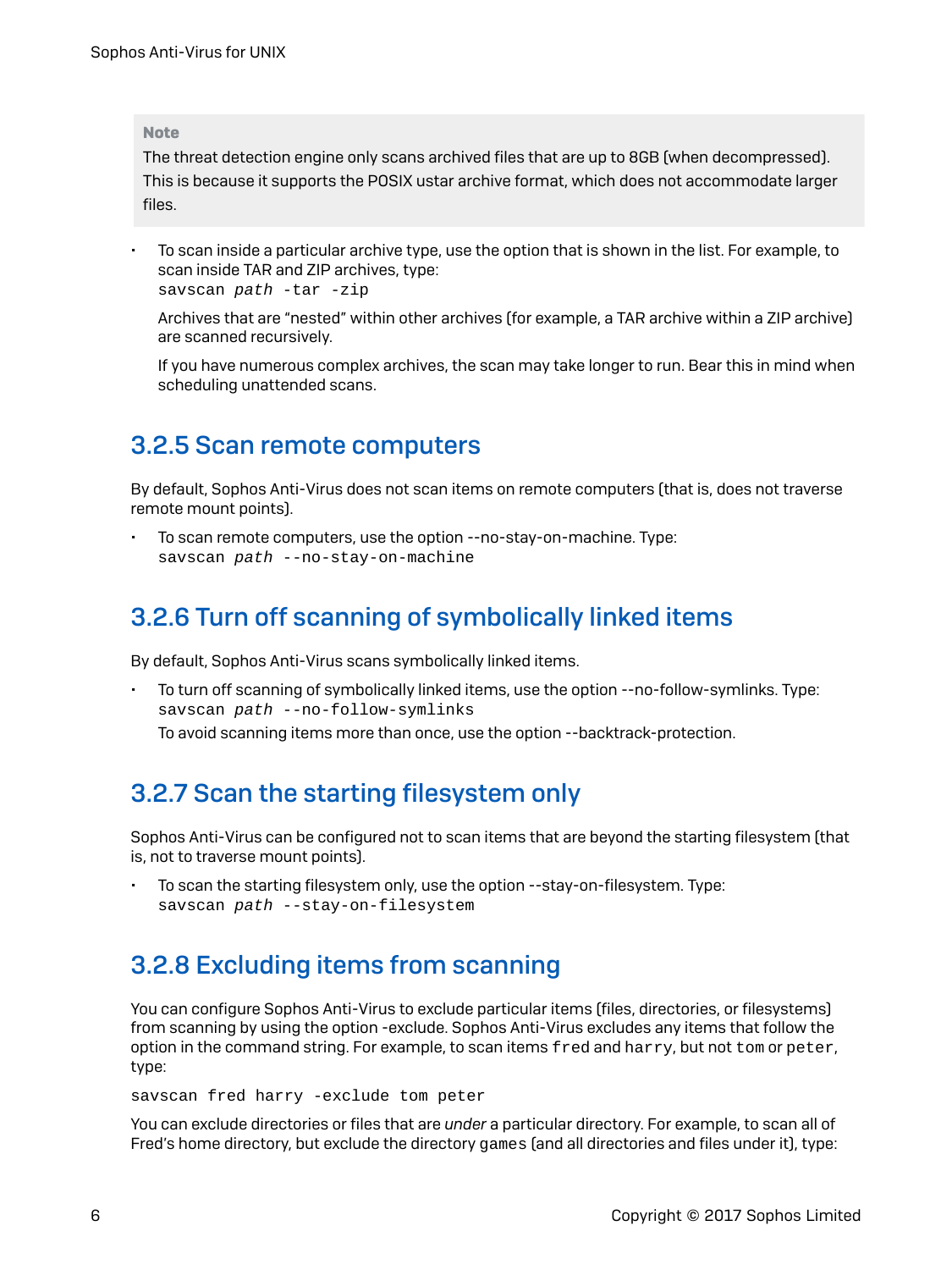> **Note**
> The threat detection engine only scans archived files that are up to 8GB (when decompressed). This is because it supports the POSIX ustar archive format, which does not accommodate larger files.

- To scan inside a particular archive type, use the option that is shown in the list. For example, to scan inside TAR and ZIP archives, type:
  `savscan path -tar -zip`

  Archives that are "nested" within other archives (for example, a TAR archive within a ZIP archive) are scanned recursively.

  If you have numerous complex archives, the scan may take longer to run. Bear this in mind when scheduling unattended scans.

## 3.2.5 Scan remote computers

By default, Sophos Anti-Virus does not scan items on remote computers (that is, does not traverse remote mount points).

- To scan remote computers, use the option --no-stay-on-machine. Type:
  `savscan path --no-stay-on-machine`

## 3.2.6 Turn off scanning of symbolically linked items

By default, Sophos Anti-Virus scans symbolically linked items.

- To turn off scanning of symbolically linked items, use the option --no-follow-symlinks. Type:
  `savscan path --no-follow-symlinks`
  To avoid scanning items more than once, use the option --backtrack-protection.

## 3.2.7 Scan the starting filesystem only

Sophos Anti-Virus can be configured not to scan items that are beyond the starting filesystem (that is, not to traverse mount points).

- To scan the starting filesystem only, use the option --stay-on-filesystem. Type:
  `savscan path --stay-on-filesystem`

## 3.2.8 Excluding items from scanning

You can configure Sophos Anti-Virus to exclude particular items (files, directories, or filesystems) from scanning by using the option -exclude. Sophos Anti-Virus excludes any items that follow the option in the command string. For example, to scan items `fred` and `harry`, but not `tom` or `peter`, type:

```
savscan fred harry -exclude tom peter
```

You can exclude directories or files that are *under* a particular directory. For example, to scan all of Fred's home directory, but exclude the directory `games` (and all directories and files under it), type: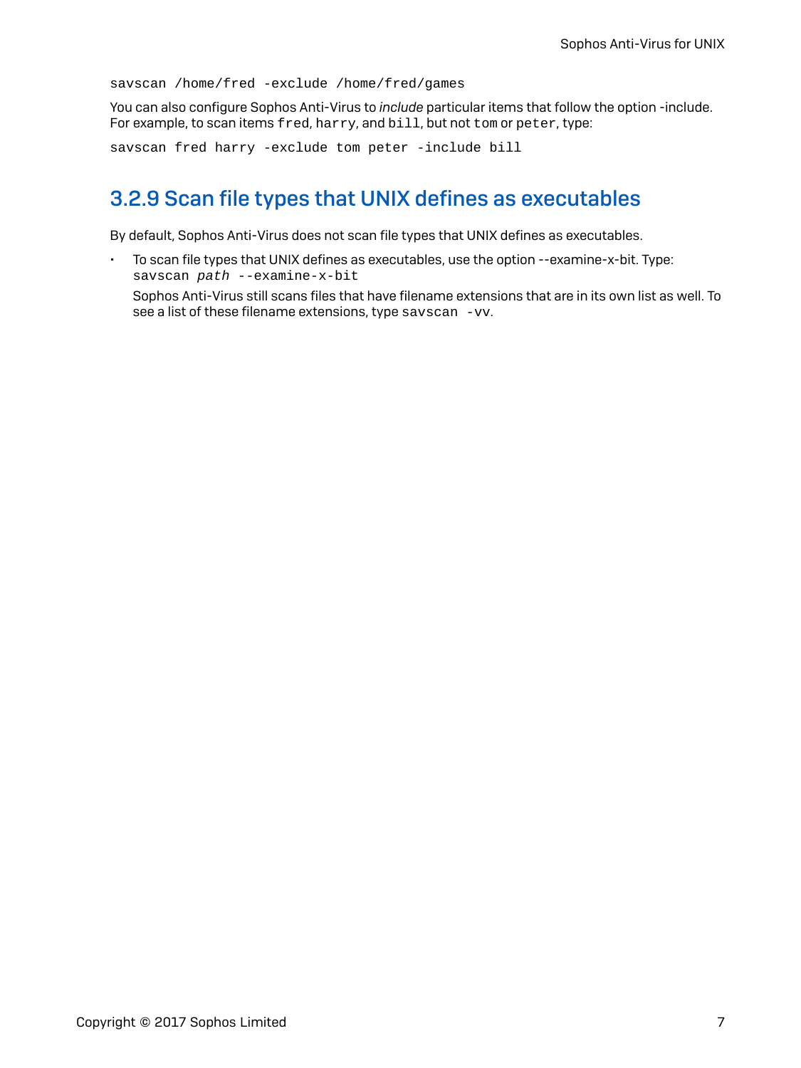```
savscan /home/fred -exclude /home/fred/games
```

You can also configure Sophos Anti-Virus to *include* particular items that follow the option -include. For example, to scan items `fred`, `harry`, and `bill`, but not `tom` or `peter`, type:

```
savscan fred harry -exclude tom peter -include bill
```

## 3.2.9 Scan file types that UNIX defines as executables

By default, Sophos Anti-Virus does not scan file types that UNIX defines as executables.

- To scan file types that UNIX defines as executables, use the option --examine-x-bit. Type:
  `savscan` *`path`* `--examine-x-bit`

  Sophos Anti-Virus still scans files that have filename extensions that are in its own list as well. To see a list of these filename extensions, type `savscan -vv`.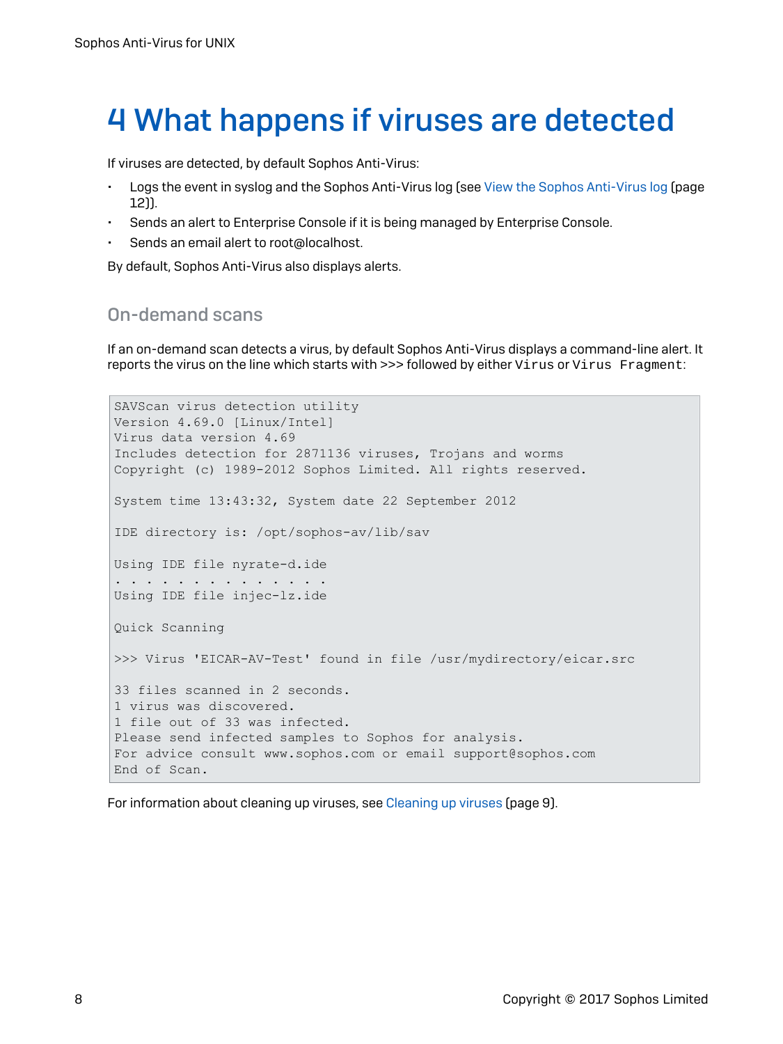# 4 What happens if viruses are detected

If viruses are detected, by default Sophos Anti-Virus:

- Logs the event in syslog and the Sophos Anti-Virus log (see View the Sophos Anti-Virus log (page 12)).
- Sends an alert to Enterprise Console if it is being managed by Enterprise Console.
- Sends an email alert to root@localhost.

By default, Sophos Anti-Virus also displays alerts.

## On-demand scans

If an on-demand scan detects a virus, by default Sophos Anti-Virus displays a command-line alert. It reports the virus on the line which starts with >>> followed by either `Virus` or `Virus Fragment`:

```
SAVScan virus detection utility
Version 4.69.0 [Linux/Intel]
Virus data version 4.69
Includes detection for 2871136 viruses, Trojans and worms
Copyright (c) 1989-2012 Sophos Limited. All rights reserved.

System time 13:43:32, System date 22 September 2012

IDE directory is: /opt/sophos-av/lib/sav

Using IDE file nyrate-d.ide
. . . . . . . . . . . . . .
Using IDE file injec-lz.ide

Quick Scanning

>>> Virus 'EICAR-AV-Test' found in file /usr/mydirectory/eicar.src

33 files scanned in 2 seconds.
1 virus was discovered.
1 file out of 33 was infected.
Please send infected samples to Sophos for analysis.
For advice consult www.sophos.com or email support@sophos.com
End of Scan.
```

For information about cleaning up viruses, see Cleaning up viruses (page 9).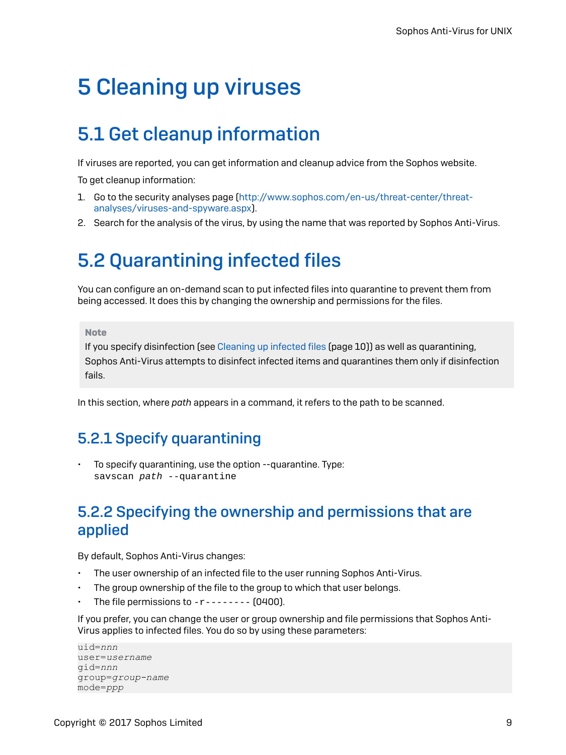# 5 Cleaning up viruses

## 5.1 Get cleanup information

If viruses are reported, you can get information and cleanup advice from the Sophos website.

To get cleanup information:

1. Go to the security analyses page (http://www.sophos.com/en-us/threat-center/threat-analyses/viruses-and-spyware.aspx).
2. Search for the analysis of the virus, by using the name that was reported by Sophos Anti-Virus.

## 5.2 Quarantining infected files

You can configure an on-demand scan to put infected files into quarantine to prevent them from being accessed. It does this by changing the ownership and permissions for the files.

> **Note**
>
> If you specify disinfection (see Cleaning up infected files (page 10)) as well as quarantining, Sophos Anti-Virus attempts to disinfect infected items and quarantines them only if disinfection fails.

In this section, where *path* appears in a command, it refers to the path to be scanned.

### 5.2.1 Specify quarantining

- To specify quarantining, use the option --quarantine. Type:
  `savscan path --quarantine`

### 5.2.2 Specifying the ownership and permissions that are applied

By default, Sophos Anti-Virus changes:

- The user ownership of an infected file to the user running Sophos Anti-Virus.
- The group ownership of the file to the group to which that user belongs.
- The file permissions to `-r--------` (0400).

If you prefer, you can change the user or group ownership and file permissions that Sophos Anti-Virus applies to infected files. You do so by using these parameters:

```
uid=nnn
user=username
gid=nnn
group=group-name
mode=ppp
```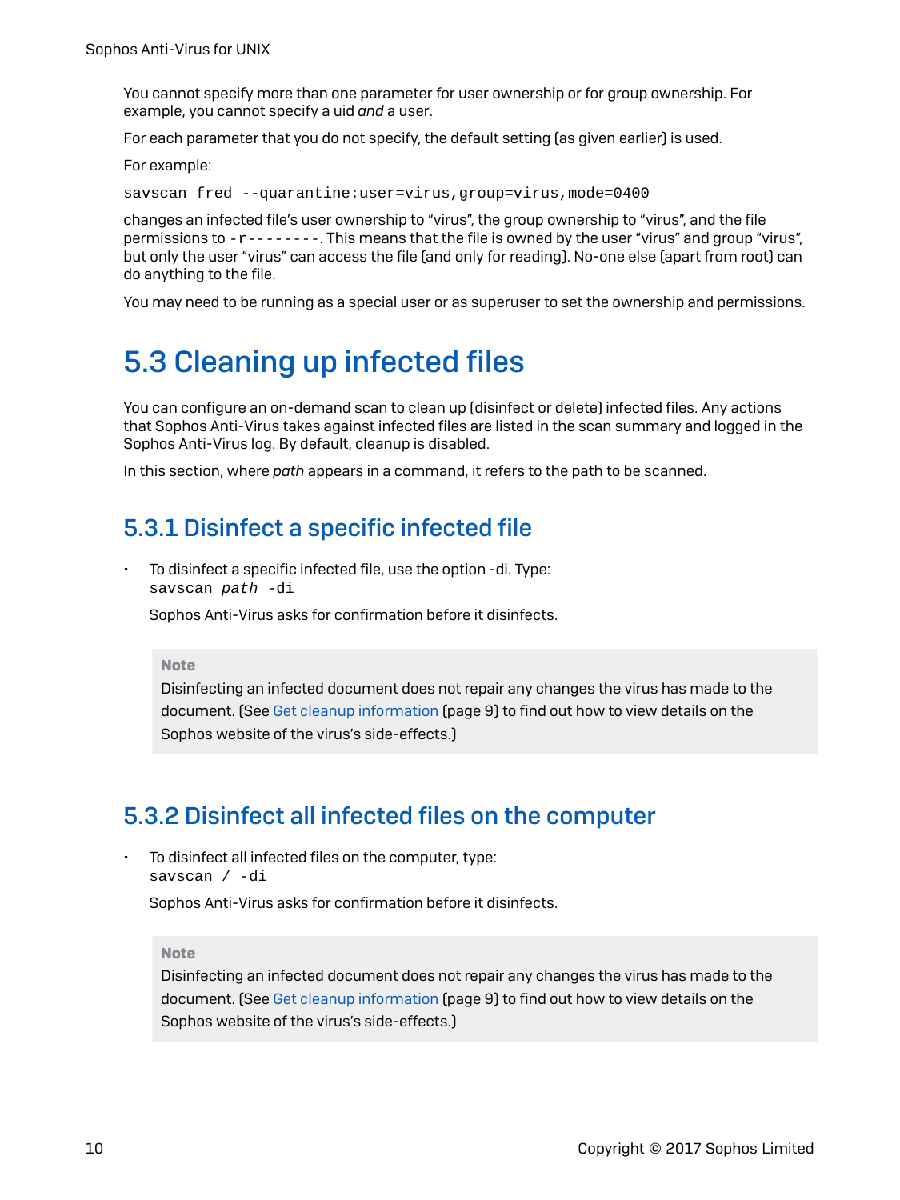You cannot specify more than one parameter for user ownership or for group ownership. For example, you cannot specify a uid *and* a user.

For each parameter that you do not specify, the default setting (as given earlier) is used.

For example:

```
savscan fred --quarantine:user=virus,group=virus,mode=0400
```

changes an infected file's user ownership to "virus", the group ownership to "virus", and the file permissions to `-r--------`. This means that the file is owned by the user "virus" and group "virus", but only the user "virus" can access the file (and only for reading). No-one else (apart from root) can do anything to the file.

You may need to be running as a special user or as superuser to set the ownership and permissions.

# 5.3 Cleaning up infected files

You can configure an on-demand scan to clean up (disinfect or delete) infected files. Any actions that Sophos Anti-Virus takes against infected files are listed in the scan summary and logged in the Sophos Anti-Virus log. By default, cleanup is disabled.

In this section, where *path* appears in a command, it refers to the path to be scanned.

## 5.3.1 Disinfect a specific infected file

- To disinfect a specific infected file, use the option -di. Type:
  `savscan path -di`

  Sophos Anti-Virus asks for confirmation before it disinfects.

> **Note**
> Disinfecting an infected document does not repair any changes the virus has made to the document. (See Get cleanup information (page 9) to find out how to view details on the Sophos website of the virus's side-effects.)

## 5.3.2 Disinfect all infected files on the computer

- To disinfect all infected files on the computer, type:
  `savscan / -di`

  Sophos Anti-Virus asks for confirmation before it disinfects.

> **Note**
> Disinfecting an infected document does not repair any changes the virus has made to the document. (See Get cleanup information (page 9) to find out how to view details on the Sophos website of the virus's side-effects.)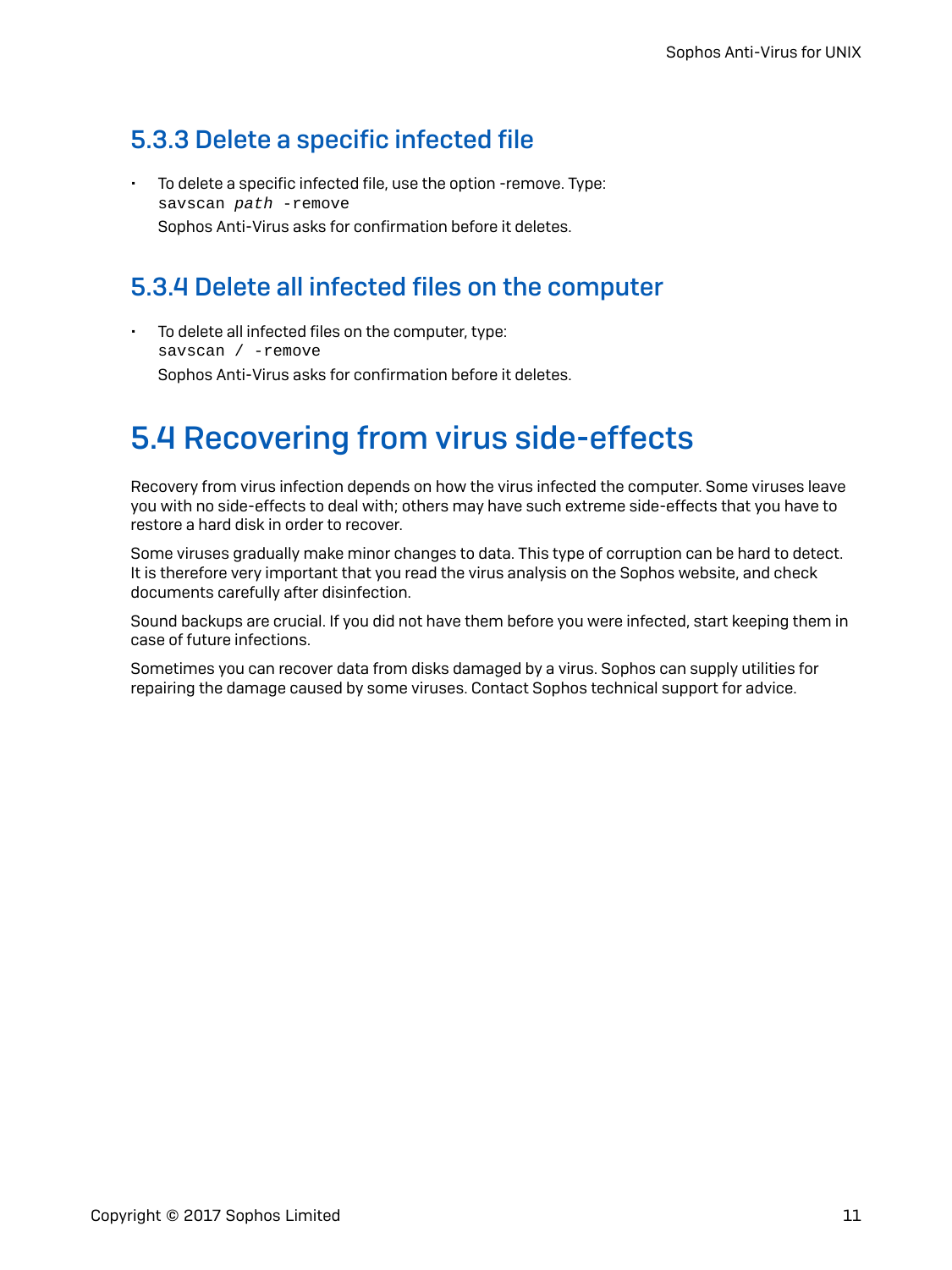### 5.3.3 Delete a specific infected file

- To delete a specific infected file, use the option -remove. Type:

  `savscan path -remove`

  Sophos Anti-Virus asks for confirmation before it deletes.

### 5.3.4 Delete all infected files on the computer

- To delete all infected files on the computer, type:

  `savscan / -remove`

  Sophos Anti-Virus asks for confirmation before it deletes.

## 5.4 Recovering from virus side-effects

Recovery from virus infection depends on how the virus infected the computer. Some viruses leave you with no side-effects to deal with; others may have such extreme side-effects that you have to restore a hard disk in order to recover.

Some viruses gradually make minor changes to data. This type of corruption can be hard to detect. It is therefore very important that you read the virus analysis on the Sophos website, and check documents carefully after disinfection.

Sound backups are crucial. If you did not have them before you were infected, start keeping them in case of future infections.

Sometimes you can recover data from disks damaged by a virus. Sophos can supply utilities for repairing the damage caused by some viruses. Contact Sophos technical support for advice.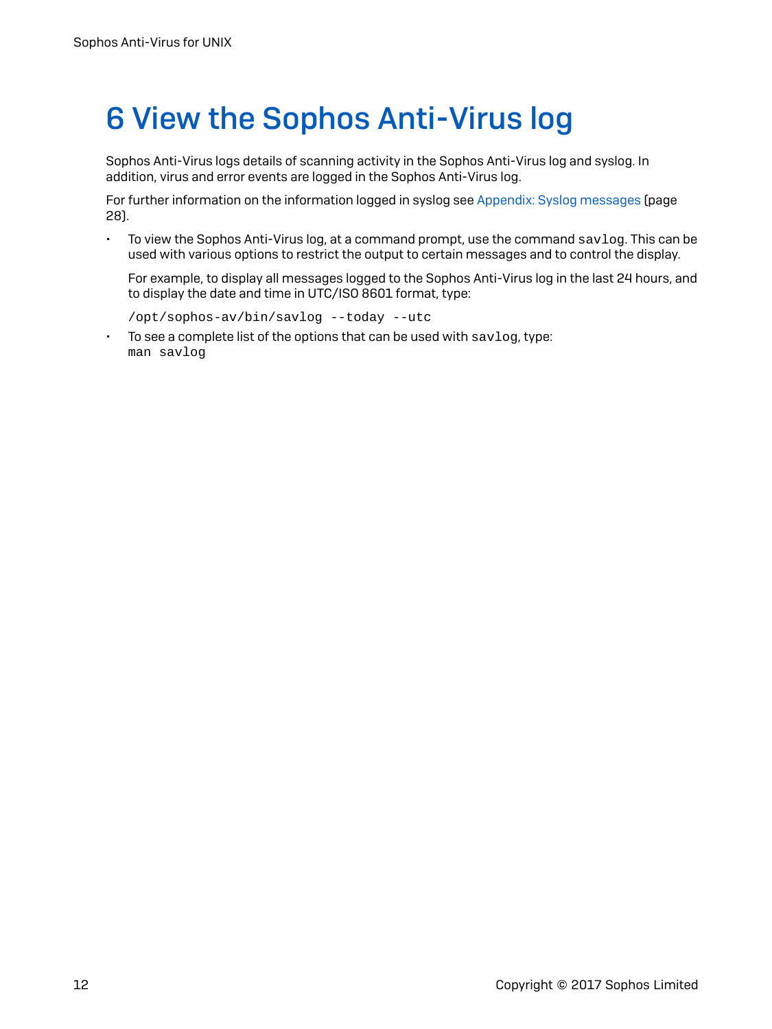# 6 View the Sophos Anti-Virus log

Sophos Anti-Virus logs details of scanning activity in the Sophos Anti-Virus log and syslog. In addition, virus and error events are logged in the Sophos Anti-Virus log.

For further information on the information logged in syslog see Appendix: Syslog messages (page 28).

- To view the Sophos Anti-Virus log, at a command prompt, use the command `savlog`. This can be used with various options to restrict the output to certain messages and to control the display.

  For example, to display all messages logged to the Sophos Anti-Virus log in the last 24 hours, and to display the date and time in UTC/ISO 8601 format, type:

  ```
  /opt/sophos-av/bin/savlog --today --utc
  ```

- To see a complete list of the options that can be used with `savlog`, type:
  ```
  man savlog
  ```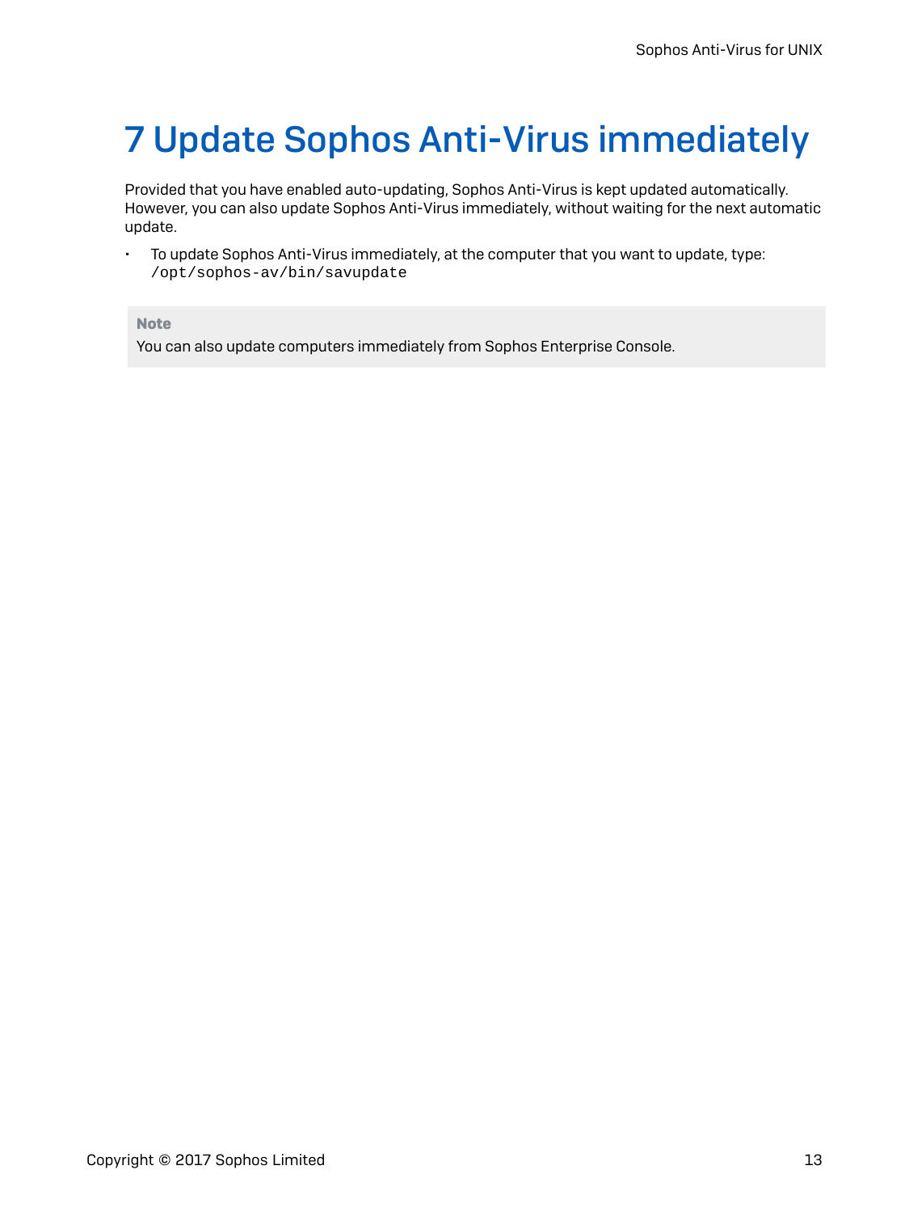# 7 Update Sophos Anti-Virus immediately

Provided that you have enabled auto-updating, Sophos Anti-Virus is kept updated automatically. However, you can also update Sophos Anti-Virus immediately, without waiting for the next automatic update.

- To update Sophos Anti-Virus immediately, at the computer that you want to update, type: `/opt/sophos-av/bin/savupdate`

> **Note**
> You can also update computers immediately from Sophos Enterprise Console.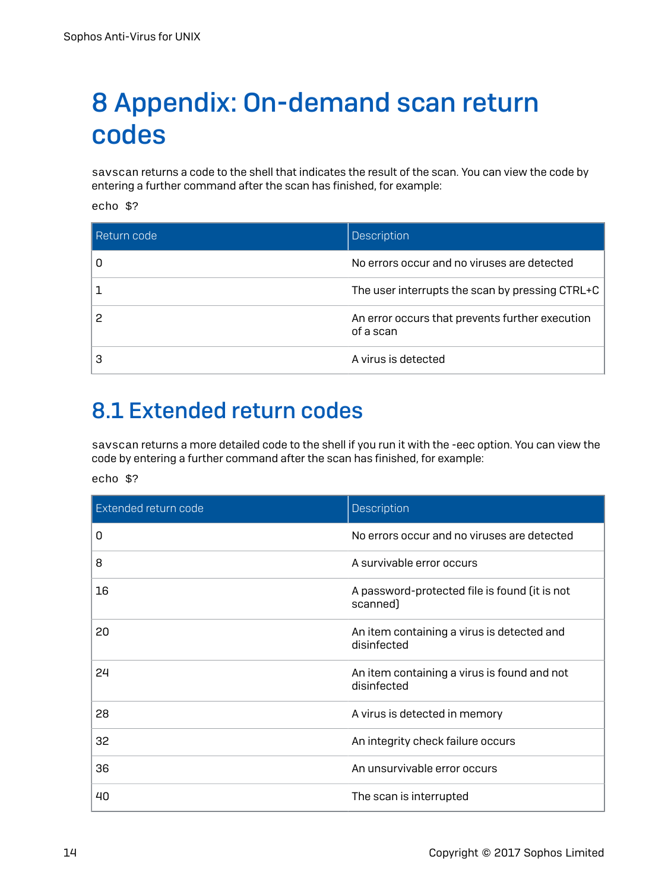# 8 Appendix: On-demand scan return codes

`savscan` returns a code to the shell that indicates the result of the scan. You can view the code by entering a further command after the scan has finished, for example:

```
echo $?
```

| Return code | Description |
|---|---|
| 0 | No errors occur and no viruses are detected |
| 1 | The user interrupts the scan by pressing CTRL+C |
| 2 | An error occurs that prevents further execution of a scan |
| 3 | A virus is detected |

## 8.1 Extended return codes

`savscan` returns a more detailed code to the shell if you run it with the -eec option. You can view the code by entering a further command after the scan has finished, for example:

```
echo $?
```

| Extended return code | Description |
|---|---|
| 0 | No errors occur and no viruses are detected |
| 8 | A survivable error occurs |
| 16 | A password-protected file is found (it is not scanned) |
| 20 | An item containing a virus is detected and disinfected |
| 24 | An item containing a virus is found and not disinfected |
| 28 | A virus is detected in memory |
| 32 | An integrity check failure occurs |
| 36 | An unsurvivable error occurs |
| 40 | The scan is interrupted |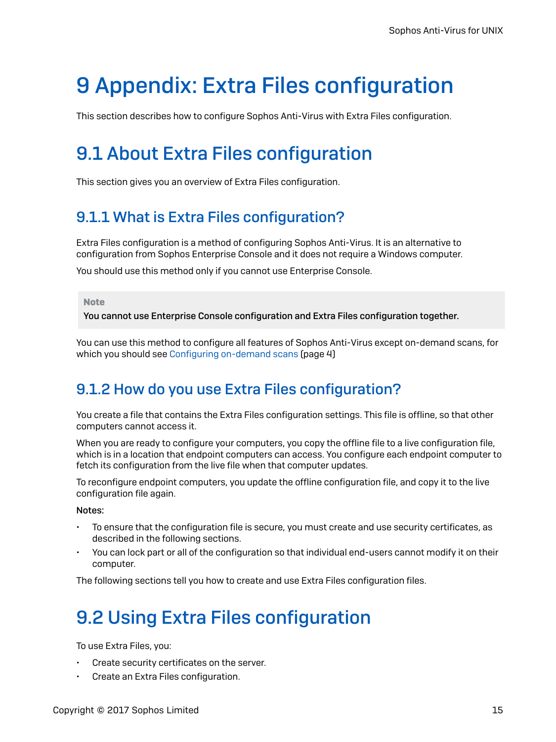# 9 Appendix: Extra Files configuration

This section describes how to configure Sophos Anti-Virus with Extra Files configuration.

# 9.1 About Extra Files configuration

This section gives you an overview of Extra Files configuration.

## 9.1.1 What is Extra Files configuration?

Extra Files configuration is a method of configuring Sophos Anti-Virus. It is an alternative to configuration from Sophos Enterprise Console and it does not require a Windows computer.

You should use this method only if you cannot use Enterprise Console.

> **Note**
>
> **You cannot use Enterprise Console configuration and Extra Files configuration together.**

You can use this method to configure all features of Sophos Anti-Virus except on-demand scans, for which you should see Configuring on-demand scans (page 4)

## 9.1.2 How do you use Extra Files configuration?

You create a file that contains the Extra Files configuration settings. This file is offline, so that other computers cannot access it.

When you are ready to configure your computers, you copy the offline file to a live configuration file, which is in a location that endpoint computers can access. You configure each endpoint computer to fetch its configuration from the live file when that computer updates.

To reconfigure endpoint computers, you update the offline configuration file, and copy it to the live configuration file again.

**Notes:**

- To ensure that the configuration file is secure, you must create and use security certificates, as described in the following sections.
- You can lock part or all of the configuration so that individual end-users cannot modify it on their computer.

The following sections tell you how to create and use Extra Files configuration files.

# 9.2 Using Extra Files configuration

To use Extra Files, you:

- Create security certificates on the server.
- Create an Extra Files configuration.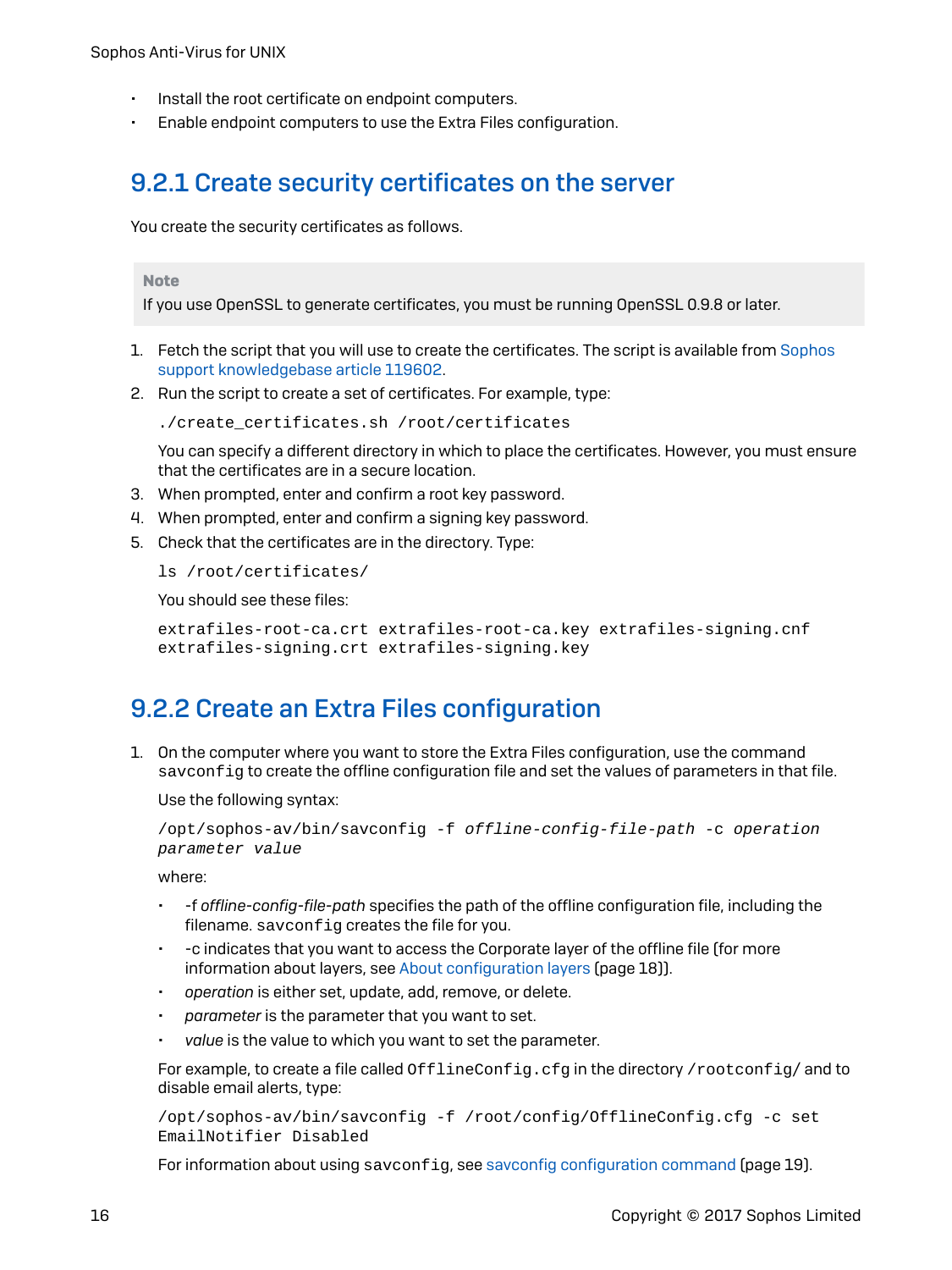- Install the root certificate on endpoint computers.
- Enable endpoint computers to use the Extra Files configuration.

## 9.2.1 Create security certificates on the server

You create the security certificates as follows.

> **Note**
> If you use OpenSSL to generate certificates, you must be running OpenSSL 0.9.8 or later.

1. Fetch the script that you will use to create the certificates. The script is available from Sophos support knowledgebase article 119602.
2. Run the script to create a set of certificates. For example, type:

   ```
   ./create_certificates.sh /root/certificates
   ```

   You can specify a different directory in which to place the certificates. However, you must ensure that the certificates are in a secure location.
3. When prompted, enter and confirm a root key password.
4. When prompted, enter and confirm a signing key password.
5. Check that the certificates are in the directory. Type:

   ```
   ls /root/certificates/
   ```

   You should see these files:

   ```
   extrafiles-root-ca.crt extrafiles-root-ca.key extrafiles-signing.cnf
   extrafiles-signing.crt extrafiles-signing.key
   ```

## 9.2.2 Create an Extra Files configuration

1. On the computer where you want to store the Extra Files configuration, use the command `savconfig` to create the offline configuration file and set the values of parameters in that file.

   Use the following syntax:

   ```
   /opt/sophos-av/bin/savconfig -f offline-config-file-path -c operation
   parameter value
   ```

   where:

   - -f *offline-config-file-path* specifies the path of the offline configuration file, including the filename. `savconfig` creates the file for you.
   - -c indicates that you want to access the Corporate layer of the offline file (for more information about layers, see About configuration layers (page 18)).
   - *operation* is either set, update, add, remove, or delete.
   - *parameter* is the parameter that you want to set.
   - *value* is the value to which you want to set the parameter.

   For example, to create a file called `OfflineConfig.cfg` in the directory `/rootconfig/` and to disable email alerts, type:

   ```
   /opt/sophos-av/bin/savconfig -f /root/config/OfflineConfig.cfg -c set
   EmailNotifier Disabled
   ```

   For information about using `savconfig`, see savconfig configuration command (page 19).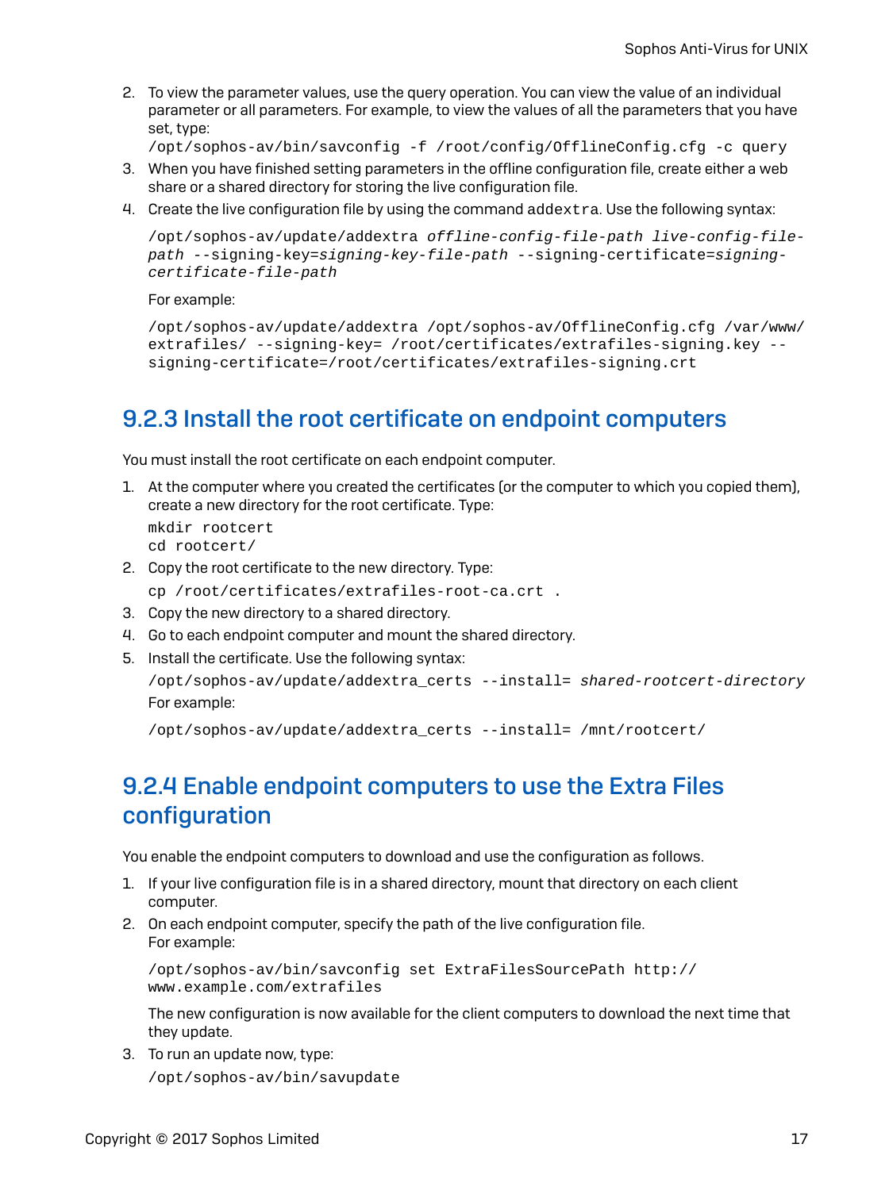2. To view the parameter values, use the query operation. You can view the value of an individual parameter or all parameters. For example, to view the values of all the parameters that you have set, type:

   ```
   /opt/sophos-av/bin/savconfig -f /root/config/OfflineConfig.cfg -c query
   ```

3. When you have finished setting parameters in the offline configuration file, create either a web share or a shared directory for storing the live configuration file.
4. Create the live configuration file by using the command `addextra`. Use the following syntax:

   ```
   /opt/sophos-av/update/addextra offline-config-file-path live-config-file-path --signing-key=signing-key-file-path --signing-certificate=signing-certificate-file-path
   ```

   For example:

   ```
   /opt/sophos-av/update/addextra /opt/sophos-av/OfflineConfig.cfg /var/www/extrafiles/ --signing-key= /root/certificates/extrafiles-signing.key --signing-certificate=/root/certificates/extrafiles-signing.crt
   ```

## 9.2.3 Install the root certificate on endpoint computers

You must install the root certificate on each endpoint computer.

1. At the computer where you created the certificates (or the computer to which you copied them), create a new directory for the root certificate. Type:

   ```
   mkdir rootcert
   cd rootcert/
   ```

2. Copy the root certificate to the new directory. Type:

   ```
   cp /root/certificates/extrafiles-root-ca.crt .
   ```

3. Copy the new directory to a shared directory.
4. Go to each endpoint computer and mount the shared directory.
5. Install the certificate. Use the following syntax:

   ```
   /opt/sophos-av/update/addextra_certs --install= shared-rootcert-directory
   ```

   For example:

   ```
   /opt/sophos-av/update/addextra_certs --install= /mnt/rootcert/
   ```

## 9.2.4 Enable endpoint computers to use the Extra Files configuration

You enable the endpoint computers to download and use the configuration as follows.

1. If your live configuration file is in a shared directory, mount that directory on each client computer.
2. On each endpoint computer, specify the path of the live configuration file.
   For example:

   ```
   /opt/sophos-av/bin/savconfig set ExtraFilesSourcePath http://www.example.com/extrafiles
   ```

   The new configuration is now available for the client computers to download the next time that they update.

3. To run an update now, type:

   ```
   /opt/sophos-av/bin/savupdate
   ```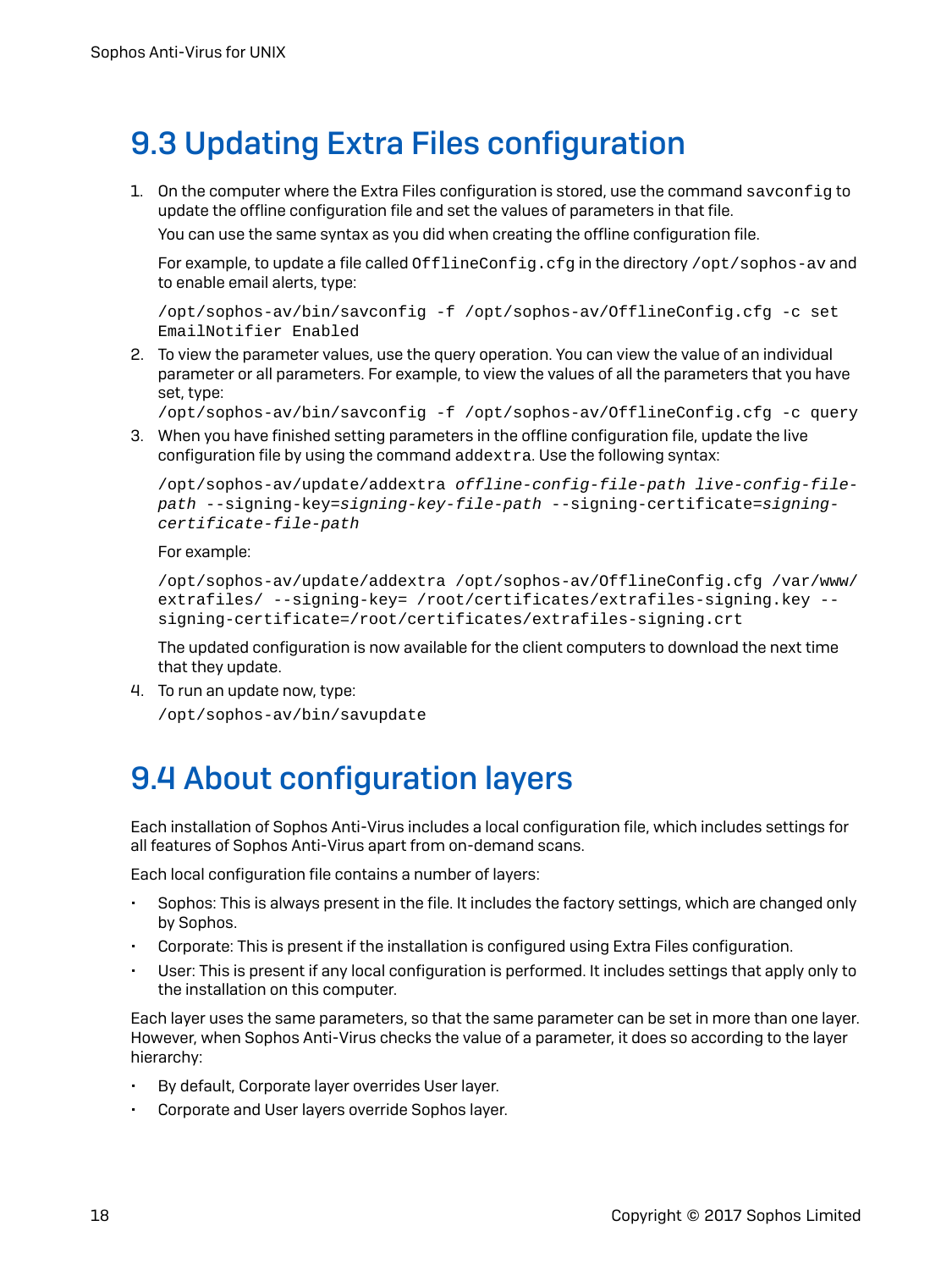## 9.3 Updating Extra Files configuration

1. On the computer where the Extra Files configuration is stored, use the command `savconfig` to update the offline configuration file and set the values of parameters in that file.

   You can use the same syntax as you did when creating the offline configuration file.

   For example, to update a file called `OfflineConfig.cfg` in the directory `/opt/sophos-av` and to enable email alerts, type:

   ```
   /opt/sophos-av/bin/savconfig -f /opt/sophos-av/OfflineConfig.cfg -c set
   EmailNotifier Enabled
   ```

2. To view the parameter values, use the query operation. You can view the value of an individual parameter or all parameters. For example, to view the values of all the parameters that you have set, type:

   ```
   /opt/sophos-av/bin/savconfig -f /opt/sophos-av/OfflineConfig.cfg -c query
   ```

3. When you have finished setting parameters in the offline configuration file, update the live configuration file by using the command `addextra`. Use the following syntax:

   ```
   /opt/sophos-av/update/addextra offline-config-file-path live-config-file-
   path --signing-key=signing-key-file-path --signing-certificate=signing-
   certificate-file-path
   ```

   For example:

   ```
   /opt/sophos-av/update/addextra /opt/sophos-av/OfflineConfig.cfg /var/www/
   extrafiles/ --signing-key= /root/certificates/extrafiles-signing.key --
   signing-certificate=/root/certificates/extrafiles-signing.crt
   ```

   The updated configuration is now available for the client computers to download the next time that they update.

4. To run an update now, type:

   ```
   /opt/sophos-av/bin/savupdate
   ```

## 9.4 About configuration layers

Each installation of Sophos Anti-Virus includes a local configuration file, which includes settings for all features of Sophos Anti-Virus apart from on-demand scans.

Each local configuration file contains a number of layers:

- Sophos: This is always present in the file. It includes the factory settings, which are changed only by Sophos.
- Corporate: This is present if the installation is configured using Extra Files configuration.
- User: This is present if any local configuration is performed. It includes settings that apply only to the installation on this computer.

Each layer uses the same parameters, so that the same parameter can be set in more than one layer. However, when Sophos Anti-Virus checks the value of a parameter, it does so according to the layer hierarchy:

- By default, Corporate layer overrides User layer.
- Corporate and User layers override Sophos layer.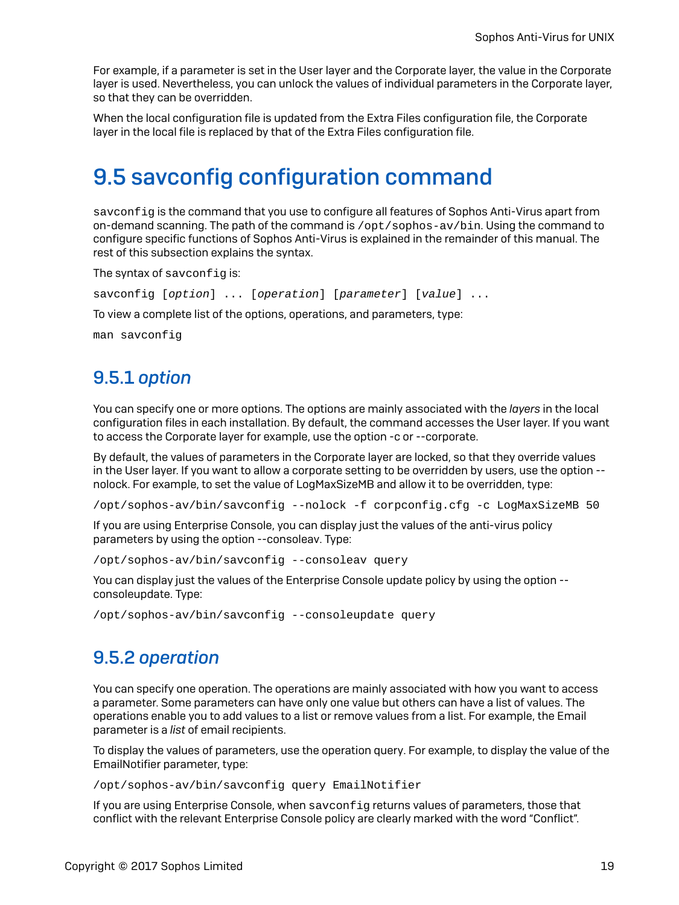For example, if a parameter is set in the User layer and the Corporate layer, the value in the Corporate layer is used. Nevertheless, you can unlock the values of individual parameters in the Corporate layer, so that they can be overridden.

When the local configuration file is updated from the Extra Files configuration file, the Corporate layer in the local file is replaced by that of the Extra Files configuration file.

# 9.5 savconfig configuration command

`savconfig` is the command that you use to configure all features of Sophos Anti-Virus apart from on-demand scanning. The path of the command is `/opt/sophos-av/bin`. Using the command to configure specific functions of Sophos Anti-Virus is explained in the remainder of this manual. The rest of this subsection explains the syntax.

The syntax of `savconfig` is:

```
savconfig [option] ... [operation] [parameter] [value] ...
```

To view a complete list of the options, operations, and parameters, type:

```
man savconfig
```

## 9.5.1 *option*

You can specify one or more options. The options are mainly associated with the *layers* in the local configuration files in each installation. By default, the command accesses the User layer. If you want to access the Corporate layer for example, use the option -c or --corporate.

By default, the values of parameters in the Corporate layer are locked, so that they override values in the User layer. If you want to allow a corporate setting to be overridden by users, use the option --nolock. For example, to set the value of LogMaxSizeMB and allow it to be overridden, type:

```
/opt/sophos-av/bin/savconfig --nolock -f corpconfig.cfg -c LogMaxSizeMB 50
```

If you are using Enterprise Console, you can display just the values of the anti-virus policy parameters by using the option --consoleav. Type:

```
/opt/sophos-av/bin/savconfig --consoleav query
```

You can display just the values of the Enterprise Console update policy by using the option --consoleupdate. Type:

```
/opt/sophos-av/bin/savconfig --consoleupdate query
```

## 9.5.2 *operation*

You can specify one operation. The operations are mainly associated with how you want to access a parameter. Some parameters can have only one value but others can have a list of values. The operations enable you to add values to a list or remove values from a list. For example, the Email parameter is a *list* of email recipients.

To display the values of parameters, use the operation query. For example, to display the value of the EmailNotifier parameter, type:

```
/opt/sophos-av/bin/savconfig query EmailNotifier
```

If you are using Enterprise Console, when `savconfig` returns values of parameters, those that conflict with the relevant Enterprise Console policy are clearly marked with the word “Conflict”.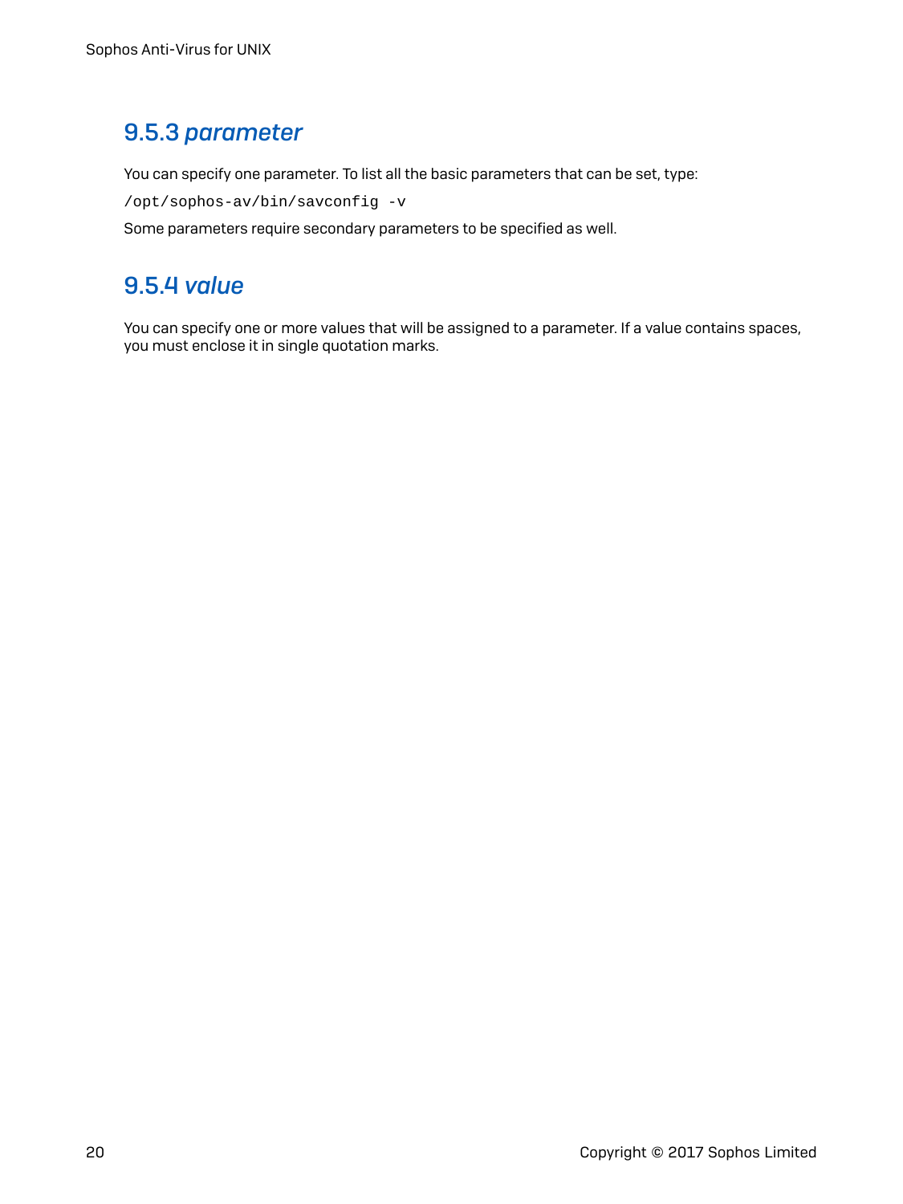### 9.5.3 *parameter*

You can specify one parameter. To list all the basic parameters that can be set, type:

```
/opt/sophos-av/bin/savconfig -v
```

Some parameters require secondary parameters to be specified as well.

### 9.5.4 *value*

You can specify one or more values that will be assigned to a parameter. If a value contains spaces, you must enclose it in single quotation marks.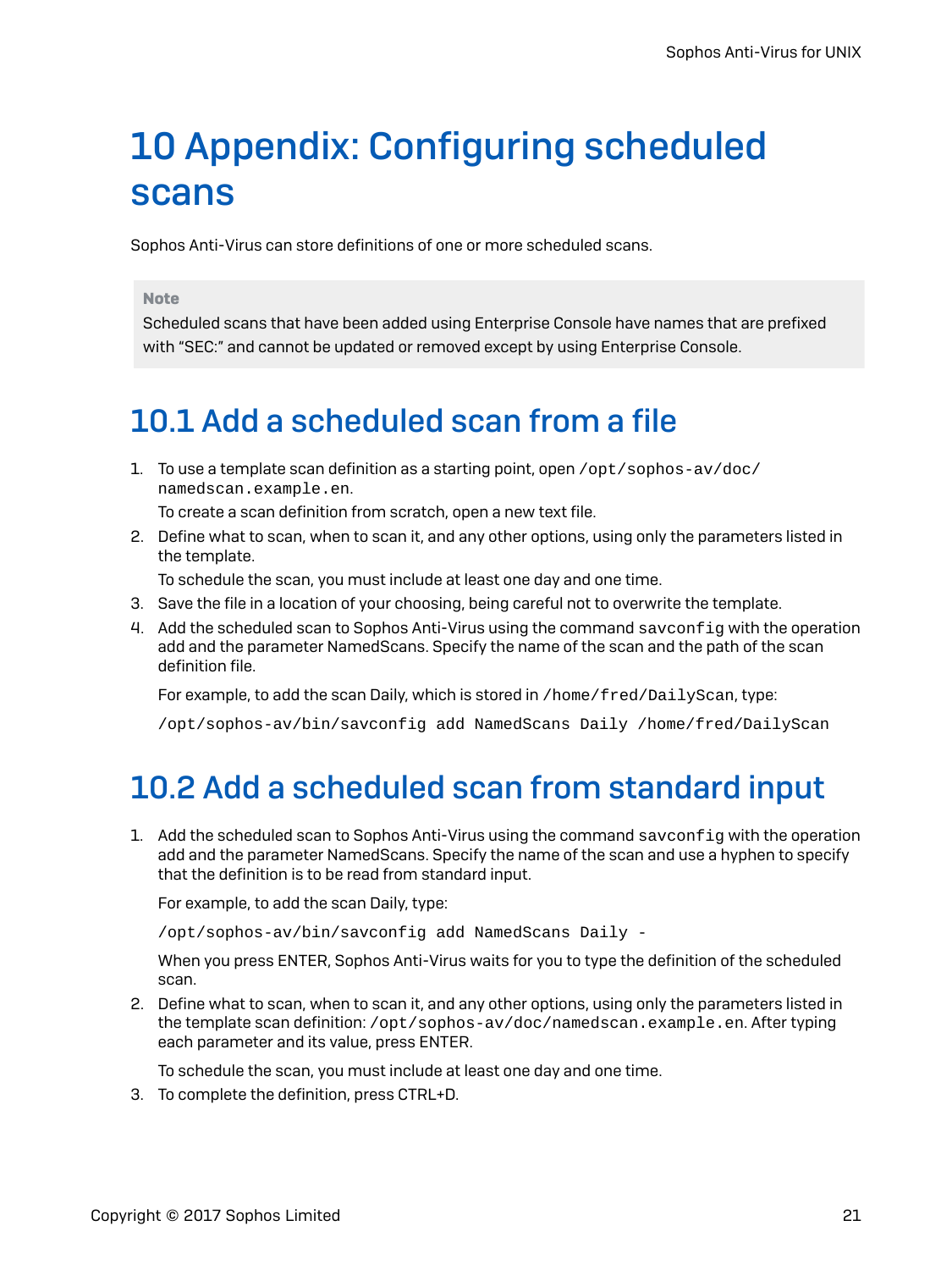# 10 Appendix: Configuring scheduled scans

Sophos Anti-Virus can store definitions of one or more scheduled scans.

**Note**

Scheduled scans that have been added using Enterprise Console have names that are prefixed with "SEC:" and cannot be updated or removed except by using Enterprise Console.

## 10.1 Add a scheduled scan from a file

1. To use a template scan definition as a starting point, open `/opt/sophos-av/doc/namedscan.example.en`.

   To create a scan definition from scratch, open a new text file.
2. Define what to scan, when to scan it, and any other options, using only the parameters listed in the template.

   To schedule the scan, you must include at least one day and one time.
3. Save the file in a location of your choosing, being careful not to overwrite the template.
4. Add the scheduled scan to Sophos Anti-Virus using the command `savconfig` with the operation add and the parameter NamedScans. Specify the name of the scan and the path of the scan definition file.

   For example, to add the scan Daily, which is stored in `/home/fred/DailyScan`, type:

   ```
   /opt/sophos-av/bin/savconfig add NamedScans Daily /home/fred/DailyScan
   ```

## 10.2 Add a scheduled scan from standard input

1. Add the scheduled scan to Sophos Anti-Virus using the command `savconfig` with the operation add and the parameter NamedScans. Specify the name of the scan and use a hyphen to specify that the definition is to be read from standard input.

   For example, to add the scan Daily, type:

   ```
   /opt/sophos-av/bin/savconfig add NamedScans Daily -
   ```

   When you press ENTER, Sophos Anti-Virus waits for you to type the definition of the scheduled scan.
2. Define what to scan, when to scan it, and any other options, using only the parameters listed in the template scan definition: `/opt/sophos-av/doc/namedscan.example.en`. After typing each parameter and its value, press ENTER.

   To schedule the scan, you must include at least one day and one time.
3. To complete the definition, press CTRL+D.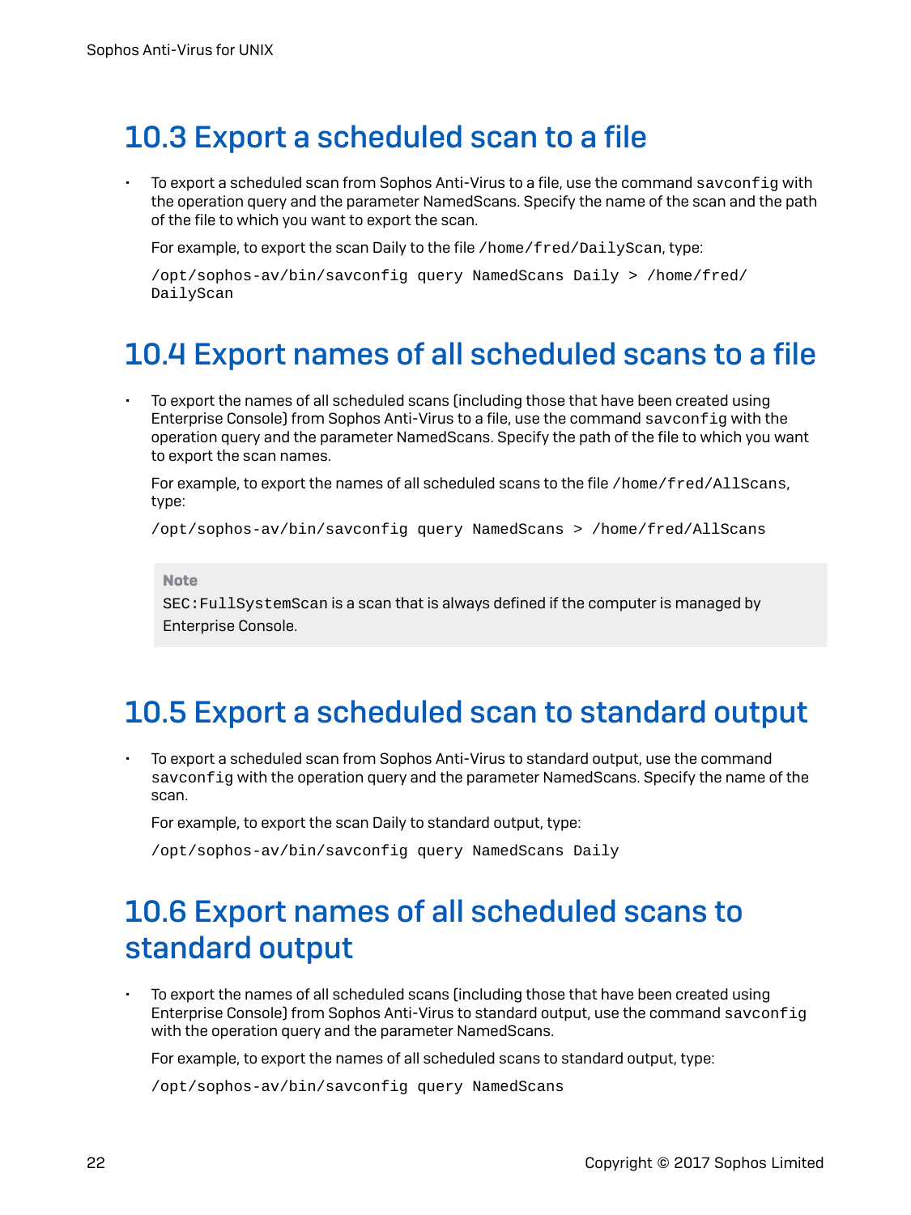## 10.3 Export a scheduled scan to a file

- To export a scheduled scan from Sophos Anti-Virus to a file, use the command `savconfig` with the operation query and the parameter NamedScans. Specify the name of the scan and the path of the file to which you want to export the scan.

  For example, to export the scan Daily to the file `/home/fred/DailyScan`, type:

  ```
  /opt/sophos-av/bin/savconfig query NamedScans Daily > /home/fred/
  DailyScan
  ```

## 10.4 Export names of all scheduled scans to a file

- To export the names of all scheduled scans (including those that have been created using Enterprise Console) from Sophos Anti-Virus to a file, use the command `savconfig` with the operation query and the parameter NamedScans. Specify the path of the file to which you want to export the scan names.

  For example, to export the names of all scheduled scans to the file `/home/fred/AllScans`, type:

  ```
  /opt/sophos-av/bin/savconfig query NamedScans > /home/fred/AllScans
  ```

  **Note**

  `SEC:FullSystemScan` is a scan that is always defined if the computer is managed by Enterprise Console.

## 10.5 Export a scheduled scan to standard output

- To export a scheduled scan from Sophos Anti-Virus to standard output, use the command `savconfig` with the operation query and the parameter NamedScans. Specify the name of the scan.

  For example, to export the scan Daily to standard output, type:

  ```
  /opt/sophos-av/bin/savconfig query NamedScans Daily
  ```

## 10.6 Export names of all scheduled scans to standard output

- To export the names of all scheduled scans (including those that have been created using Enterprise Console) from Sophos Anti-Virus to standard output, use the command `savconfig` with the operation query and the parameter NamedScans.

  For example, to export the names of all scheduled scans to standard output, type:

  ```
  /opt/sophos-av/bin/savconfig query NamedScans
  ```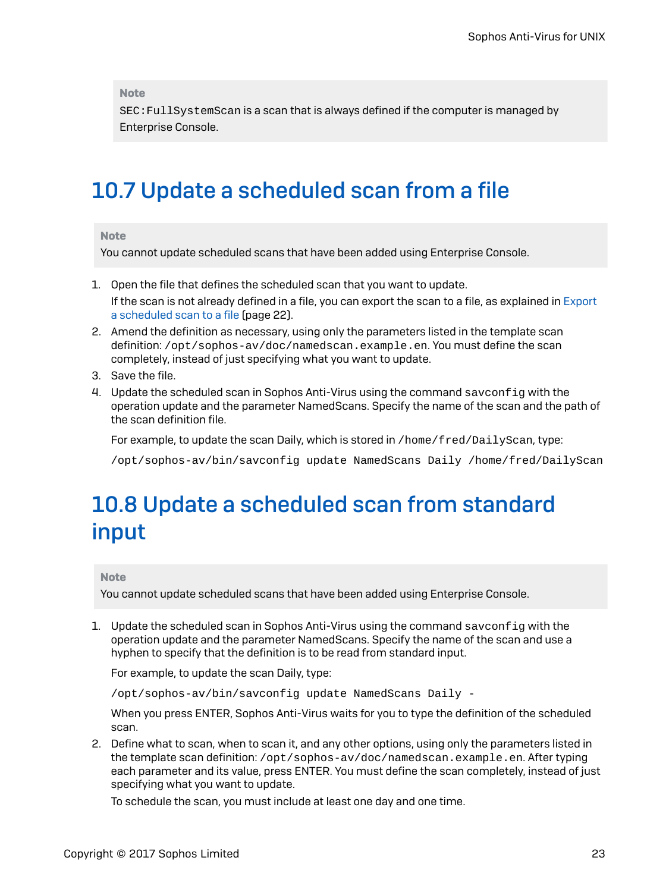**Note**

`SEC:FullSystemScan` is a scan that is always defined if the computer is managed by Enterprise Console.

## 10.7 Update a scheduled scan from a file

**Note**

You cannot update scheduled scans that have been added using Enterprise Console.

1. Open the file that defines the scheduled scan that you want to update.

   If the scan is not already defined in a file, you can export the scan to a file, as explained in Export a scheduled scan to a file (page 22).
2. Amend the definition as necessary, using only the parameters listed in the template scan definition: `/opt/sophos-av/doc/namedscan.example.en`. You must define the scan completely, instead of just specifying what you want to update.
3. Save the file.
4. Update the scheduled scan in Sophos Anti-Virus using the command `savconfig` with the operation update and the parameter NamedScans. Specify the name of the scan and the path of the scan definition file.

   For example, to update the scan Daily, which is stored in `/home/fred/DailyScan`, type:

   ```
   /opt/sophos-av/bin/savconfig update NamedScans Daily /home/fred/DailyScan
   ```

## 10.8 Update a scheduled scan from standard input

**Note**

You cannot update scheduled scans that have been added using Enterprise Console.

1. Update the scheduled scan in Sophos Anti-Virus using the command `savconfig` with the operation update and the parameter NamedScans. Specify the name of the scan and use a hyphen to specify that the definition is to be read from standard input.

   For example, to update the scan Daily, type:

   ```
   /opt/sophos-av/bin/savconfig update NamedScans Daily -
   ```

   When you press ENTER, Sophos Anti-Virus waits for you to type the definition of the scheduled scan.
2. Define what to scan, when to scan it, and any other options, using only the parameters listed in the template scan definition: `/opt/sophos-av/doc/namedscan.example.en`. After typing each parameter and its value, press ENTER. You must define the scan completely, instead of just specifying what you want to update.

   To schedule the scan, you must include at least one day and one time.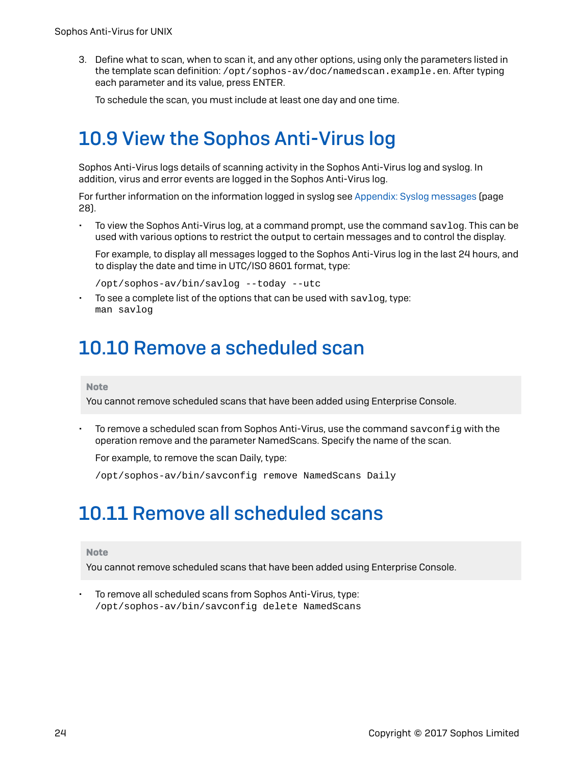3. Define what to scan, when to scan it, and any other options, using only the parameters listed in the template scan definition: `/opt/sophos-av/doc/namedscan.example.en`. After typing each parameter and its value, press ENTER.

   To schedule the scan, you must include at least one day and one time.

## 10.9 View the Sophos Anti-Virus log

Sophos Anti-Virus logs details of scanning activity in the Sophos Anti-Virus log and syslog. In addition, virus and error events are logged in the Sophos Anti-Virus log.

For further information on the information logged in syslog see Appendix: Syslog messages (page 28).

- To view the Sophos Anti-Virus log, at a command prompt, use the command `savlog`. This can be used with various options to restrict the output to certain messages and to control the display.

  For example, to display all messages logged to the Sophos Anti-Virus log in the last 24 hours, and to display the date and time in UTC/ISO 8601 format, type:

  ```
  /opt/sophos-av/bin/savlog --today --utc
  ```

- To see a complete list of the options that can be used with `savlog`, type:
  ```
  man savlog
  ```

## 10.10 Remove a scheduled scan

> **Note**
> You cannot remove scheduled scans that have been added using Enterprise Console.

- To remove a scheduled scan from Sophos Anti-Virus, use the command `savconfig` with the operation remove and the parameter NamedScans. Specify the name of the scan.

  For example, to remove the scan Daily, type:

  ```
  /opt/sophos-av/bin/savconfig remove NamedScans Daily
  ```

## 10.11 Remove all scheduled scans

> **Note**
> You cannot remove scheduled scans that have been added using Enterprise Console.

- To remove all scheduled scans from Sophos Anti-Virus, type:
  ```
  /opt/sophos-av/bin/savconfig delete NamedScans
  ```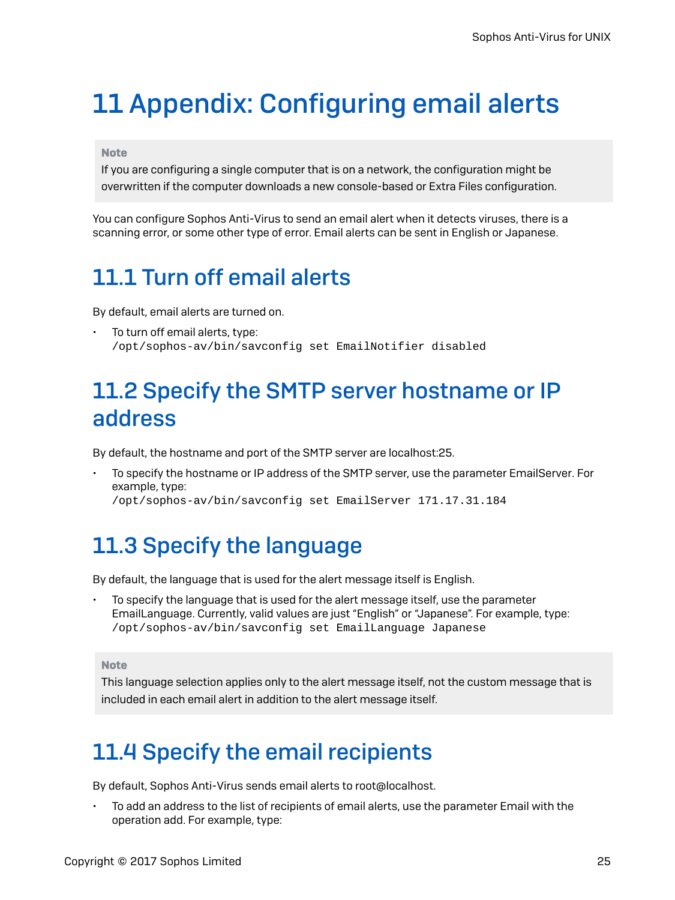# 11 Appendix: Configuring email alerts

> **Note**
>
> If you are configuring a single computer that is on a network, the configuration might be overwritten if the computer downloads a new console-based or Extra Files configuration.

You can configure Sophos Anti-Virus to send an email alert when it detects viruses, there is a scanning error, or some other type of error. Email alerts can be sent in English or Japanese.

## 11.1 Turn off email alerts

By default, email alerts are turned on.

- To turn off email alerts, type:
  ```
  /opt/sophos-av/bin/savconfig set EmailNotifier disabled
  ```

## 11.2 Specify the SMTP server hostname or IP address

By default, the hostname and port of the SMTP server are localhost:25.

- To specify the hostname or IP address of the SMTP server, use the parameter EmailServer. For example, type:
  ```
  /opt/sophos-av/bin/savconfig set EmailServer 171.17.31.184
  ```

## 11.3 Specify the language

By default, the language that is used for the alert message itself is English.

- To specify the language that is used for the alert message itself, use the parameter EmailLanguage. Currently, valid values are just “English” or “Japanese”. For example, type:
  ```
  /opt/sophos-av/bin/savconfig set EmailLanguage Japanese
  ```

> **Note**
>
> This language selection applies only to the alert message itself, not the custom message that is included in each email alert in addition to the alert message itself.

## 11.4 Specify the email recipients

By default, Sophos Anti-Virus sends email alerts to root@localhost.

- To add an address to the list of recipients of email alerts, use the parameter Email with the operation add. For example, type: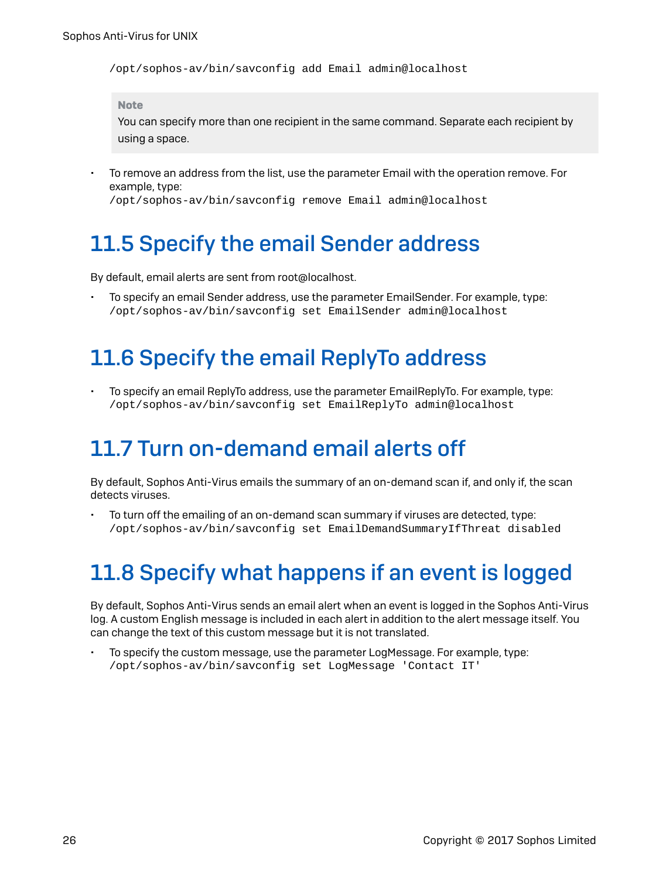```
/opt/sophos-av/bin/savconfig add Email admin@localhost
```

> **Note**
> You can specify more than one recipient in the same command. Separate each recipient by using a space.

- To remove an address from the list, use the parameter Email with the operation remove. For example, type:
  ```
  /opt/sophos-av/bin/savconfig remove Email admin@localhost
  ```

## 11.5 Specify the email Sender address

By default, email alerts are sent from root@localhost.

- To specify an email Sender address, use the parameter EmailSender. For example, type:
  ```
  /opt/sophos-av/bin/savconfig set EmailSender admin@localhost
  ```

## 11.6 Specify the email ReplyTo address

- To specify an email ReplyTo address, use the parameter EmailReplyTo. For example, type:
  ```
  /opt/sophos-av/bin/savconfig set EmailReplyTo admin@localhost
  ```

## 11.7 Turn on-demand email alerts off

By default, Sophos Anti-Virus emails the summary of an on-demand scan if, and only if, the scan detects viruses.

- To turn off the emailing of an on-demand scan summary if viruses are detected, type:
  ```
  /opt/sophos-av/bin/savconfig set EmailDemandSummaryIfThreat disabled
  ```

## 11.8 Specify what happens if an event is logged

By default, Sophos Anti-Virus sends an email alert when an event is logged in the Sophos Anti-Virus log. A custom English message is included in each alert in addition to the alert message itself. You can change the text of this custom message but it is not translated.

- To specify the custom message, use the parameter LogMessage. For example, type:
  ```
  /opt/sophos-av/bin/savconfig set LogMessage 'Contact IT'
  ```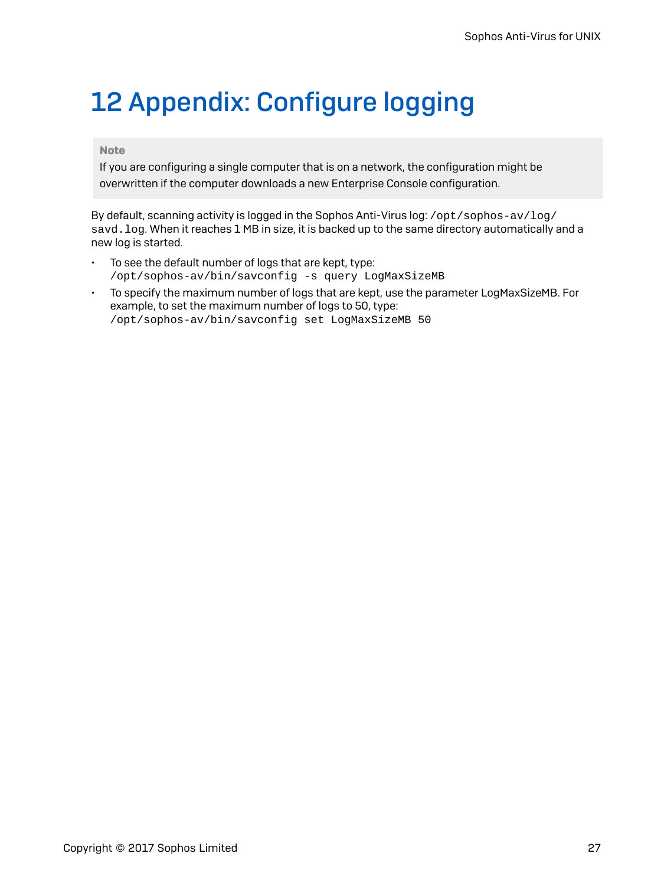# 12 Appendix: Configure logging

> **Note**
>
> If you are configuring a single computer that is on a network, the configuration might be overwritten if the computer downloads a new Enterprise Console configuration.

By default, scanning activity is logged in the Sophos Anti-Virus log: `/opt/sophos-av/log/savd.log`. When it reaches 1 MB in size, it is backed up to the same directory automatically and a new log is started.

- To see the default number of logs that are kept, type:
  `/opt/sophos-av/bin/savconfig -s query LogMaxSizeMB`
- To specify the maximum number of logs that are kept, use the parameter LogMaxSizeMB. For example, to set the maximum number of logs to 50, type:
  `/opt/sophos-av/bin/savconfig set LogMaxSizeMB 50`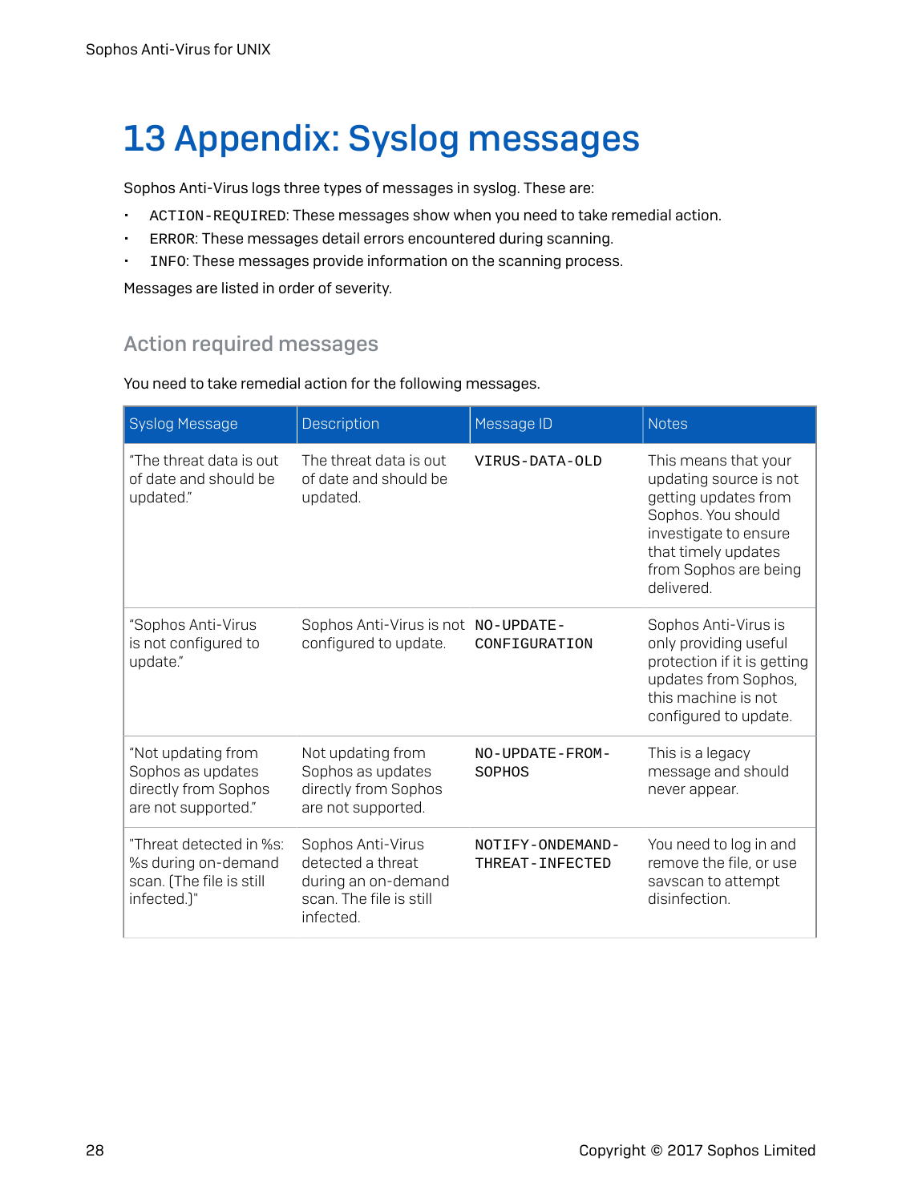# 13 Appendix: Syslog messages

Sophos Anti-Virus logs three types of messages in syslog. These are:

- `ACTION-REQUIRED`: These messages show when you need to take remedial action.
- `ERROR`: These messages detail errors encountered during scanning.
- `INFO`: These messages provide information on the scanning process.

Messages are listed in order of severity.

## Action required messages

You need to take remedial action for the following messages.

| Syslog Message | Description | Message ID | Notes |
|---|---|---|---|
| "The threat data is out of date and should be updated." | The threat data is out of date and should be updated. | `VIRUS-DATA-OLD` | This means that your updating source is not getting updates from Sophos. You should investigate to ensure that timely updates from Sophos are being delivered. |
| "Sophos Anti-Virus is not configured to update." | Sophos Anti-Virus is not configured to update. | `NO-UPDATE-CONFIGURATION` | Sophos Anti-Virus is only providing useful protection if it is getting updates from Sophos, this machine is not configured to update. |
| "Not updating from Sophos as updates directly from Sophos are not supported." | Not updating from Sophos as updates directly from Sophos are not supported. | `NO-UPDATE-FROM-SOPHOS` | This is a legacy message and should never appear. |
| "Threat detected in %s: %s during on-demand scan. (The file is still infected.)" | Sophos Anti-Virus detected a threat during an on-demand scan. The file is still infected. | `NOTIFY-ONDEMAND-THREAT-INFECTED` | You need to log in and remove the file, or use savscan to attempt disinfection. |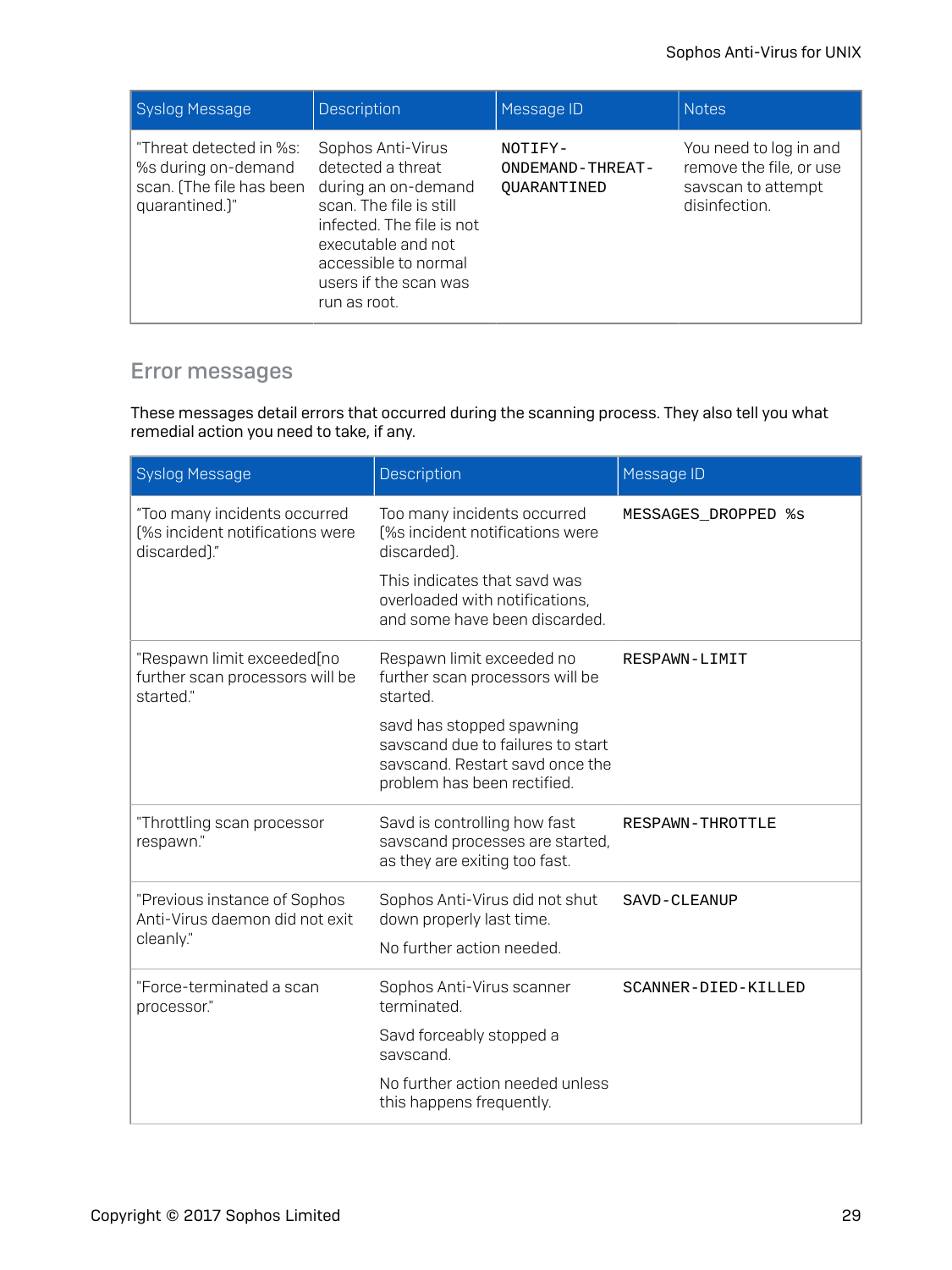| Syslog Message | Description | Message ID | Notes |
| --- | --- | --- | --- |
| "Threat detected in %s: %s during on-demand scan. (The file has been quarantined.)" | Sophos Anti-Virus detected a threat during an on-demand scan. The file is still infected. The file is not executable and not accessible to normal users if the scan was run as root. | `NOTIFY-ONDEMAND-THREAT-QUARANTINED` | You need to log in and remove the file, or use savscan to attempt disinfection. |

## Error messages

These messages detail errors that occurred during the scanning process. They also tell you what remedial action you need to take, if any.

| Syslog Message | Description | Message ID |
| --- | --- | --- |
| "Too many incidents occurred (%s incident notifications were discarded)." | Too many incidents occurred (%s incident notifications were discarded).<br><br>This indicates that savd was overloaded with notifications, and some have been discarded. | `MESSAGES_DROPPED %s` |
| "Respawn limit exceeded[no further scan processors will be started." | Respawn limit exceeded no further scan processors will be started.<br><br>savd has stopped spawning savscand due to failures to start savscand. Restart savd once the problem has been rectified. | `RESPAWN-LIMIT` |
| "Throttling scan processor respawn." | Savd is controlling how fast savscand processes are started, as they are exiting too fast. | `RESPAWN-THROTTLE` |
| "Previous instance of Sophos Anti-Virus daemon did not exit cleanly." | Sophos Anti-Virus did not shut down properly last time.<br><br>No further action needed. | `SAVD-CLEANUP` |
| "Force-terminated a scan processor." | Sophos Anti-Virus scanner terminated.<br><br>Savd forceably stopped a savscand.<br><br>No further action needed unless this happens frequently. | `SCANNER-DIED-KILLED` |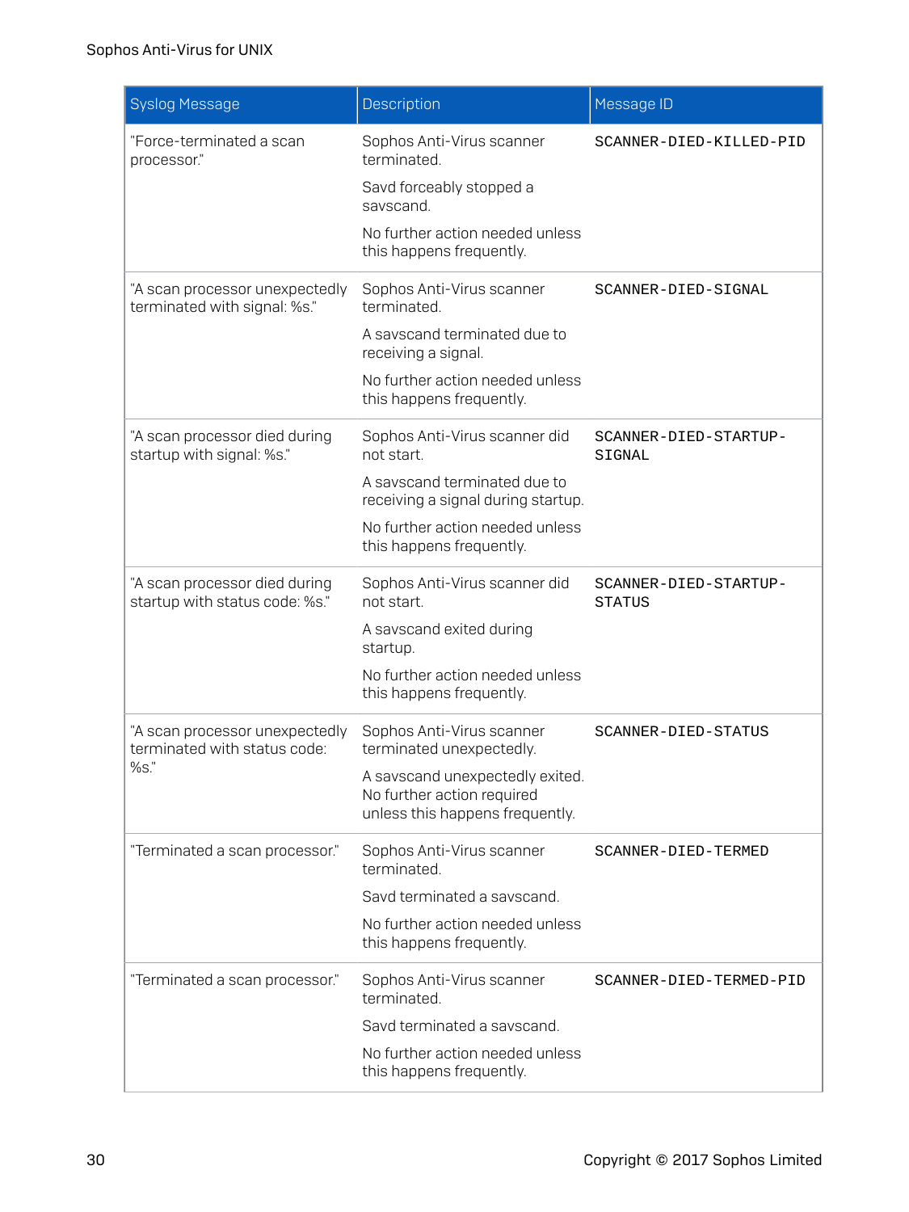| Syslog Message | Description | Message ID |
|---|---|---|
| "Force-terminated a scan processor." | Sophos Anti-Virus scanner terminated.<br><br>Savd forceably stopped a savscand.<br><br>No further action needed unless this happens frequently. | `SCANNER-DIED-KILLED-PID` |
| "A scan processor unexpectedly terminated with signal: %s." | Sophos Anti-Virus scanner terminated.<br><br>A savscand terminated due to receiving a signal.<br><br>No further action needed unless this happens frequently. | `SCANNER-DIED-SIGNAL` |
| "A scan processor died during startup with signal: %s." | Sophos Anti-Virus scanner did not start.<br><br>A savscand terminated due to receiving a signal during startup.<br><br>No further action needed unless this happens frequently. | `SCANNER-DIED-STARTUP-SIGNAL` |
| "A scan processor died during startup with status code: %s." | Sophos Anti-Virus scanner did not start.<br><br>A savscand exited during startup.<br><br>No further action needed unless this happens frequently. | `SCANNER-DIED-STARTUP-STATUS` |
| "A scan processor unexpectedly terminated with status code: %s." | Sophos Anti-Virus scanner terminated unexpectedly.<br><br>A savscand unexpectedly exited. No further action required unless this happens frequently. | `SCANNER-DIED-STATUS` |
| "Terminated a scan processor." | Sophos Anti-Virus scanner terminated.<br><br>Savd terminated a savscand.<br><br>No further action needed unless this happens frequently. | `SCANNER-DIED-TERMED` |
| "Terminated a scan processor." | Sophos Anti-Virus scanner terminated.<br><br>Savd terminated a savscand.<br><br>No further action needed unless this happens frequently. | `SCANNER-DIED-TERMED-PID` |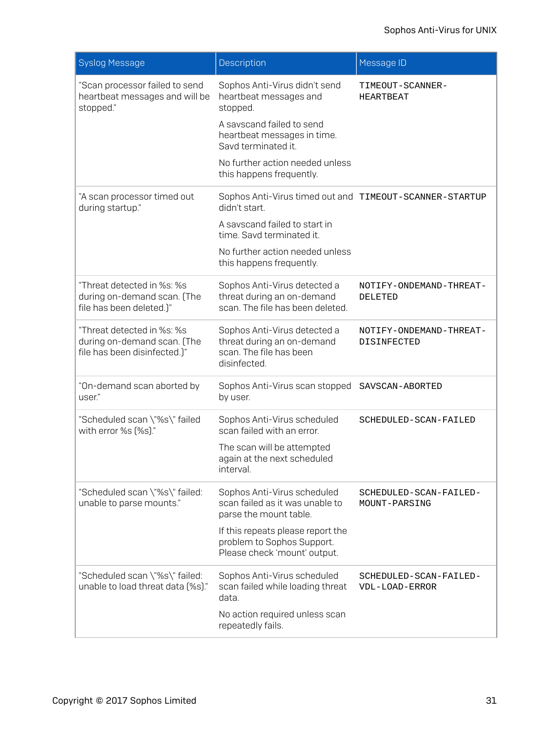| Syslog Message | Description | Message ID |
|---|---|---|
| "Scan processor failed to send heartbeat messages and will be stopped." | Sophos Anti-Virus didn't send heartbeat messages and stopped. A savscand failed to send heartbeat messages in time. Savd terminated it. No further action needed unless this happens frequently. | `TIMEOUT-SCANNER-HEARTBEAT` |
| "A scan processor timed out during startup." | Sophos Anti-Virus timed out and didn't start. A savscand failed to start in time. Savd terminated it. No further action needed unless this happens frequently. | `TIMEOUT-SCANNER-STARTUP` |
| "Threat detected in %s: %s during on-demand scan. (The file has been deleted.)" | Sophos Anti-Virus detected a threat during an on-demand scan. The file has been deleted. | `NOTIFY-ONDEMAND-THREAT-DELETED` |
| "Threat detected in %s: %s during on-demand scan. (The file has been disinfected.)" | Sophos Anti-Virus detected a threat during an on-demand scan. The file has been disinfected. | `NOTIFY-ONDEMAND-THREAT-DISINFECTED` |
| "On-demand scan aborted by user." | Sophos Anti-Virus scan stopped by user. | `SAVSCAN-ABORTED` |
| "Scheduled scan \"%s\" failed with error %s (%s)." | Sophos Anti-Virus scheduled scan failed with an error. The scan will be attempted again at the next scheduled interval. | `SCHEDULED-SCAN-FAILED` |
| "Scheduled scan \"%s\" failed: unable to parse mounts." | Sophos Anti-Virus scheduled scan failed as it was unable to parse the mount table. If this repeats please report the problem to Sophos Support. Please check 'mount' output. | `SCHEDULED-SCAN-FAILED-MOUNT-PARSING` |
| "Scheduled scan \"%s\" failed: unable to load threat data (%s)." | Sophos Anti-Virus scheduled scan failed while loading threat data. No action required unless scan repeatedly fails. | `SCHEDULED-SCAN-FAILED-VDL-LOAD-ERROR` |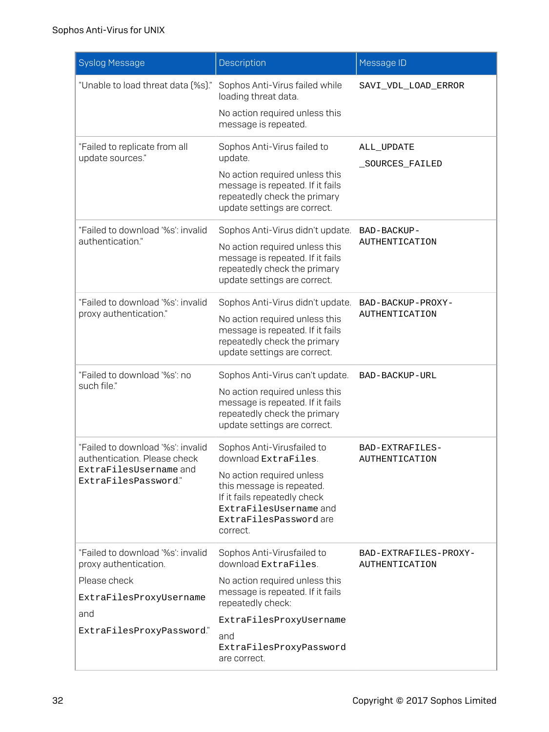| Syslog Message | Description | Message ID |
|---|---|---|
| "Unable to load threat data (%s)." | Sophos Anti-Virus failed while loading threat data.<br><br>No action required unless this message is repeated. | SAVI_VDL_LOAD_ERROR |
| "Failed to replicate from all update sources." | Sophos Anti-Virus failed to update.<br><br>No action required unless this message is repeated. If it fails repeatedly check the primary update settings are correct. | ALL_UPDATE<br><br>_SOURCES_FAILED |
| "Failed to download '%s': invalid authentication." | Sophos Anti-Virus didn't update.<br><br>No action required unless this message is repeated. If it fails repeatedly check the primary update settings are correct. | BAD-BACKUP-AUTHENTICATION |
| "Failed to download '%s': invalid proxy authentication." | Sophos Anti-Virus didn't update.<br><br>No action required unless this message is repeated. If it fails repeatedly check the primary update settings are correct. | BAD-BACKUP-PROXY-AUTHENTICATION |
| "Failed to download '%s': no such file." | Sophos Anti-Virus can't update.<br><br>No action required unless this message is repeated. If it fails repeatedly check the primary update settings are correct. | BAD-BACKUP-URL |
| "Failed to download '%s': invalid authentication. Please check `ExtraFilesUsername` and `ExtraFilesPassword`." | Sophos Anti-Virusfailed to download `ExtraFiles`.<br><br>No action required unless this message is repeated. If it fails repeatedly check `ExtraFilesUsername` and `ExtraFilesPassword` are correct. | BAD-EXTRAFILES-AUTHENTICATION |
| "Failed to download '%s': invalid proxy authentication.<br><br>Please check<br><br>`ExtraFilesProxyUsername`<br><br>and<br><br>`ExtraFilesProxyPassword`." | Sophos Anti-Virusfailed to download `ExtraFiles`.<br><br>No action required unless this message is repeated. If it fails repeatedly check:<br><br>`ExtraFilesProxyUsername`<br><br>and `ExtraFilesProxyPassword` are correct. | BAD-EXTRAFILES-PROXY-AUTHENTICATION |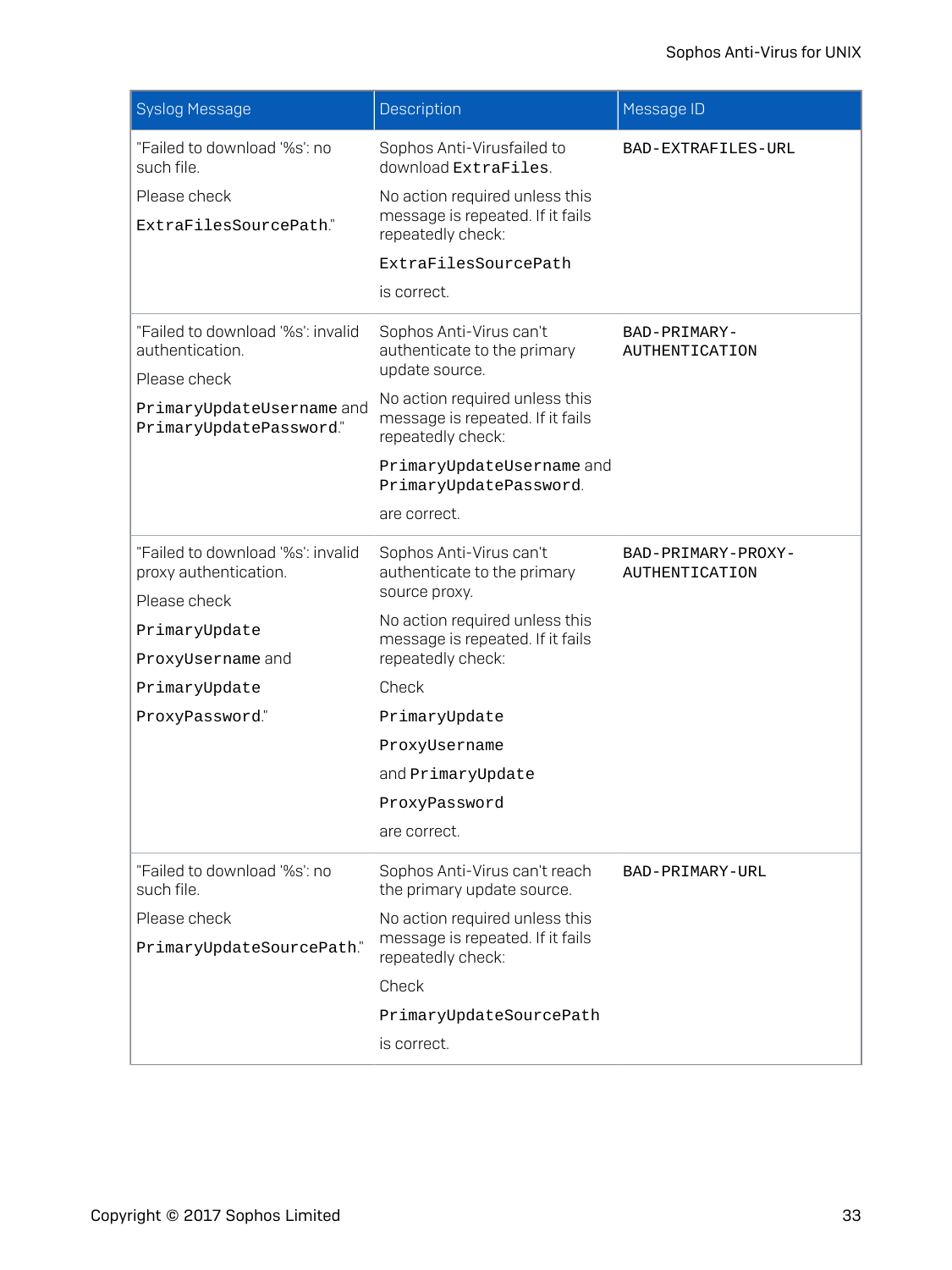| Syslog Message | Description | Message ID |
|---|---|---|
| "Failed to download '%s': no such file. Please check `ExtraFilesSourcePath`." | Sophos Anti-Virusfailed to download `ExtraFiles`. No action required unless this message is repeated. If it fails repeatedly check: `ExtraFilesSourcePath` is correct. | `BAD-EXTRAFILES-URL` |
| "Failed to download '%s': invalid authentication. Please check `PrimaryUpdateUsername` and `PrimaryUpdatePassword`." | Sophos Anti-Virus can't authenticate to the primary update source. No action required unless this message is repeated. If it fails repeatedly check: `PrimaryUpdateUsername` and `PrimaryUpdatePassword`. are correct. | `BAD-PRIMARY-AUTHENTICATION` |
| "Failed to download '%s': invalid proxy authentication. Please check `PrimaryUpdate` `ProxyUsername` and `PrimaryUpdate` `ProxyPassword`." | Sophos Anti-Virus can't authenticate to the primary source proxy. No action required unless this message is repeated. If it fails repeatedly check: Check `PrimaryUpdate` `ProxyUsername` and `PrimaryUpdate` `ProxyPassword` are correct. | `BAD-PRIMARY-PROXY-AUTHENTICATION` |
| "Failed to download '%s': no such file. Please check `PrimaryUpdateSourcePath`." | Sophos Anti-Virus can't reach the primary update source. No action required unless this message is repeated. If it fails repeatedly check: Check `PrimaryUpdateSourcePath` is correct. | `BAD-PRIMARY-URL` |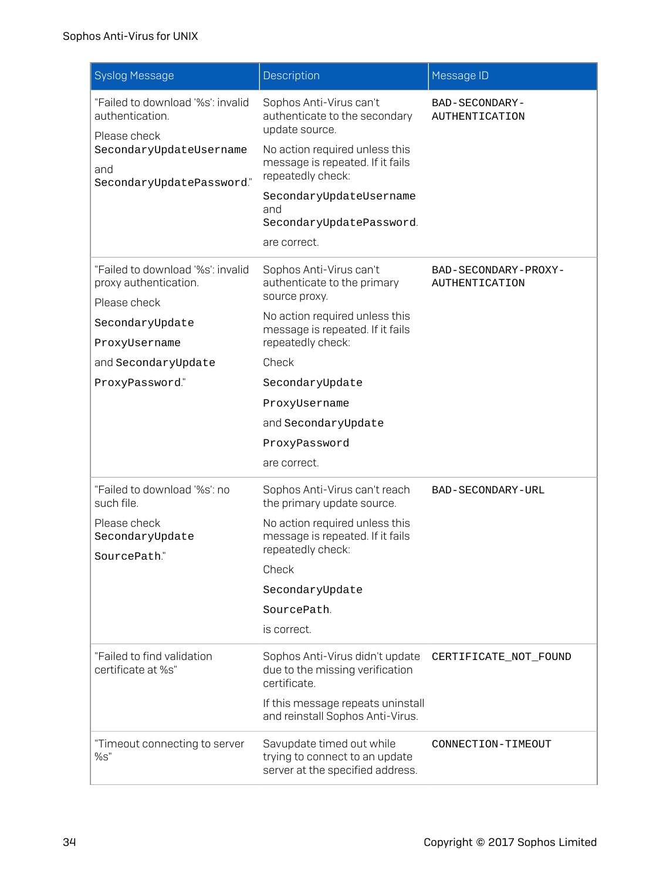| Syslog Message | Description | Message ID |
| --- | --- | --- |
| "Failed to download '%s': invalid authentication. Please check `SecondaryUpdateUsername` and `SecondaryUpdatePassword`." | Sophos Anti-Virus can't authenticate to the secondary update source. No action required unless this message is repeated. If it fails repeatedly check: `SecondaryUpdateUsername` and `SecondaryUpdatePassword`. are correct. | `BAD-SECONDARY-AUTHENTICATION` |
| "Failed to download '%s': invalid proxy authentication. Please check `SecondaryUpdate` `ProxyUsername` and `SecondaryUpdate` `ProxyPassword`." | Sophos Anti-Virus can't authenticate to the primary source proxy. No action required unless this message is repeated. If it fails repeatedly check: Check `SecondaryUpdate` `ProxyUsername` and `SecondaryUpdate` `ProxyPassword` are correct. | `BAD-SECONDARY-PROXY-AUTHENTICATION` |
| "Failed to download '%s': no such file. Please check `SecondaryUpdate` `SourcePath`." | Sophos Anti-Virus can't reach the primary update source. No action required unless this message is repeated. If it fails repeatedly check: Check `SecondaryUpdate` `SourcePath`. is correct. | `BAD-SECONDARY-URL` |
| "Failed to find validation certificate at %s" | Sophos Anti-Virus didn't update due to the missing verification certificate. If this message repeats uninstall and reinstall Sophos Anti-Virus. | `CERTIFICATE_NOT_FOUND` |
| "Timeout connecting to server %s" | Savupdate timed out while trying to connect to an update server at the specified address. | `CONNECTION-TIMEOUT` |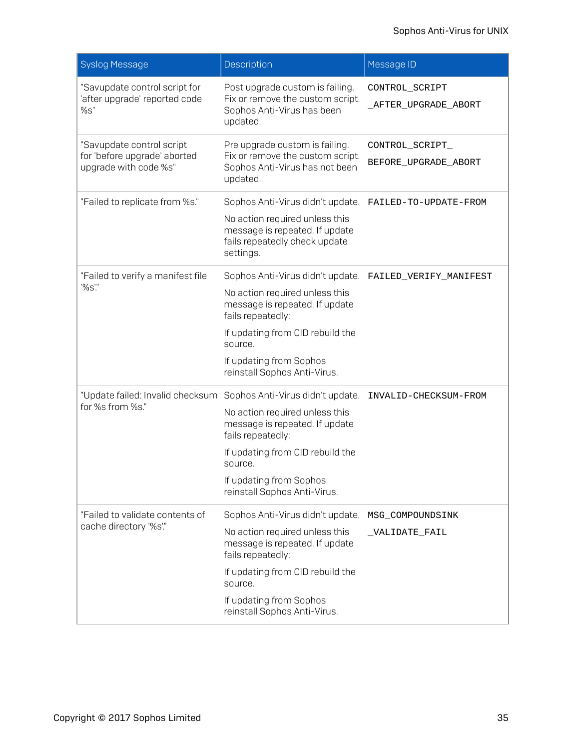| Syslog Message | Description | Message ID |
|---|---|---|
| "Savupdate control script for 'after upgrade' reported code %s" | Post upgrade custom is failing. Fix or remove the custom script. Sophos Anti-Virus has been updated. | CONTROL_SCRIPT _AFTER_UPGRADE_ABORT |
| "Savupdate control script for 'before upgrade' aborted upgrade with code %s" | Pre upgrade custom is failing. Fix or remove the custom script. Sophos Anti-Virus has not been updated. | CONTROL_SCRIPT_ BEFORE_UPGRADE_ABORT |
| "Failed to replicate from %s." | Sophos Anti-Virus didn't update. No action required unless this message is repeated. If update fails repeatedly check update settings. | FAILED-TO-UPDATE-FROM |
| "Failed to verify a manifest file '%s'." | Sophos Anti-Virus didn't update. No action required unless this message is repeated. If update fails repeatedly: If updating from CID rebuild the source. If updating from Sophos reinstall Sophos Anti-Virus. | FAILED_VERIFY_MANIFEST |
| "Update failed: Invalid checksum for %s from %s." | Sophos Anti-Virus didn't update. No action required unless this message is repeated. If update fails repeatedly: If updating from CID rebuild the source. If updating from Sophos reinstall Sophos Anti-Virus. | INVALID-CHECKSUM-FROM |
| "Failed to validate contents of cache directory '%s'." | Sophos Anti-Virus didn't update. No action required unless this message is repeated. If update fails repeatedly: If updating from CID rebuild the source. If updating from Sophos reinstall Sophos Anti-Virus. | MSG_COMPOUNDSINK _VALIDATE_FAIL |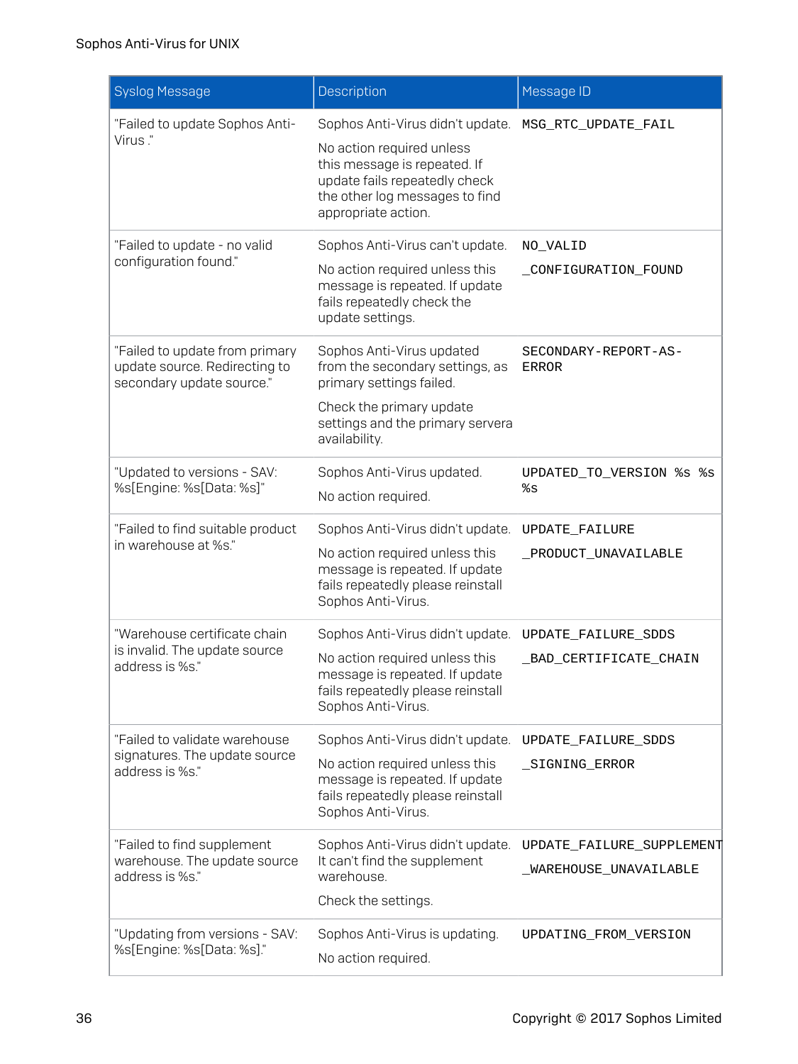| Syslog Message | Description | Message ID |
|---|---|---|
| "Failed to update Sophos Anti-Virus ." | Sophos Anti-Virus didn't update. No action required unless this message is repeated. If update fails repeatedly check the other log messages to find appropriate action. | `MSG_RTC_UPDATE_FAIL` |
| "Failed to update - no valid configuration found." | Sophos Anti-Virus can't update. No action required unless this message is repeated. If update fails repeatedly check the update settings. | `NO_VALID _CONFIGURATION_FOUND` |
| "Failed to update from primary update source. Redirecting to secondary update source." | Sophos Anti-Virus updated from the secondary settings, as primary settings failed. Check the primary update settings and the primary servera availability. | `SECONDARY-REPORT-AS-ERROR` |
| "Updated to versions - SAV: %s[Engine: %s[Data: %s]" | Sophos Anti-Virus updated. No action required. | `UPDATED_TO_VERSION %s %s %s` |
| "Failed to find suitable product in warehouse at %s." | Sophos Anti-Virus didn't update. No action required unless this message is repeated. If update fails repeatedly please reinstall Sophos Anti-Virus. | `UPDATE_FAILURE _PRODUCT_UNAVAILABLE` |
| "Warehouse certificate chain is invalid. The update source address is %s." | Sophos Anti-Virus didn't update. No action required unless this message is repeated. If update fails repeatedly please reinstall Sophos Anti-Virus. | `UPDATE_FAILURE_SDDS _BAD_CERTIFICATE_CHAIN` |
| "Failed to validate warehouse signatures. The update source address is %s." | Sophos Anti-Virus didn't update. No action required unless this message is repeated. If update fails repeatedly please reinstall Sophos Anti-Virus. | `UPDATE_FAILURE_SDDS _SIGNING_ERROR` |
| "Failed to find supplement warehouse. The update source address is %s." | Sophos Anti-Virus didn't update. It can't find the supplement warehouse. Check the settings. | `UPDATE_FAILURE_SUPPLEMENT _WAREHOUSE_UNAVAILABLE` |
| "Updating from versions - SAV: %s[Engine: %s[Data: %s]." | Sophos Anti-Virus is updating. No action required. | `UPDATING_FROM_VERSION` |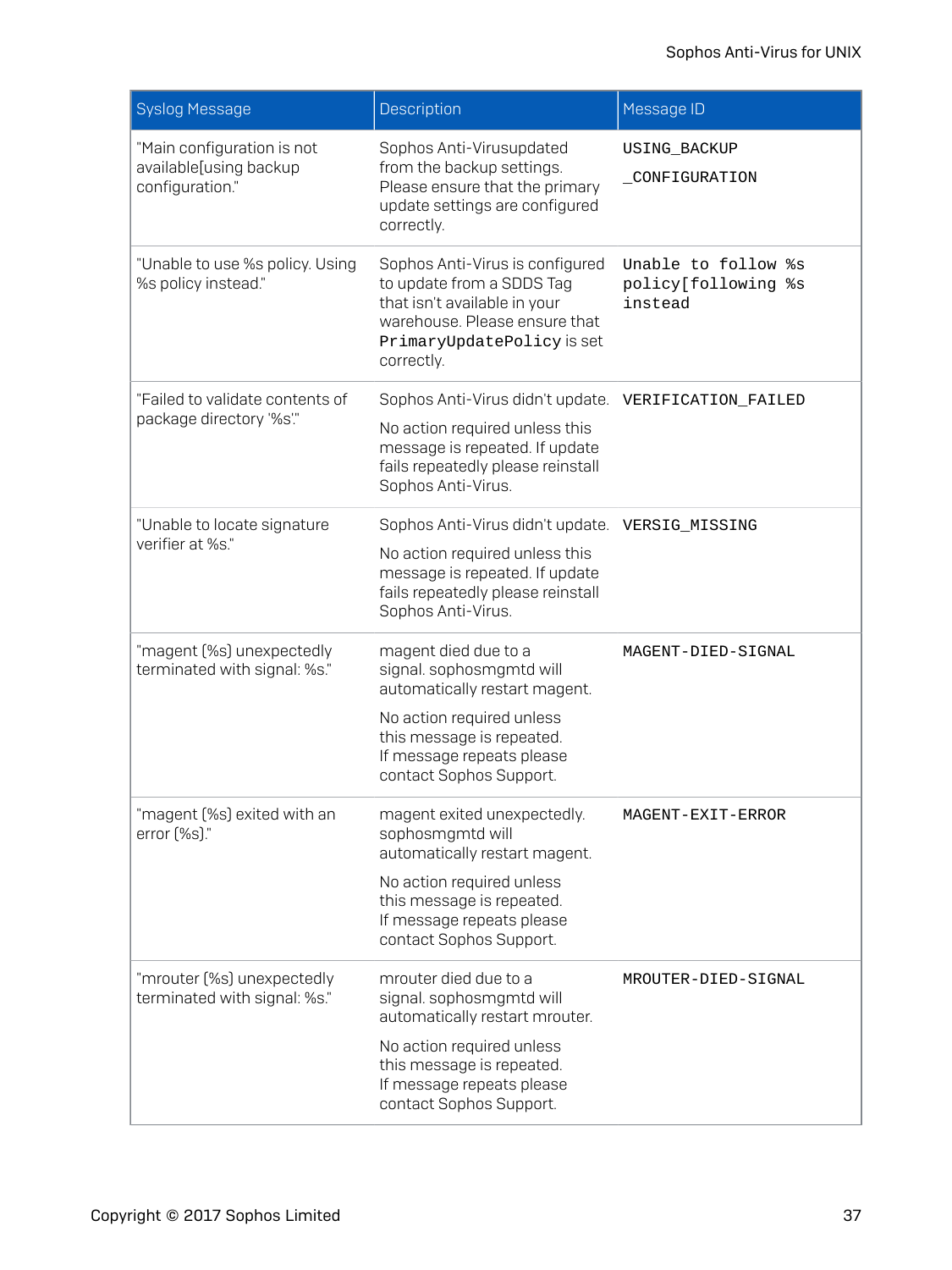| Syslog Message | Description | Message ID |
| --- | --- | --- |
| "Main configuration is not available[using backup configuration." | Sophos Anti-Virusupdated from the backup settings. Please ensure that the primary update settings are configured correctly. | USING_BACKUP _CONFIGURATION |
| "Unable to use %s policy. Using %s policy instead." | Sophos Anti-Virus is configured to update from a SDDS Tag that isn't available in your warehouse. Please ensure that PrimaryUpdatePolicy is set correctly. | Unable to follow %s policy[following %s instead |
| "Failed to validate contents of package directory '%s'." | Sophos Anti-Virus didn't update. No action required unless this message is repeated. If update fails repeatedly please reinstall Sophos Anti-Virus. | VERIFICATION_FAILED |
| "Unable to locate signature verifier at %s." | Sophos Anti-Virus didn't update. No action required unless this message is repeated. If update fails repeatedly please reinstall Sophos Anti-Virus. | VERSIG_MISSING |
| "magent (%s) unexpectedly terminated with signal: %s." | magent died due to a signal. sophosmgmtd will automatically restart magent. No action required unless this message is repeated. If message repeats please contact Sophos Support. | MAGENT-DIED-SIGNAL |
| "magent (%s) exited with an error (%s)." | magent exited unexpectedly. sophosmgmtd will automatically restart magent. No action required unless this message is repeated. If message repeats please contact Sophos Support. | MAGENT-EXIT-ERROR |
| "mrouter (%s) unexpectedly terminated with signal: %s." | mrouter died due to a signal. sophosmgmtd will automatically restart mrouter. No action required unless this message is repeated. If message repeats please contact Sophos Support. | MROUTER-DIED-SIGNAL |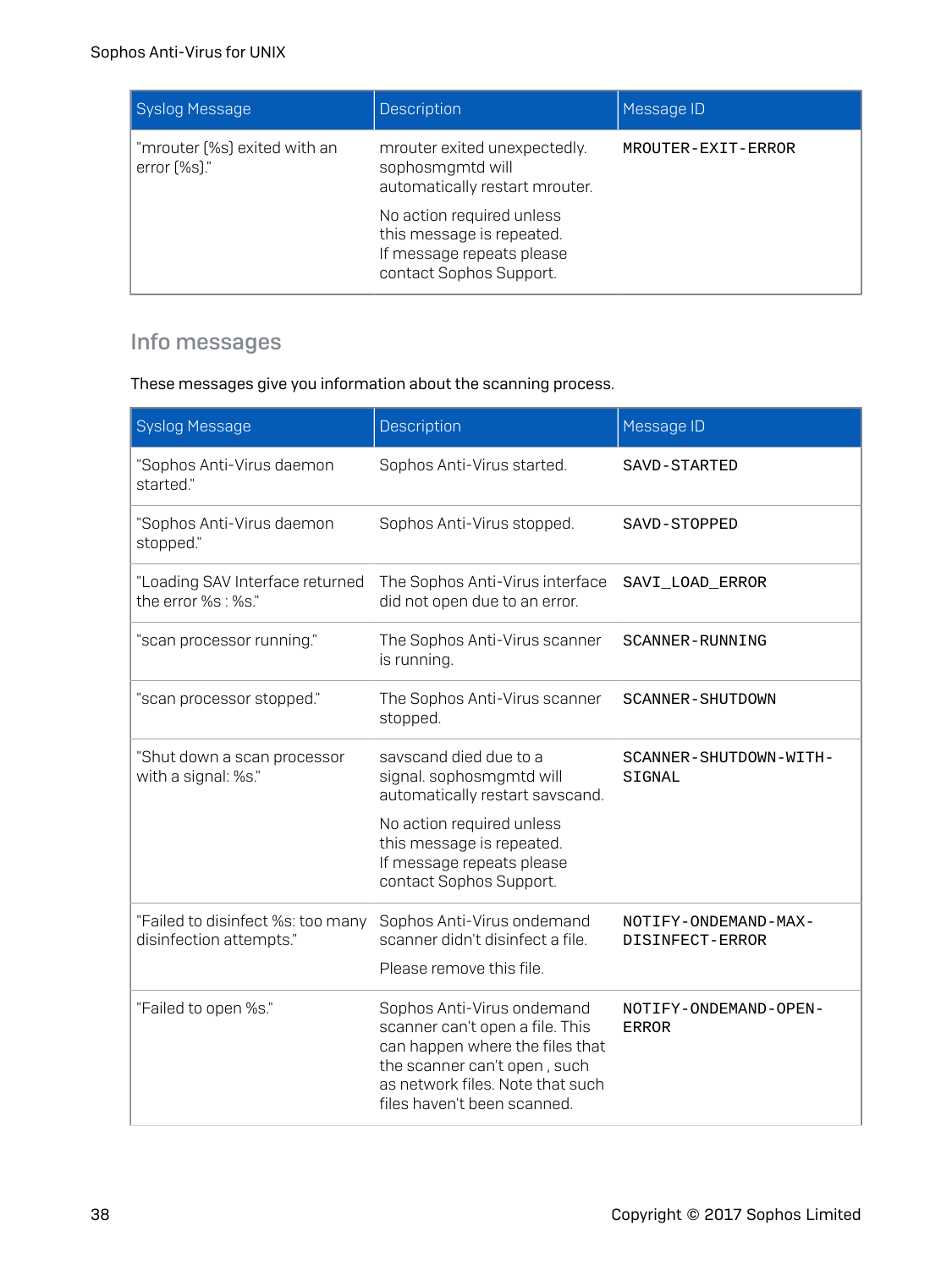| Syslog Message | Description | Message ID |
| --- | --- | --- |
| "mrouter (%s) exited with an error (%s)." | mrouter exited unexpectedly. sophosmgmtd will automatically restart mrouter.<br><br>No action required unless this message is repeated. If message repeats please contact Sophos Support. | MROUTER-EXIT-ERROR |

## Info messages

These messages give you information about the scanning process.

| Syslog Message | Description | Message ID |
| --- | --- | --- |
| "Sophos Anti-Virus daemon started." | Sophos Anti-Virus started. | SAVD-STARTED |
| "Sophos Anti-Virus daemon stopped." | Sophos Anti-Virus stopped. | SAVD-STOPPED |
| "Loading SAV Interface returned the error %s : %s." | The Sophos Anti-Virus interface did not open due to an error. | SAVI_LOAD_ERROR |
| "scan processor running." | The Sophos Anti-Virus scanner is running. | SCANNER-RUNNING |
| "scan processor stopped." | The Sophos Anti-Virus scanner stopped. | SCANNER-SHUTDOWN |
| "Shut down a scan processor with a signal: %s." | savscand died due to a signal. sophosmgmtd will automatically restart savscand.<br><br>No action required unless this message is repeated. If message repeats please contact Sophos Support. | SCANNER-SHUTDOWN-WITH-SIGNAL |
| "Failed to disinfect %s: too many disinfection attempts." | Sophos Anti-Virus ondemand scanner didn't disinfect a file.<br><br>Please remove this file. | NOTIFY-ONDEMAND-MAX-DISINFECT-ERROR |
| "Failed to open %s." | Sophos Anti-Virus ondemand scanner can't open a file. This can happen where the files that the scanner can't open , such as network files. Note that such files haven't been scanned. | NOTIFY-ONDEMAND-OPEN-ERROR |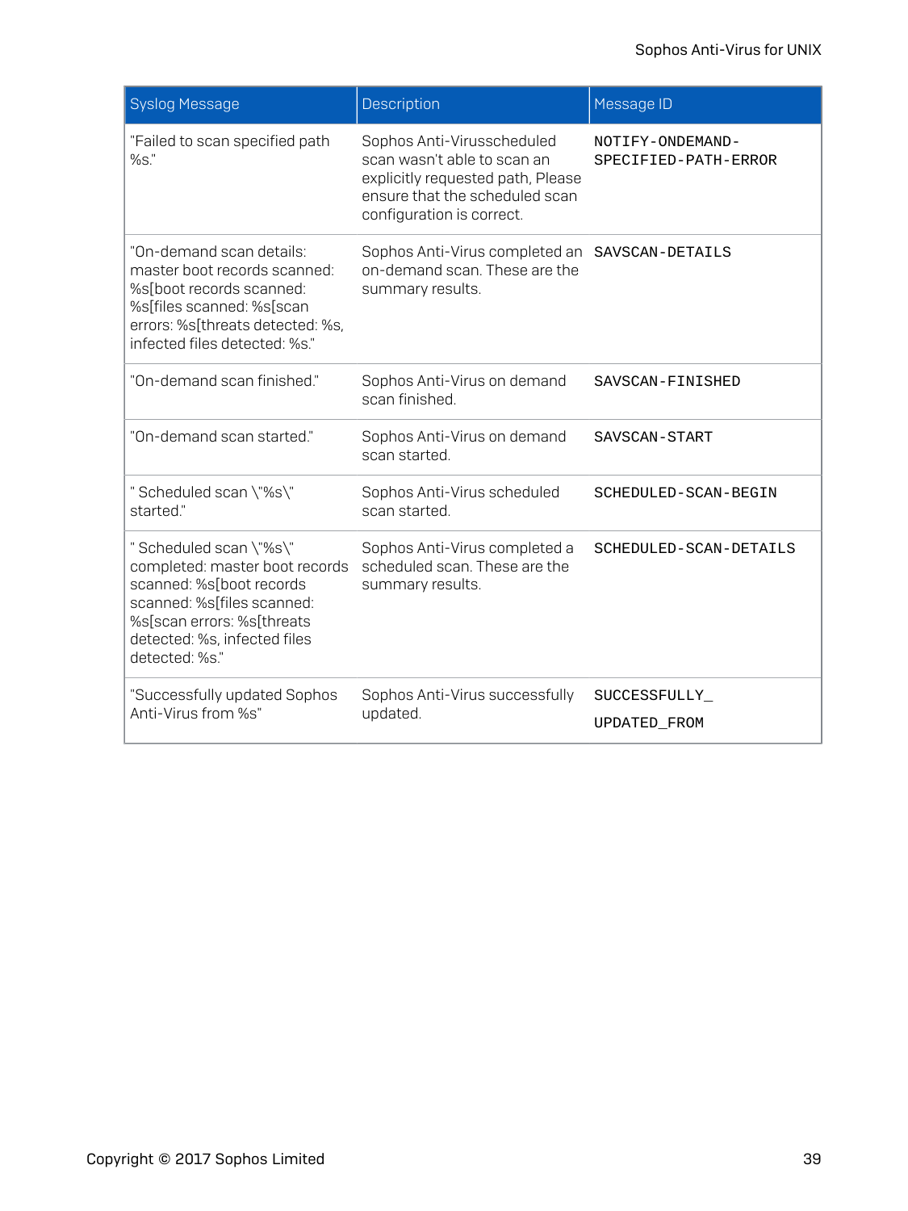| Syslog Message | Description | Message ID |
| --- | --- | --- |
| "Failed to scan specified path %s." | Sophos Anti-Virusscheduled scan wasn't able to scan an explicitly requested path, Please ensure that the scheduled scan configuration is correct. | NOTIFY-ONDEMAND-SPECIFIED-PATH-ERROR |
| "On-demand scan details: master boot records scanned: %s[boot records scanned: %s[files scanned: %s[scan errors: %s[threats detected: %s, infected files detected: %s." | Sophos Anti-Virus completed an on-demand scan. These are the summary results. | SAVSCAN-DETAILS |
| "On-demand scan finished." | Sophos Anti-Virus on demand scan finished. | SAVSCAN-FINISHED |
| "On-demand scan started." | Sophos Anti-Virus on demand scan started. | SAVSCAN-START |
| " Scheduled scan \"%s\" started." | Sophos Anti-Virus scheduled scan started. | SCHEDULED-SCAN-BEGIN |
| " Scheduled scan \"%s\" completed: master boot records scanned: %s[boot records scanned: %s[files scanned: %s[scan errors: %s[threats detected: %s, infected files detected: %s." | Sophos Anti-Virus completed a scheduled scan. These are the summary results. | SCHEDULED-SCAN-DETAILS |
| "Successfully updated Sophos Anti-Virus from %s" | Sophos Anti-Virus successfully updated. | SUCCESSFULLY_ UPDATED_FROM |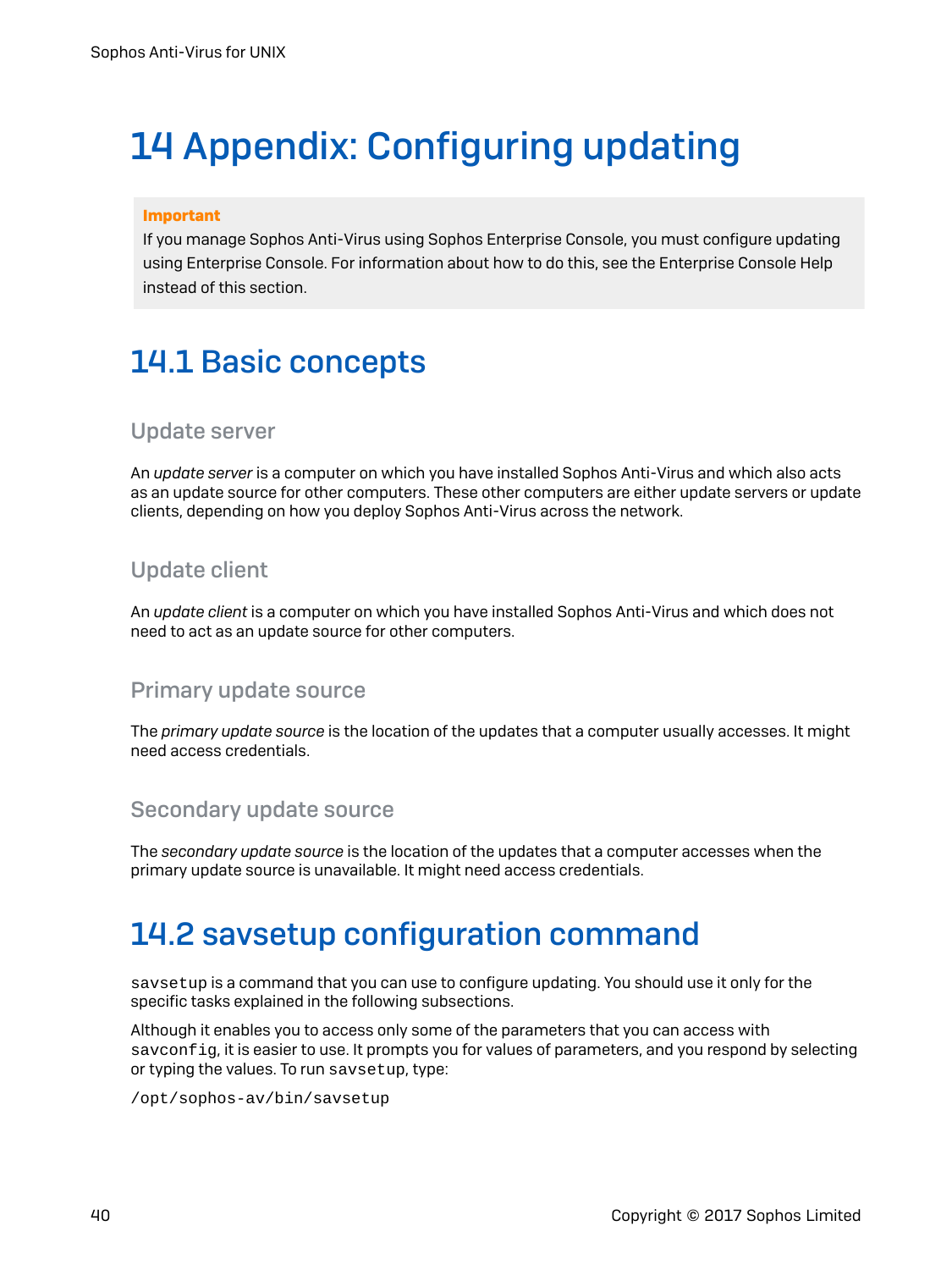# 14 Appendix: Configuring updating

> **Important**
> If you manage Sophos Anti-Virus using Sophos Enterprise Console, you must configure updating using Enterprise Console. For information about how to do this, see the Enterprise Console Help instead of this section.

## 14.1 Basic concepts

### Update server

An *update server* is a computer on which you have installed Sophos Anti-Virus and which also acts as an update source for other computers. These other computers are either update servers or update clients, depending on how you deploy Sophos Anti-Virus across the network.

### Update client

An *update client* is a computer on which you have installed Sophos Anti-Virus and which does not need to act as an update source for other computers.

### Primary update source

The *primary update source* is the location of the updates that a computer usually accesses. It might need access credentials.

### Secondary update source

The *secondary update source* is the location of the updates that a computer accesses when the primary update source is unavailable. It might need access credentials.

## 14.2 savsetup configuration command

`savsetup` is a command that you can use to configure updating. You should use it only for the specific tasks explained in the following subsections.

Although it enables you to access only some of the parameters that you can access with `savconfig`, it is easier to use. It prompts you for values of parameters, and you respond by selecting or typing the values. To run `savsetup`, type:

```
/opt/sophos-av/bin/savsetup
```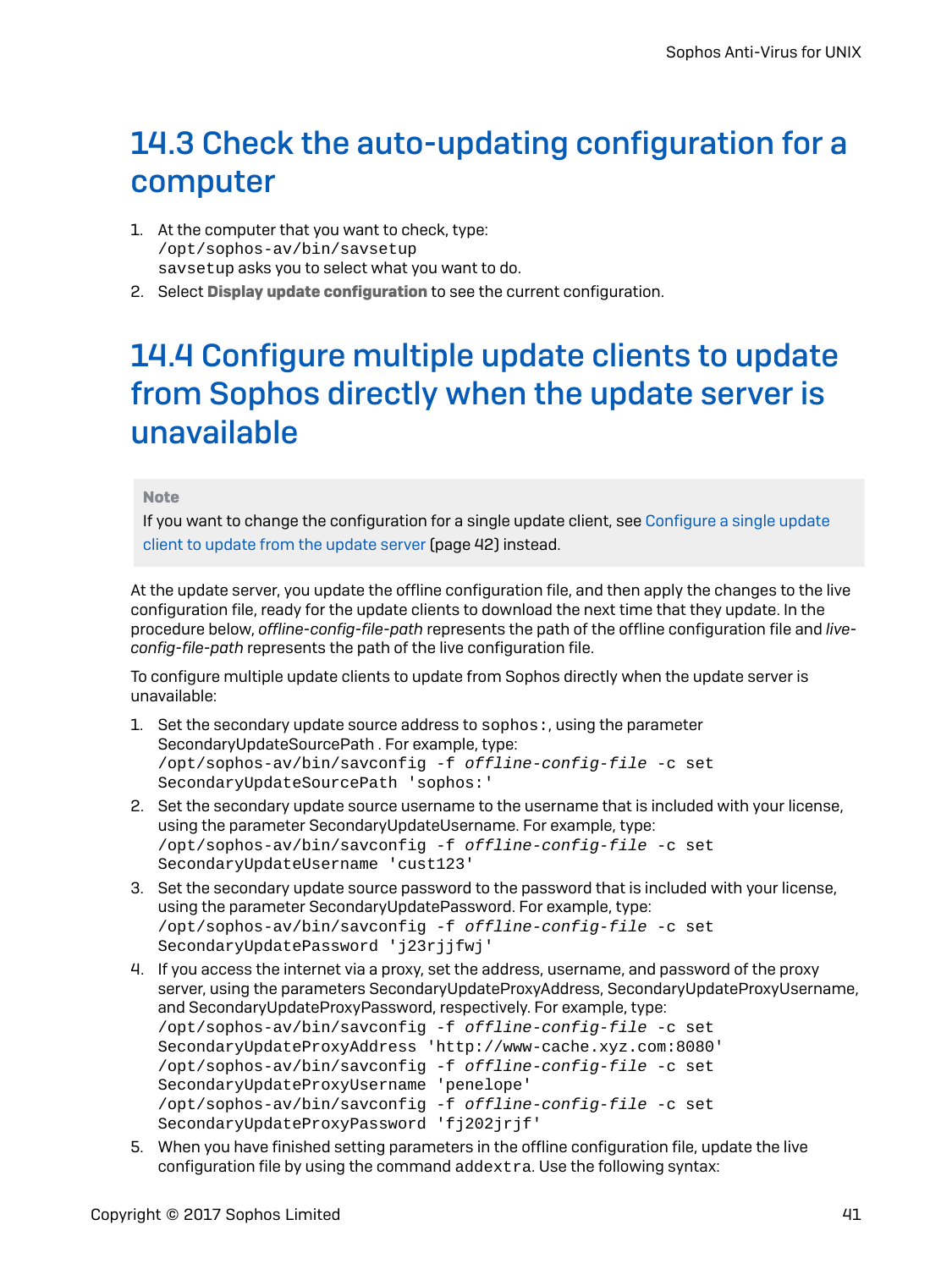## 14.3 Check the auto-updating configuration for a computer

1. At the computer that you want to check, type:
   `/opt/sophos-av/bin/savsetup`
   `savsetup` asks you to select what you want to do.
2. Select **Display update configuration** to see the current configuration.

## 14.4 Configure multiple update clients to update from Sophos directly when the update server is unavailable

> **Note**
> If you want to change the configuration for a single update client, see Configure a single update client to update from the update server (page 42) instead.

At the update server, you update the offline configuration file, and then apply the changes to the live configuration file, ready for the update clients to download the next time that they update. In the procedure below, *offline-config-file-path* represents the path of the offline configuration file and *live-config-file-path* represents the path of the live configuration file.

To configure multiple update clients to update from Sophos directly when the update server is unavailable:

1. Set the secondary update source address to `sophos:`, using the parameter SecondaryUpdateSourcePath . For example, type:
   ```
   /opt/sophos-av/bin/savconfig -f offline-config-file -c set
   SecondaryUpdateSourcePath 'sophos:'
   ```
2. Set the secondary update source username to the username that is included with your license, using the parameter SecondaryUpdateUsername. For example, type:
   ```
   /opt/sophos-av/bin/savconfig -f offline-config-file -c set
   SecondaryUpdateUsername 'cust123'
   ```
3. Set the secondary update source password to the password that is included with your license, using the parameter SecondaryUpdatePassword. For example, type:
   ```
   /opt/sophos-av/bin/savconfig -f offline-config-file -c set
   SecondaryUpdatePassword 'j23rjjfwj'
   ```
4. If you access the internet via a proxy, set the address, username, and password of the proxy server, using the parameters SecondaryUpdateProxyAddress, SecondaryUpdateProxyUsername, and SecondaryUpdateProxyPassword, respectively. For example, type:
   ```
   /opt/sophos-av/bin/savconfig -f offline-config-file -c set
   SecondaryUpdateProxyAddress 'http://www-cache.xyz.com:8080'
   /opt/sophos-av/bin/savconfig -f offline-config-file -c set
   SecondaryUpdateProxyUsername 'penelope'
   /opt/sophos-av/bin/savconfig -f offline-config-file -c set
   SecondaryUpdateProxyPassword 'fj202jrjf'
   ```
5. When you have finished setting parameters in the offline configuration file, update the live configuration file by using the command `addextra`. Use the following syntax: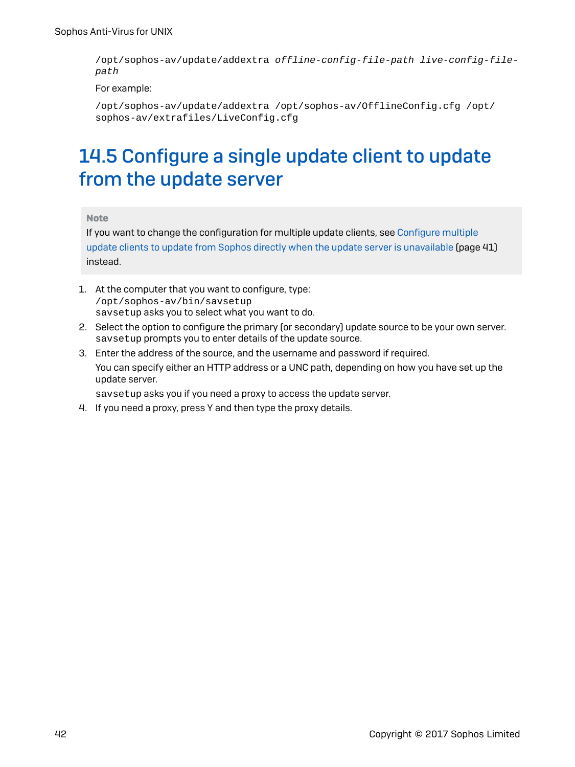```
/opt/sophos-av/update/addextra offline-config-file-path live-config-file-path
```

For example:

```
/opt/sophos-av/update/addextra /opt/sophos-av/OfflineConfig.cfg /opt/sophos-av/extrafiles/LiveConfig.cfg
```

## 14.5 Configure a single update client to update from the update server

> **Note**
>
> If you want to change the configuration for multiple update clients, see Configure multiple update clients to update from Sophos directly when the update server is unavailable (page 41) instead.

1. At the computer that you want to configure, type:
   `/opt/sophos-av/bin/savsetup`
   `savsetup` asks you to select what you want to do.
2. Select the option to configure the primary (or secondary) update source to be your own server. `savsetup` prompts you to enter details of the update source.
3. Enter the address of the source, and the username and password if required.

   You can specify either an HTTP address or a UNC path, depending on how you have set up the update server.

   `savsetup` asks you if you need a proxy to access the update server.
4. If you need a proxy, press Y and then type the proxy details.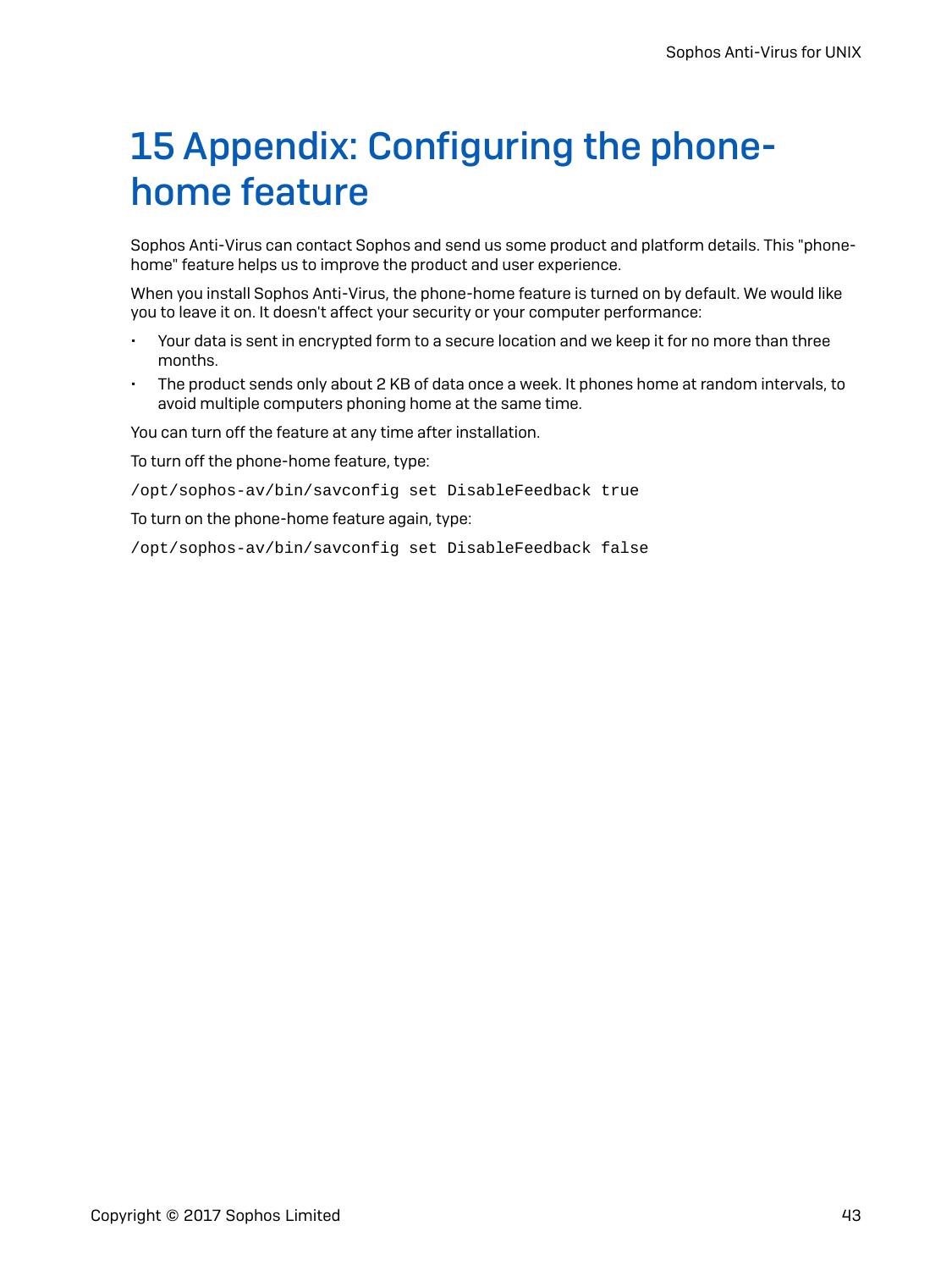# 15 Appendix: Configuring the phone-home feature

Sophos Anti-Virus can contact Sophos and send us some product and platform details. This "phone-home" feature helps us to improve the product and user experience.

When you install Sophos Anti-Virus, the phone-home feature is turned on by default. We would like you to leave it on. It doesn't affect your security or your computer performance:

- Your data is sent in encrypted form to a secure location and we keep it for no more than three months.
- The product sends only about 2 KB of data once a week. It phones home at random intervals, to avoid multiple computers phoning home at the same time.

You can turn off the feature at any time after installation.

To turn off the phone-home feature, type:

```
/opt/sophos-av/bin/savconfig set DisableFeedback true
```

To turn on the phone-home feature again, type:

```
/opt/sophos-av/bin/savconfig set DisableFeedback false
```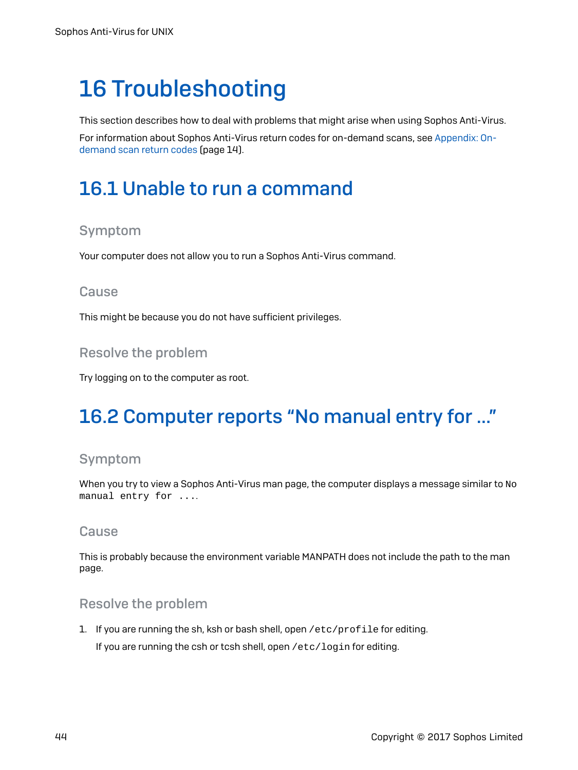# 16 Troubleshooting

This section describes how to deal with problems that might arise when using Sophos Anti-Virus.

For information about Sophos Anti-Virus return codes for on-demand scans, see Appendix: On-demand scan return codes (page 14).

## 16.1 Unable to run a command

### Symptom

Your computer does not allow you to run a Sophos Anti-Virus command.

### Cause

This might be because you do not have sufficient privileges.

### Resolve the problem

Try logging on to the computer as root.

## 16.2 Computer reports "No manual entry for ..."

### Symptom

When you try to view a Sophos Anti-Virus man page, the computer displays a message similar to `No manual entry for ...`.

### Cause

This is probably because the environment variable MANPATH does not include the path to the man page.

### Resolve the problem

1. If you are running the sh, ksh or bash shell, open `/etc/profile` for editing.

   If you are running the csh or tcsh shell, open `/etc/login` for editing.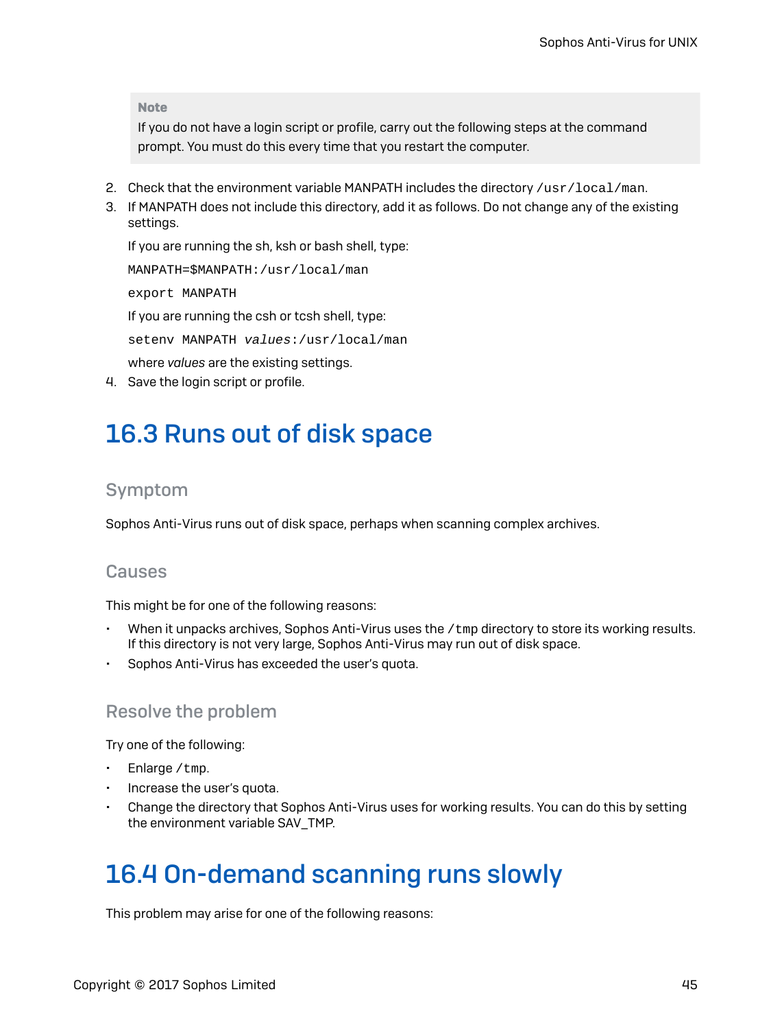> **Note**
> If you do not have a login script or profile, carry out the following steps at the command prompt. You must do this every time that you restart the computer.

2. Check that the environment variable MANPATH includes the directory `/usr/local/man`.
3. If MANPATH does not include this directory, add it as follows. Do not change any of the existing settings.

   If you are running the sh, ksh or bash shell, type:

   ```
   MANPATH=$MANPATH:/usr/local/man
   ```

   ```
   export MANPATH
   ```

   If you are running the csh or tcsh shell, type:

   `setenv MANPATH` *`values`*`:/usr/local/man`

   where *values* are the existing settings.
4. Save the login script or profile.

# 16.3 Runs out of disk space

## Symptom

Sophos Anti-Virus runs out of disk space, perhaps when scanning complex archives.

## Causes

This might be for one of the following reasons:

- When it unpacks archives, Sophos Anti-Virus uses the `/tmp` directory to store its working results. If this directory is not very large, Sophos Anti-Virus may run out of disk space.
- Sophos Anti-Virus has exceeded the user's quota.

## Resolve the problem

Try one of the following:

- Enlarge `/tmp`.
- Increase the user's quota.
- Change the directory that Sophos Anti-Virus uses for working results. You can do this by setting the environment variable SAV_TMP.

# 16.4 On-demand scanning runs slowly

This problem may arise for one of the following reasons: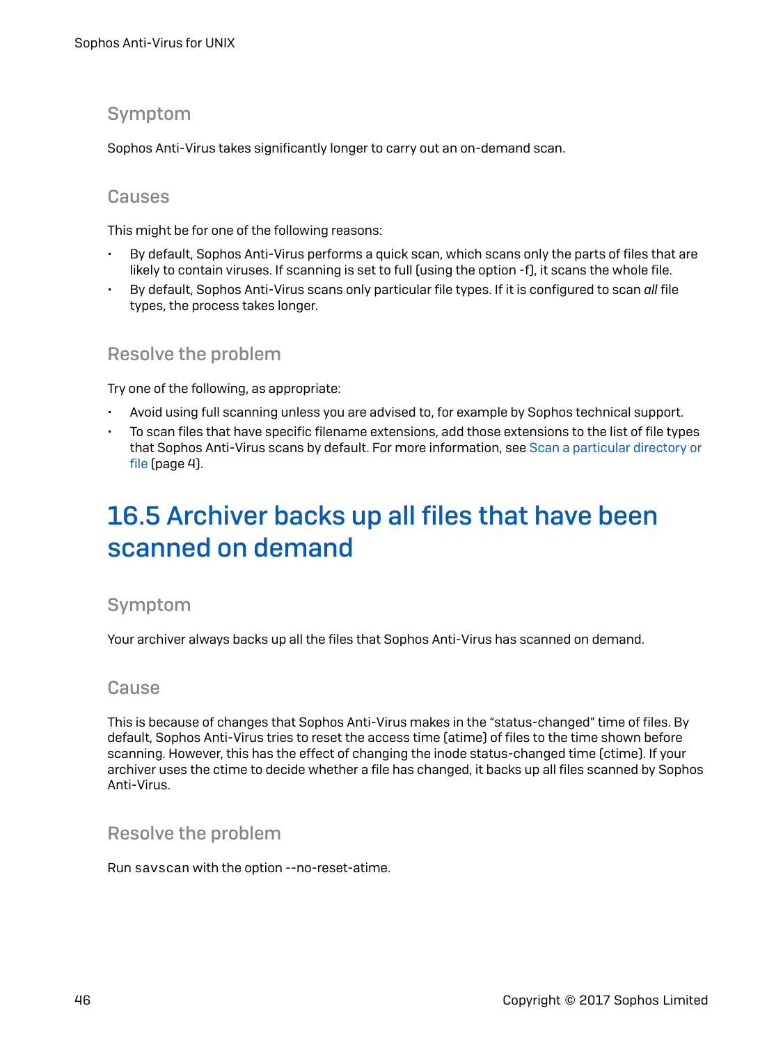### Symptom

Sophos Anti-Virus takes significantly longer to carry out an on-demand scan.

### Causes

This might be for one of the following reasons:

- By default, Sophos Anti-Virus performs a quick scan, which scans only the parts of files that are likely to contain viruses. If scanning is set to full (using the option -f), it scans the whole file.
- By default, Sophos Anti-Virus scans only particular file types. If it is configured to scan *all* file types, the process takes longer.

### Resolve the problem

Try one of the following, as appropriate:

- Avoid using full scanning unless you are advised to, for example by Sophos technical support.
- To scan files that have specific filename extensions, add those extensions to the list of file types that Sophos Anti-Virus scans by default. For more information, see Scan a particular directory or file (page 4).

## 16.5 Archiver backs up all files that have been scanned on demand

### Symptom

Your archiver always backs up all the files that Sophos Anti-Virus has scanned on demand.

### Cause

This is because of changes that Sophos Anti-Virus makes in the "status-changed" time of files. By default, Sophos Anti-Virus tries to reset the access time (atime) of files to the time shown before scanning. However, this has the effect of changing the inode status-changed time (ctime). If your archiver uses the ctime to decide whether a file has changed, it backs up all files scanned by Sophos Anti-Virus.

### Resolve the problem

Run `savscan` with the option --no-reset-atime.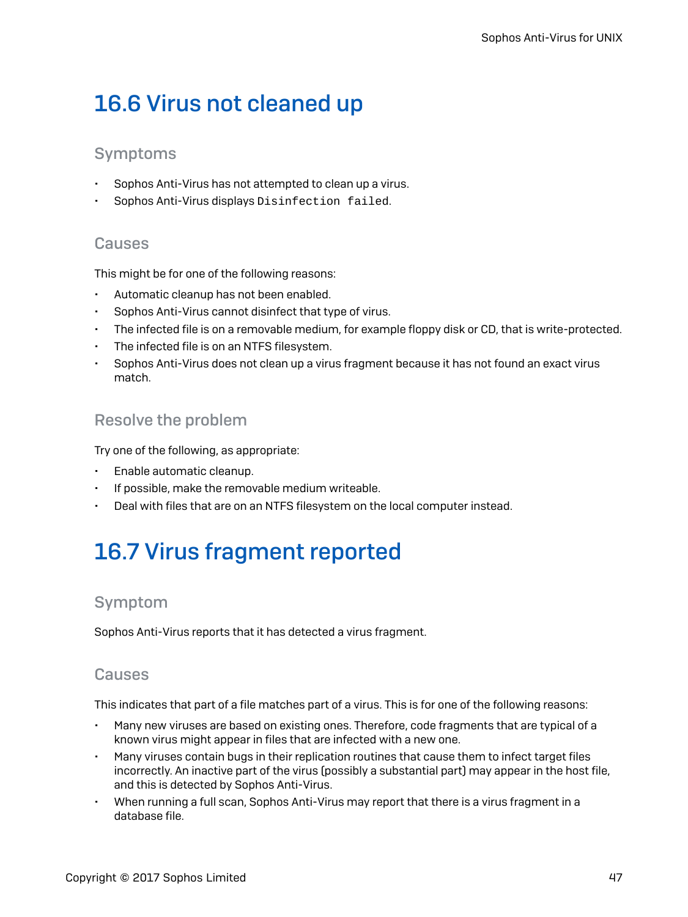## 16.6 Virus not cleaned up

### Symptoms

- Sophos Anti-Virus has not attempted to clean up a virus.
- Sophos Anti-Virus displays `Disinfection failed`.

### Causes

This might be for one of the following reasons:

- Automatic cleanup has not been enabled.
- Sophos Anti-Virus cannot disinfect that type of virus.
- The infected file is on a removable medium, for example floppy disk or CD, that is write-protected.
- The infected file is on an NTFS filesystem.
- Sophos Anti-Virus does not clean up a virus fragment because it has not found an exact virus match.

### Resolve the problem

Try one of the following, as appropriate:

- Enable automatic cleanup.
- If possible, make the removable medium writeable.
- Deal with files that are on an NTFS filesystem on the local computer instead.

## 16.7 Virus fragment reported

### Symptom

Sophos Anti-Virus reports that it has detected a virus fragment.

### Causes

This indicates that part of a file matches part of a virus. This is for one of the following reasons:

- Many new viruses are based on existing ones. Therefore, code fragments that are typical of a known virus might appear in files that are infected with a new one.
- Many viruses contain bugs in their replication routines that cause them to infect target files incorrectly. An inactive part of the virus (possibly a substantial part) may appear in the host file, and this is detected by Sophos Anti-Virus.
- When running a full scan, Sophos Anti-Virus may report that there is a virus fragment in a database file.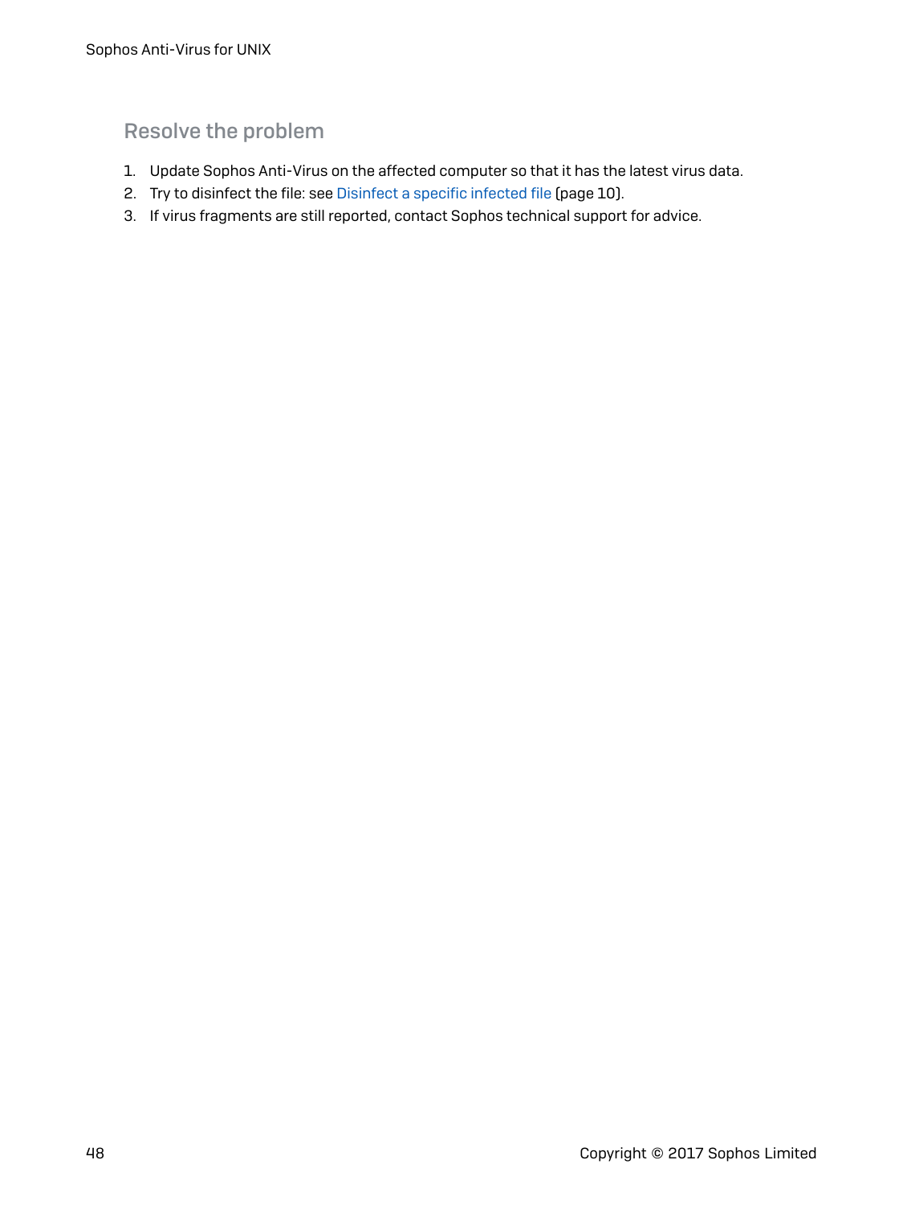### Resolve the problem

1. Update Sophos Anti-Virus on the affected computer so that it has the latest virus data.
2. Try to disinfect the file: see Disinfect a specific infected file (page 10).
3. If virus fragments are still reported, contact Sophos technical support for advice.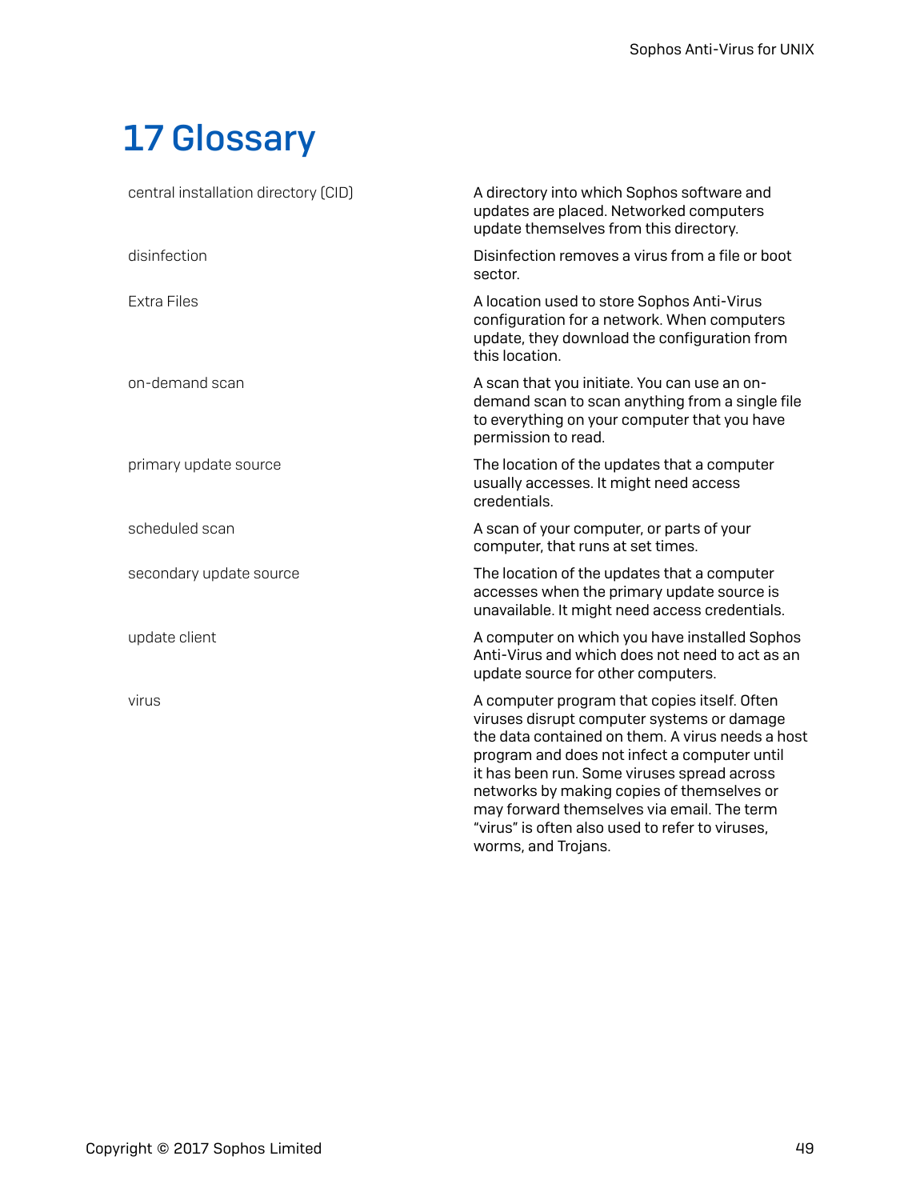# 17 Glossary

| | |
|---|---|
| central installation directory (CID) | A directory into which Sophos software and updates are placed. Networked computers update themselves from this directory. |
| disinfection | Disinfection removes a virus from a file or boot sector. |
| Extra Files | A location used to store Sophos Anti-Virus configuration for a network. When computers update, they download the configuration from this location. |
| on-demand scan | A scan that you initiate. You can use an on-demand scan to scan anything from a single file to everything on your computer that you have permission to read. |
| primary update source | The location of the updates that a computer usually accesses. It might need access credentials. |
| scheduled scan | A scan of your computer, or parts of your computer, that runs at set times. |
| secondary update source | The location of the updates that a computer accesses when the primary update source is unavailable. It might need access credentials. |
| update client | A computer on which you have installed Sophos Anti-Virus and which does not need to act as an update source for other computers. |
| virus | A computer program that copies itself. Often viruses disrupt computer systems or damage the data contained on them. A virus needs a host program and does not infect a computer until it has been run. Some viruses spread across networks by making copies of themselves or may forward themselves via email. The term "virus" is often also used to refer to viruses, worms, and Trojans. |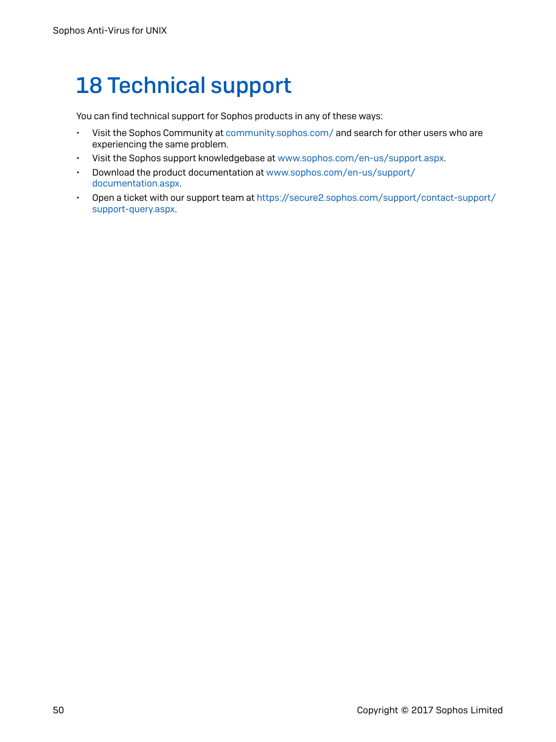# 18 Technical support

You can find technical support for Sophos products in any of these ways:

- Visit the Sophos Community at community.sophos.com/ and search for other users who are experiencing the same problem.
- Visit the Sophos support knowledgebase at www.sophos.com/en-us/support.aspx.
- Download the product documentation at www.sophos.com/en-us/support/documentation.aspx.
- Open a ticket with our support team at https://secure2.sophos.com/support/contact-support/support-query.aspx.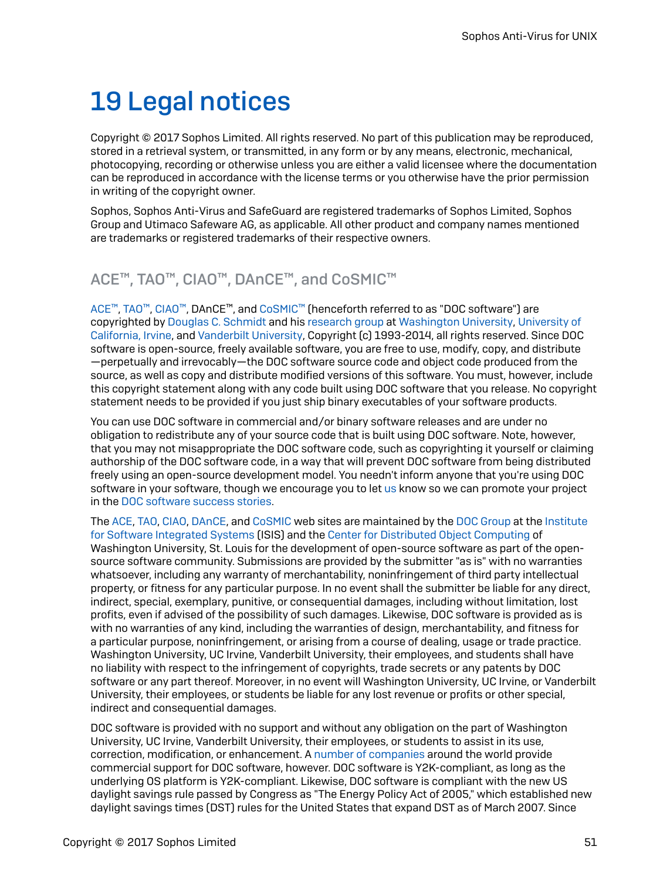# 19 Legal notices

Copyright © 2017 Sophos Limited. All rights reserved. No part of this publication may be reproduced, stored in a retrieval system, or transmitted, in any form or by any means, electronic, mechanical, photocopying, recording or otherwise unless you are either a valid licensee where the documentation can be reproduced in accordance with the license terms or you otherwise have the prior permission in writing of the copyright owner.

Sophos, Sophos Anti-Virus and SafeGuard are registered trademarks of Sophos Limited, Sophos Group and Utimaco Safeware AG, as applicable. All other product and company names mentioned are trademarks or registered trademarks of their respective owners.

## ACE™, TAO™, CIAO™, DAnCE™, and CoSMIC™

ACE™, TAO™, CIAO™, DAnCE™, and CoSMIC™ (henceforth referred to as "DOC software") are copyrighted by Douglas C. Schmidt and his research group at Washington University, University of California, Irvine, and Vanderbilt University, Copyright (c) 1993-2014, all rights reserved. Since DOC software is open-source, freely available software, you are free to use, modify, copy, and distribute—perpetually and irrevocably—the DOC software source code and object code produced from the source, as well as copy and distribute modified versions of this software. You must, however, include this copyright statement along with any code built using DOC software that you release. No copyright statement needs to be provided if you just ship binary executables of your software products.

You can use DOC software in commercial and/or binary software releases and are under no obligation to redistribute any of your source code that is built using DOC software. Note, however, that you may not misappropriate the DOC software code, such as copyrighting it yourself or claiming authorship of the DOC software code, in a way that will prevent DOC software from being distributed freely using an open-source development model. You needn't inform anyone that you're using DOC software in your software, though we encourage you to let us know so we can promote your project in the DOC software success stories.

The ACE, TAO, CIAO, DAnCE, and CoSMIC web sites are maintained by the DOC Group at the Institute for Software Integrated Systems (ISIS) and the Center for Distributed Object Computing of Washington University, St. Louis for the development of open-source software as part of the open-source software community. Submissions are provided by the submitter "as is" with no warranties whatsoever, including any warranty of merchantability, noninfringement of third party intellectual property, or fitness for any particular purpose. In no event shall the submitter be liable for any direct, indirect, special, exemplary, punitive, or consequential damages, including without limitation, lost profits, even if advised of the possibility of such damages. Likewise, DOC software is provided as is with no warranties of any kind, including the warranties of design, merchantability, and fitness for a particular purpose, noninfringement, or arising from a course of dealing, usage or trade practice. Washington University, UC Irvine, Vanderbilt University, their employees, and students shall have no liability with respect to the infringement of copyrights, trade secrets or any patents by DOC software or any part thereof. Moreover, in no event will Washington University, UC Irvine, or Vanderbilt University, their employees, or students be liable for any lost revenue or profits or other special, indirect and consequential damages.

DOC software is provided with no support and without any obligation on the part of Washington University, UC Irvine, Vanderbilt University, their employees, or students to assist in its use, correction, modification, or enhancement. A number of companies around the world provide commercial support for DOC software, however. DOC software is Y2K-compliant, as long as the underlying OS platform is Y2K-compliant. Likewise, DOC software is compliant with the new US daylight savings rule passed by Congress as "The Energy Policy Act of 2005," which established new daylight savings times (DST) rules for the United States that expand DST as of March 2007. Since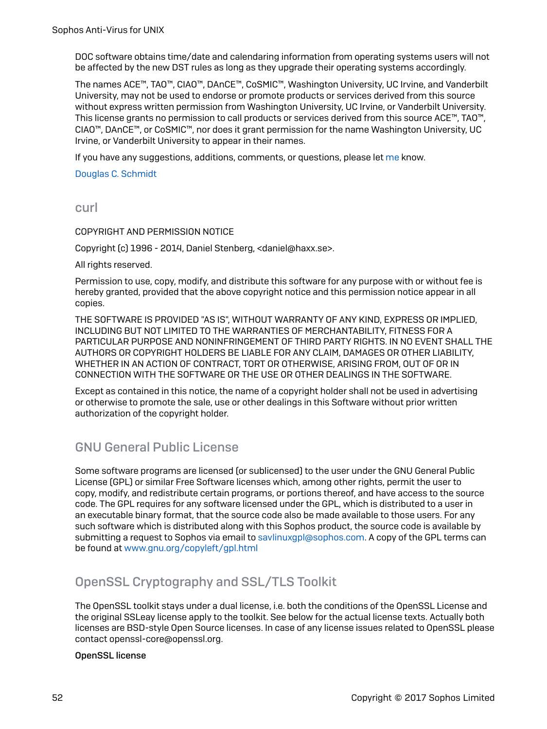DOC software obtains time/date and calendaring information from operating systems users will not be affected by the new DST rules as long as they upgrade their operating systems accordingly.

The names ACE™, TAO™, CIAO™, DAnCE™, CoSMIC™, Washington University, UC Irvine, and Vanderbilt University, may not be used to endorse or promote products or services derived from this source without express written permission from Washington University, UC Irvine, or Vanderbilt University. This license grants no permission to call products or services derived from this source ACE™, TAO™, CIAO™, DAnCE™, or CoSMIC™, nor does it grant permission for the name Washington University, UC Irvine, or Vanderbilt University to appear in their names.

If you have any suggestions, additions, comments, or questions, please let me know.

Douglas C. Schmidt

## curl

COPYRIGHT AND PERMISSION NOTICE

Copyright (c) 1996 - 2014, Daniel Stenberg, <daniel@haxx.se>.

All rights reserved.

Permission to use, copy, modify, and distribute this software for any purpose with or without fee is hereby granted, provided that the above copyright notice and this permission notice appear in all copies.

THE SOFTWARE IS PROVIDED "AS IS", WITHOUT WARRANTY OF ANY KIND, EXPRESS OR IMPLIED, INCLUDING BUT NOT LIMITED TO THE WARRANTIES OF MERCHANTABILITY, FITNESS FOR A PARTICULAR PURPOSE AND NONINFRINGEMENT OF THIRD PARTY RIGHTS. IN NO EVENT SHALL THE AUTHORS OR COPYRIGHT HOLDERS BE LIABLE FOR ANY CLAIM, DAMAGES OR OTHER LIABILITY, WHETHER IN AN ACTION OF CONTRACT, TORT OR OTHERWISE, ARISING FROM, OUT OF OR IN CONNECTION WITH THE SOFTWARE OR THE USE OR OTHER DEALINGS IN THE SOFTWARE.

Except as contained in this notice, the name of a copyright holder shall not be used in advertising or otherwise to promote the sale, use or other dealings in this Software without prior written authorization of the copyright holder.

## GNU General Public License

Some software programs are licensed (or sublicensed) to the user under the GNU General Public License (GPL) or similar Free Software licenses which, among other rights, permit the user to copy, modify, and redistribute certain programs, or portions thereof, and have access to the source code. The GPL requires for any software licensed under the GPL, which is distributed to a user in an executable binary format, that the source code also be made available to those users. For any such software which is distributed along with this Sophos product, the source code is available by submitting a request to Sophos via email to savlinuxgpl@sophos.com. A copy of the GPL terms can be found at www.gnu.org/copyleft/gpl.html

## OpenSSL Cryptography and SSL/TLS Toolkit

The OpenSSL toolkit stays under a dual license, i.e. both the conditions of the OpenSSL License and the original SSLeay license apply to the toolkit. See below for the actual license texts. Actually both licenses are BSD-style Open Source licenses. In case of any license issues related to OpenSSL please contact openssl-core@openssl.org.

**OpenSSL license**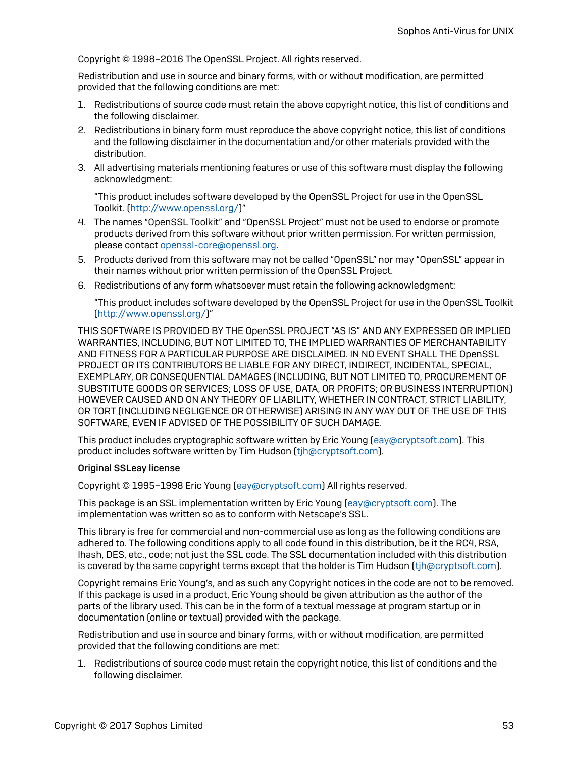Copyright © 1998–2016 The OpenSSL Project. All rights reserved.

Redistribution and use in source and binary forms, with or without modification, are permitted provided that the following conditions are met:

1. Redistributions of source code must retain the above copyright notice, this list of conditions and the following disclaimer.
2. Redistributions in binary form must reproduce the above copyright notice, this list of conditions and the following disclaimer in the documentation and/or other materials provided with the distribution.
3. All advertising materials mentioning features or use of this software must display the following acknowledgment:

   "This product includes software developed by the OpenSSL Project for use in the OpenSSL Toolkit. (http://www.openssl.org/)"
4. The names "OpenSSL Toolkit" and "OpenSSL Project" must not be used to endorse or promote products derived from this software without prior written permission. For written permission, please contact openssl-core@openssl.org.
5. Products derived from this software may not be called "OpenSSL" nor may "OpenSSL" appear in their names without prior written permission of the OpenSSL Project.
6. Redistributions of any form whatsoever must retain the following acknowledgment:

   "This product includes software developed by the OpenSSL Project for use in the OpenSSL Toolkit (http://www.openssl.org/)"

THIS SOFTWARE IS PROVIDED BY THE OpenSSL PROJECT "AS IS" AND ANY EXPRESSED OR IMPLIED WARRANTIES, INCLUDING, BUT NOT LIMITED TO, THE IMPLIED WARRANTIES OF MERCHANTABILITY AND FITNESS FOR A PARTICULAR PURPOSE ARE DISCLAIMED. IN NO EVENT SHALL THE OpenSSL PROJECT OR ITS CONTRIBUTORS BE LIABLE FOR ANY DIRECT, INDIRECT, INCIDENTAL, SPECIAL, EXEMPLARY, OR CONSEQUENTIAL DAMAGES (INCLUDING, BUT NOT LIMITED TO, PROCUREMENT OF SUBSTITUTE GOODS OR SERVICES; LOSS OF USE, DATA, OR PROFITS; OR BUSINESS INTERRUPTION) HOWEVER CAUSED AND ON ANY THEORY OF LIABILITY, WHETHER IN CONTRACT, STRICT LIABILITY, OR TORT (INCLUDING NEGLIGENCE OR OTHERWISE) ARISING IN ANY WAY OUT OF THE USE OF THIS SOFTWARE, EVEN IF ADVISED OF THE POSSIBILITY OF SUCH DAMAGE.

This product includes cryptographic software written by Eric Young (eay@cryptsoft.com). This product includes software written by Tim Hudson (tjh@cryptsoft.com).

**Original SSLeay license**

Copyright © 1995–1998 Eric Young (eay@cryptsoft.com) All rights reserved.

This package is an SSL implementation written by Eric Young (eay@cryptsoft.com). The implementation was written so as to conform with Netscape's SSL.

This library is free for commercial and non-commercial use as long as the following conditions are adhered to. The following conditions apply to all code found in this distribution, be it the RC4, RSA, lhash, DES, etc., code; not just the SSL code. The SSL documentation included with this distribution is covered by the same copyright terms except that the holder is Tim Hudson (tjh@cryptsoft.com).

Copyright remains Eric Young's, and as such any Copyright notices in the code are not to be removed. If this package is used in a product, Eric Young should be given attribution as the author of the parts of the library used. This can be in the form of a textual message at program startup or in documentation (online or textual) provided with the package.

Redistribution and use in source and binary forms, with or without modification, are permitted provided that the following conditions are met:

1. Redistributions of source code must retain the copyright notice, this list of conditions and the following disclaimer.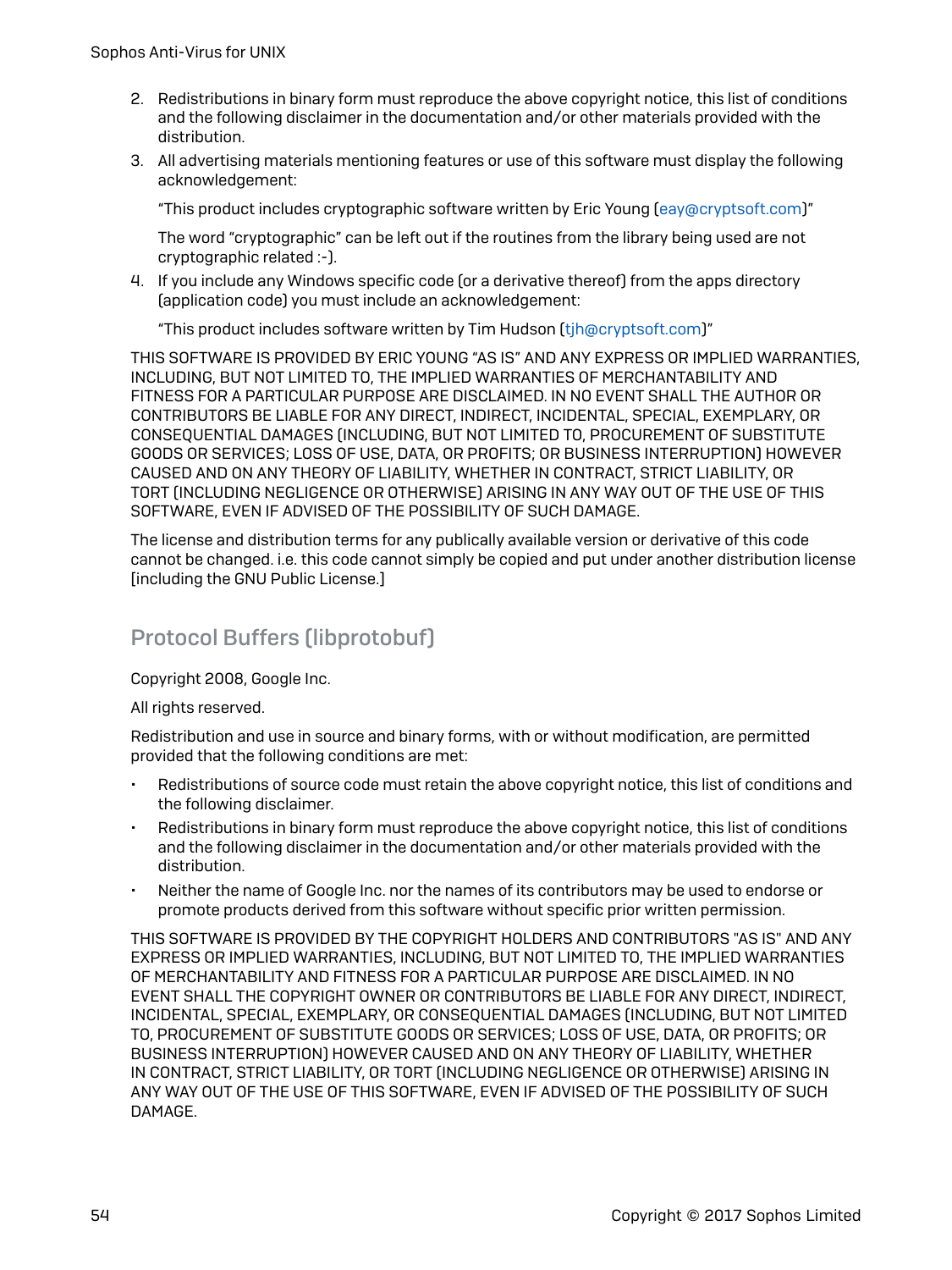2. Redistributions in binary form must reproduce the above copyright notice, this list of conditions and the following disclaimer in the documentation and/or other materials provided with the distribution.
3. All advertising materials mentioning features or use of this software must display the following acknowledgement:

   "This product includes cryptographic software written by Eric Young (eay@cryptsoft.com)"

   The word "cryptographic" can be left out if the routines from the library being used are not cryptographic related :-).
4. If you include any Windows specific code (or a derivative thereof) from the apps directory (application code) you must include an acknowledgement:

   "This product includes software written by Tim Hudson (tjh@cryptsoft.com)"

THIS SOFTWARE IS PROVIDED BY ERIC YOUNG "AS IS" AND ANY EXPRESS OR IMPLIED WARRANTIES, INCLUDING, BUT NOT LIMITED TO, THE IMPLIED WARRANTIES OF MERCHANTABILITY AND FITNESS FOR A PARTICULAR PURPOSE ARE DISCLAIMED. IN NO EVENT SHALL THE AUTHOR OR CONTRIBUTORS BE LIABLE FOR ANY DIRECT, INDIRECT, INCIDENTAL, SPECIAL, EXEMPLARY, OR CONSEQUENTIAL DAMAGES (INCLUDING, BUT NOT LIMITED TO, PROCUREMENT OF SUBSTITUTE GOODS OR SERVICES; LOSS OF USE, DATA, OR PROFITS; OR BUSINESS INTERRUPTION) HOWEVER CAUSED AND ON ANY THEORY OF LIABILITY, WHETHER IN CONTRACT, STRICT LIABILITY, OR TORT (INCLUDING NEGLIGENCE OR OTHERWISE) ARISING IN ANY WAY OUT OF THE USE OF THIS SOFTWARE, EVEN IF ADVISED OF THE POSSIBILITY OF SUCH DAMAGE.

The license and distribution terms for any publically available version or derivative of this code cannot be changed. i.e. this code cannot simply be copied and put under another distribution license [including the GNU Public License.]

## Protocol Buffers (libprotobuf)

Copyright 2008, Google Inc.

All rights reserved.

Redistribution and use in source and binary forms, with or without modification, are permitted provided that the following conditions are met:

- Redistributions of source code must retain the above copyright notice, this list of conditions and the following disclaimer.
- Redistributions in binary form must reproduce the above copyright notice, this list of conditions and the following disclaimer in the documentation and/or other materials provided with the distribution.
- Neither the name of Google Inc. nor the names of its contributors may be used to endorse or promote products derived from this software without specific prior written permission.

THIS SOFTWARE IS PROVIDED BY THE COPYRIGHT HOLDERS AND CONTRIBUTORS "AS IS" AND ANY EXPRESS OR IMPLIED WARRANTIES, INCLUDING, BUT NOT LIMITED TO, THE IMPLIED WARRANTIES OF MERCHANTABILITY AND FITNESS FOR A PARTICULAR PURPOSE ARE DISCLAIMED. IN NO EVENT SHALL THE COPYRIGHT OWNER OR CONTRIBUTORS BE LIABLE FOR ANY DIRECT, INDIRECT, INCIDENTAL, SPECIAL, EXEMPLARY, OR CONSEQUENTIAL DAMAGES (INCLUDING, BUT NOT LIMITED TO, PROCUREMENT OF SUBSTITUTE GOODS OR SERVICES; LOSS OF USE, DATA, OR PROFITS; OR BUSINESS INTERRUPTION) HOWEVER CAUSED AND ON ANY THEORY OF LIABILITY, WHETHER IN CONTRACT, STRICT LIABILITY, OR TORT (INCLUDING NEGLIGENCE OR OTHERWISE) ARISING IN ANY WAY OUT OF THE USE OF THIS SOFTWARE, EVEN IF ADVISED OF THE POSSIBILITY OF SUCH DAMAGE.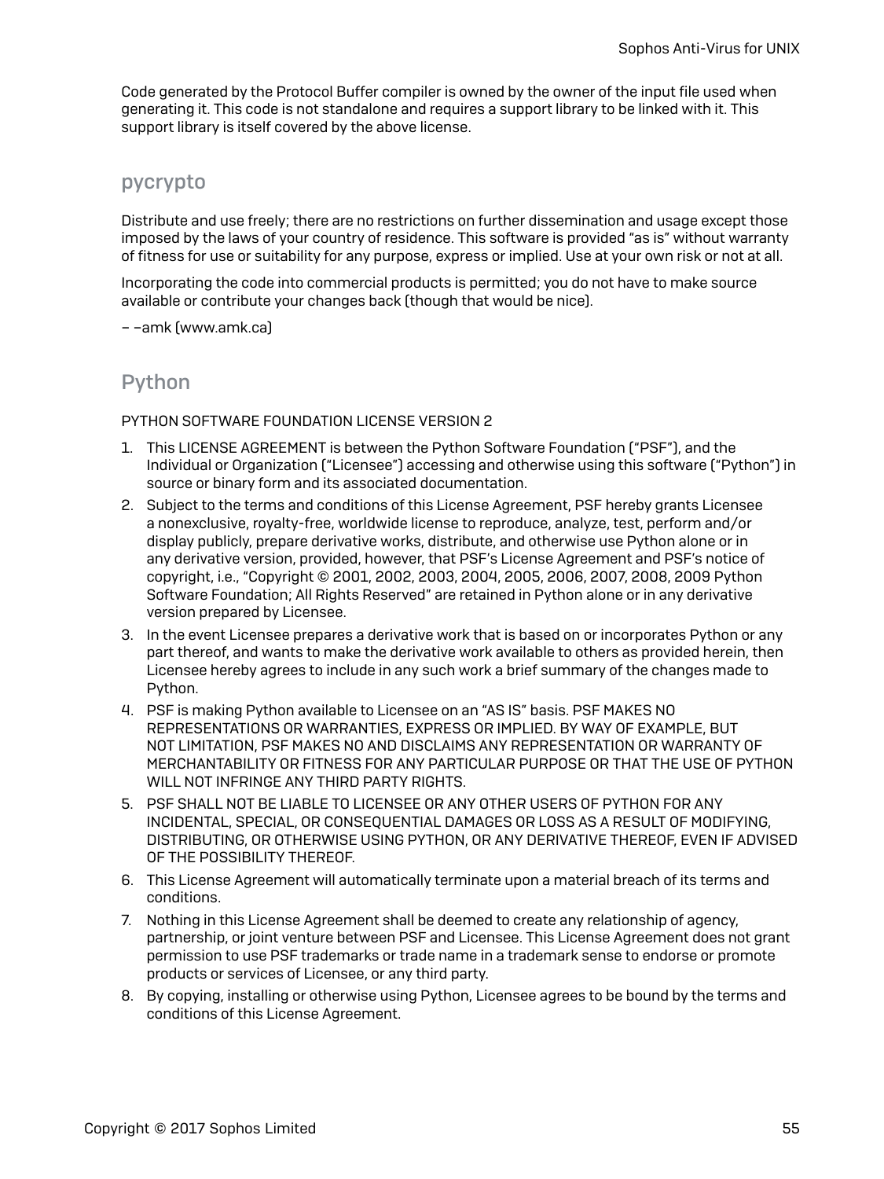Code generated by the Protocol Buffer compiler is owned by the owner of the input file used when generating it. This code is not standalone and requires a support library to be linked with it. This support library is itself covered by the above license.

## pycrypto

Distribute and use freely; there are no restrictions on further dissemination and usage except those imposed by the laws of your country of residence. This software is provided "as is" without warranty of fitness for use or suitability for any purpose, express or implied. Use at your own risk or not at all.

Incorporating the code into commercial products is permitted; you do not have to make source available or contribute your changes back (though that would be nice).

– –amk (www.amk.ca)

## Python

PYTHON SOFTWARE FOUNDATION LICENSE VERSION 2

1. This LICENSE AGREEMENT is between the Python Software Foundation ("PSF"), and the Individual or Organization ("Licensee") accessing and otherwise using this software ("Python") in source or binary form and its associated documentation.
2. Subject to the terms and conditions of this License Agreement, PSF hereby grants Licensee a nonexclusive, royalty-free, worldwide license to reproduce, analyze, test, perform and/or display publicly, prepare derivative works, distribute, and otherwise use Python alone or in any derivative version, provided, however, that PSF's License Agreement and PSF's notice of copyright, i.e., "Copyright © 2001, 2002, 2003, 2004, 2005, 2006, 2007, 2008, 2009 Python Software Foundation; All Rights Reserved" are retained in Python alone or in any derivative version prepared by Licensee.
3. In the event Licensee prepares a derivative work that is based on or incorporates Python or any part thereof, and wants to make the derivative work available to others as provided herein, then Licensee hereby agrees to include in any such work a brief summary of the changes made to Python.
4. PSF is making Python available to Licensee on an "AS IS" basis. PSF MAKES NO REPRESENTATIONS OR WARRANTIES, EXPRESS OR IMPLIED. BY WAY OF EXAMPLE, BUT NOT LIMITATION, PSF MAKES NO AND DISCLAIMS ANY REPRESENTATION OR WARRANTY OF MERCHANTABILITY OR FITNESS FOR ANY PARTICULAR PURPOSE OR THAT THE USE OF PYTHON WILL NOT INFRINGE ANY THIRD PARTY RIGHTS.
5. PSF SHALL NOT BE LIABLE TO LICENSEE OR ANY OTHER USERS OF PYTHON FOR ANY INCIDENTAL, SPECIAL, OR CONSEQUENTIAL DAMAGES OR LOSS AS A RESULT OF MODIFYING, DISTRIBUTING, OR OTHERWISE USING PYTHON, OR ANY DERIVATIVE THEREOF, EVEN IF ADVISED OF THE POSSIBILITY THEREOF.
6. This License Agreement will automatically terminate upon a material breach of its terms and conditions.
7. Nothing in this License Agreement shall be deemed to create any relationship of agency, partnership, or joint venture between PSF and Licensee. This License Agreement does not grant permission to use PSF trademarks or trade name in a trademark sense to endorse or promote products or services of Licensee, or any third party.
8. By copying, installing or otherwise using Python, Licensee agrees to be bound by the terms and conditions of this License Agreement.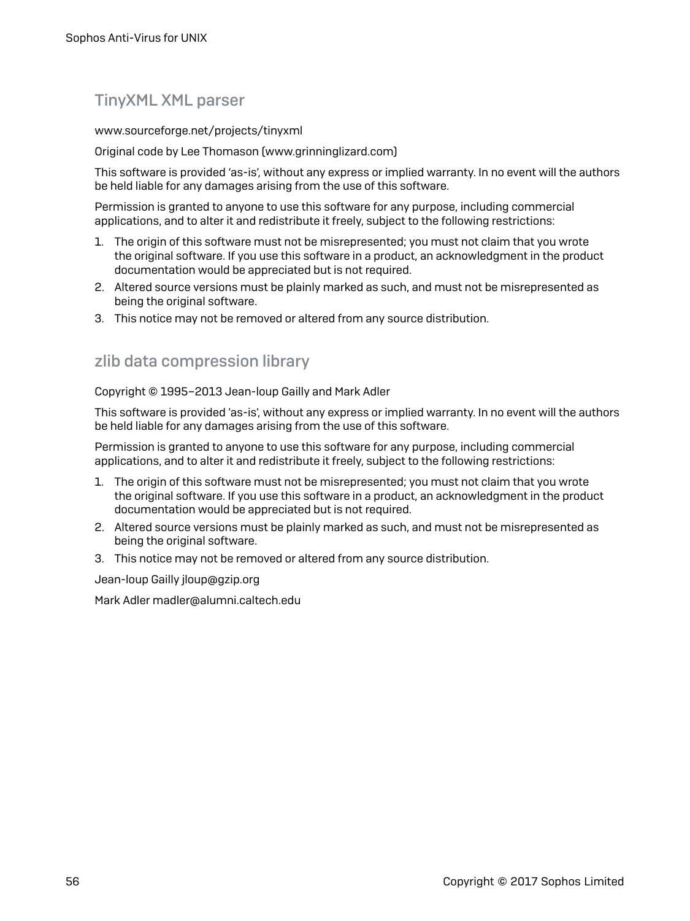## TinyXML XML parser

www.sourceforge.net/projects/tinyxml

Original code by Lee Thomason (www.grinninglizard.com)

This software is provided 'as-is', without any express or implied warranty. In no event will the authors be held liable for any damages arising from the use of this software.

Permission is granted to anyone to use this software for any purpose, including commercial applications, and to alter it and redistribute it freely, subject to the following restrictions:

1. The origin of this software must not be misrepresented; you must not claim that you wrote the original software. If you use this software in a product, an acknowledgment in the product documentation would be appreciated but is not required.
2. Altered source versions must be plainly marked as such, and must not be misrepresented as being the original software.
3. This notice may not be removed or altered from any source distribution.

## zlib data compression library

Copyright © 1995–2013 Jean-loup Gailly and Mark Adler

This software is provided 'as-is', without any express or implied warranty. In no event will the authors be held liable for any damages arising from the use of this software.

Permission is granted to anyone to use this software for any purpose, including commercial applications, and to alter it and redistribute it freely, subject to the following restrictions:

1. The origin of this software must not be misrepresented; you must not claim that you wrote the original software. If you use this software in a product, an acknowledgment in the product documentation would be appreciated but is not required.
2. Altered source versions must be plainly marked as such, and must not be misrepresented as being the original software.
3. This notice may not be removed or altered from any source distribution.

Jean-loup Gailly jloup@gzip.org

Mark Adler madler@alumni.caltech.edu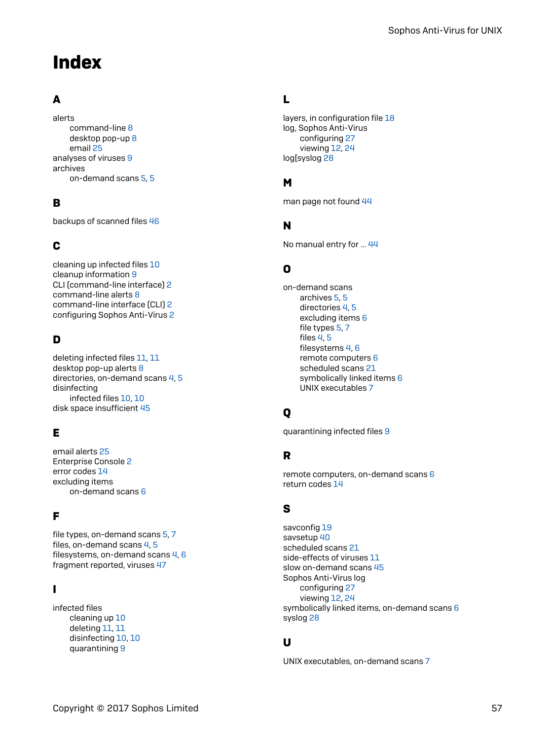# Index

## A

alerts
- command-line 8
- desktop pop-up 8
- email 25

analyses of viruses 9

archives
- on-demand scans 5, 5

## B

backups of scanned files 46

## C

cleaning up infected files 10

cleanup information 9

CLI (command-line interface) 2

command-line alerts 8

command-line interface (CLI) 2

configuring Sophos Anti-Virus 2

## D

deleting infected files 11, 11

desktop pop-up alerts 8

directories, on-demand scans 4, 5

disinfecting
- infected files 10, 10

disk space insufficient 45

## E

email alerts 25

Enterprise Console 2

error codes 14

excluding items
- on-demand scans 6

## F

file types, on-demand scans 5, 7

files, on-demand scans 4, 5

filesystems, on-demand scans 4, 6

fragment reported, viruses 47

## I

infected files
- cleaning up 10
- deleting 11, 11
- disinfecting 10, 10
- quarantining 9

## L

layers, in configuration file 18

log, Sophos Anti-Virus
- configuring 27
- viewing 12, 24

log[syslog 28

## M

man page not found 44

## N

No manual entry for ... 44

## O

on-demand scans
- archives 5, 5
- directories 4, 5
- excluding items 6
- file types 5, 7
- files 4, 5
- filesystems 4, 6
- remote computers 6
- scheduled scans 21
- symbolically linked items 6
- UNIX executables 7

## Q

quarantining infected files 9

## R

remote computers, on-demand scans 6

return codes 14

## S

savconfig 19

savsetup 40

scheduled scans 21

side-effects of viruses 11

slow on-demand scans 45

Sophos Anti-Virus log
- configuring 27
- viewing 12, 24

symbolically linked items, on-demand scans 6

syslog 28

## U

UNIX executables, on-demand scans 7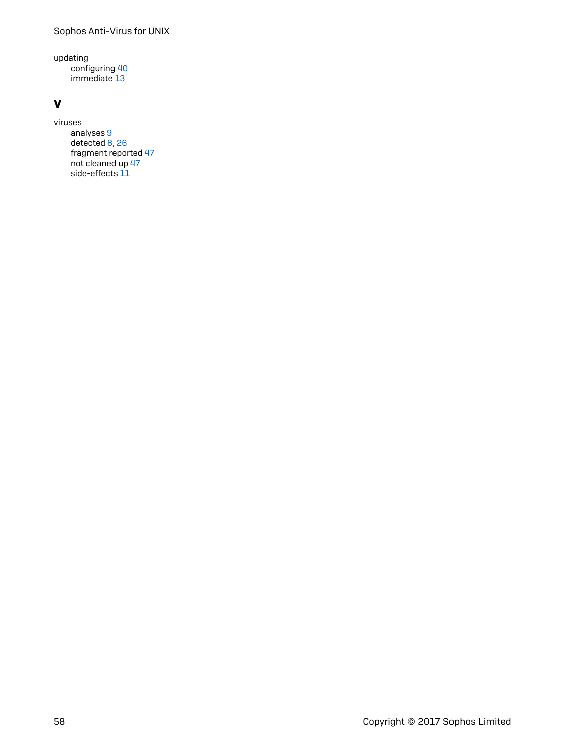updating
- configuring 40
- immediate 13

## V

viruses
- analyses 9
- detected 8, 26
- fragment reported 47
- not cleaned up 47
- side-effects 11